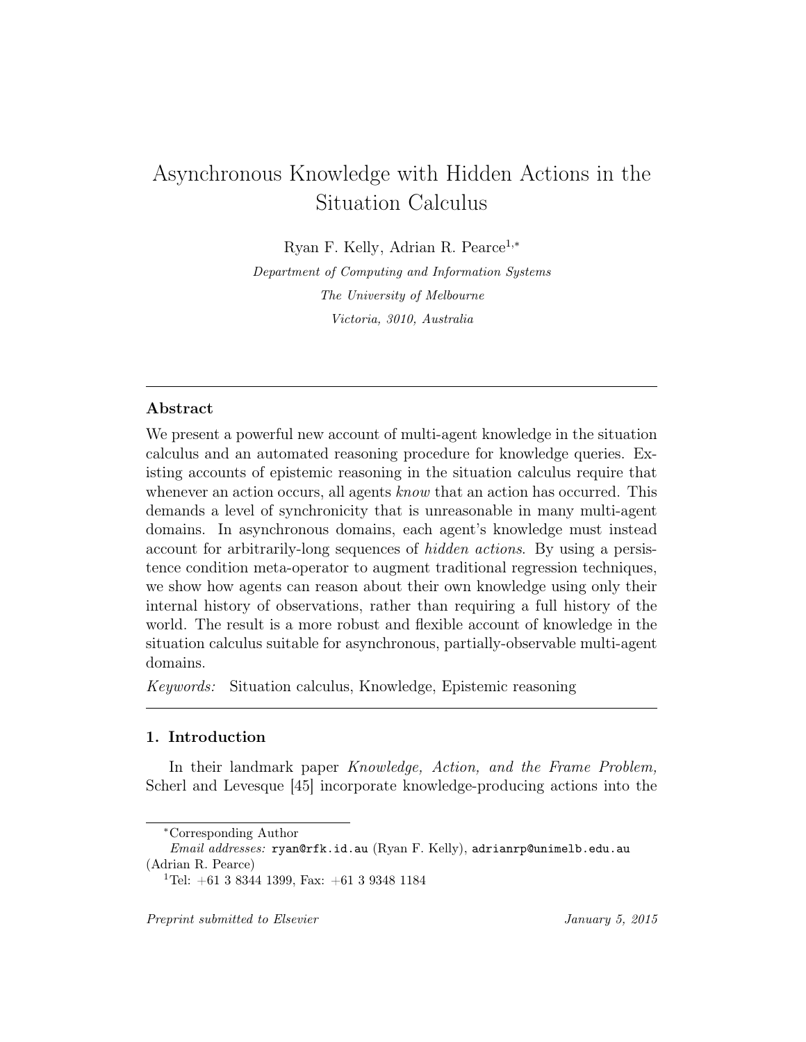# Asynchronous Knowledge with Hidden Actions in the Situation Calculus

Ryan F. Kelly, Adrian R. Pearce[1,*]

*Department of Computing and Information Systems*
*The University of Melbourne*
*Victoria, 3010, Australia*

---

## Abstract

We present a powerful new account of multi-agent knowledge in the situation calculus and an automated reasoning procedure for knowledge queries. Existing accounts of epistemic reasoning in the situation calculus require that whenever an action occurs, all agents *know* that an action has occurred. This demands a level of synchronicity that is unreasonable in many multi-agent domains. In asynchronous domains, each agent's knowledge must instead account for arbitrarily-long sequences of *hidden actions*. By using a persistence condition meta-operator to augment traditional regression techniques, we show how agents can reason about their own knowledge using only their internal history of observations, rather than requiring a full history of the world. The result is a more robust and flexible account of knowledge in the situation calculus suitable for asynchronous, partially-observable multi-agent domains.

*Keywords:* Situation calculus, Knowledge, Epistemic reasoning

---

## 1. Introduction

In their landmark paper *Knowledge, Action, and the Frame Problem,* Scherl and Levesque [45] incorporate knowledge-producing actions into the

---

[*] Corresponding Author
*Email addresses:* `ryan@rfk.id.au` (Ryan F. Kelly), `adrianrp@unimelb.edu.au` (Adrian R. Pearce)
[1] Tel: +61 3 8344 1399, Fax: +61 3 9348 1184

*Preprint submitted to Elsevier* *January 5, 2015*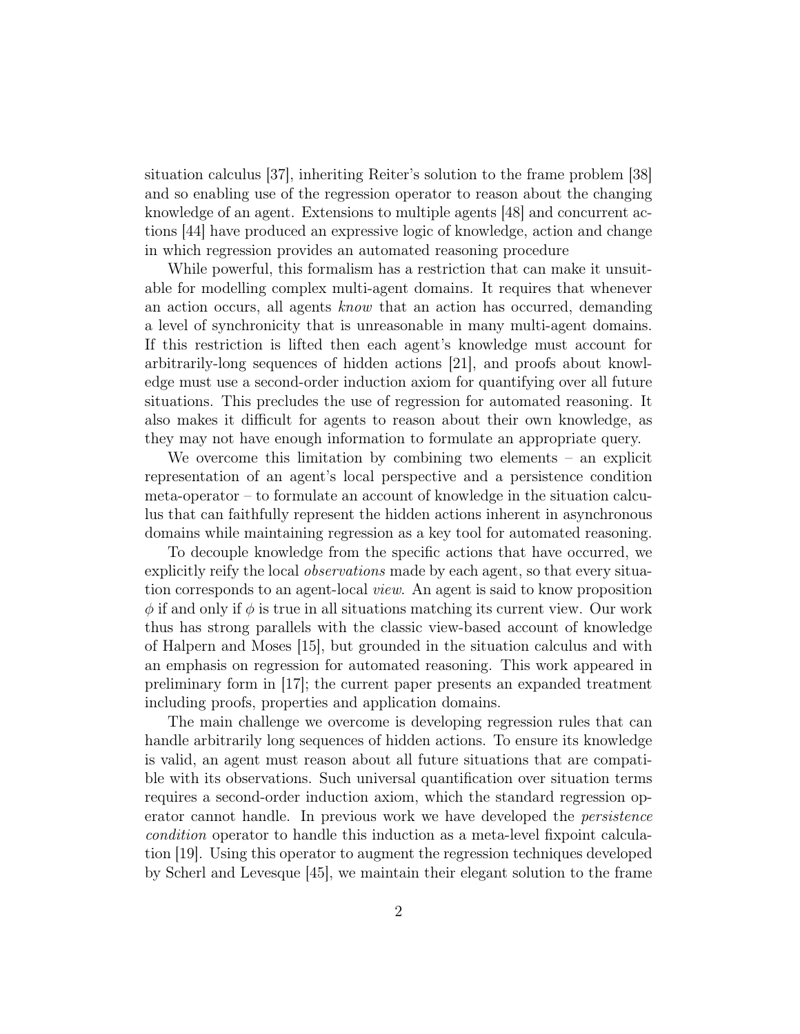situation calculus [37], inheriting Reiter's solution to the frame problem [38] and so enabling use of the regression operator to reason about the changing knowledge of an agent. Extensions to multiple agents [48] and concurrent actions [44] have produced an expressive logic of knowledge, action and change in which regression provides an automated reasoning procedure

While powerful, this formalism has a restriction that can make it unsuitable for modelling complex multi-agent domains. It requires that whenever an action occurs, all agents *know* that an action has occurred, demanding a level of synchronicity that is unreasonable in many multi-agent domains. If this restriction is lifted then each agent's knowledge must account for arbitrarily-long sequences of hidden actions [21], and proofs about knowledge must use a second-order induction axiom for quantifying over all future situations. This precludes the use of regression for automated reasoning. It also makes it difficult for agents to reason about their own knowledge, as they may not have enough information to formulate an appropriate query.

We overcome this limitation by combining two elements – an explicit representation of an agent's local perspective and a persistence condition meta-operator – to formulate an account of knowledge in the situation calculus that can faithfully represent the hidden actions inherent in asynchronous domains while maintaining regression as a key tool for automated reasoning.

To decouple knowledge from the specific actions that have occurred, we explicitly reify the local *observations* made by each agent, so that every situation corresponds to an agent-local *view*. An agent is said to know proposition $\phi$ if and only if $\phi$ is true in all situations matching its current view. Our work thus has strong parallels with the classic view-based account of knowledge of Halpern and Moses [15], but grounded in the situation calculus and with an emphasis on regression for automated reasoning. This work appeared in preliminary form in [17]; the current paper presents an expanded treatment including proofs, properties and application domains.

The main challenge we overcome is developing regression rules that can handle arbitrarily long sequences of hidden actions. To ensure its knowledge is valid, an agent must reason about all future situations that are compatible with its observations. Such universal quantification over situation terms requires a second-order induction axiom, which the standard regression operator cannot handle. In previous work we have developed the *persistence condition* operator to handle this induction as a meta-level fixpoint calculation [19]. Using this operator to augment the regression techniques developed by Scherl and Levesque [45], we maintain their elegant solution to the frame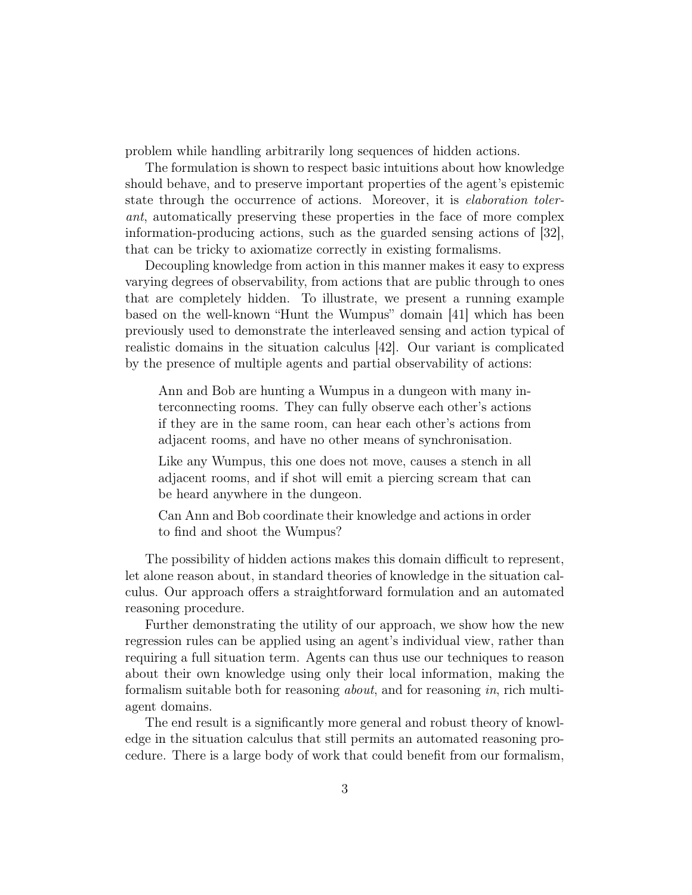problem while handling arbitrarily long sequences of hidden actions.

The formulation is shown to respect basic intuitions about how knowledge should behave, and to preserve important properties of the agent's epistemic state through the occurrence of actions. Moreover, it is *elaboration tolerant*, automatically preserving these properties in the face of more complex information-producing actions, such as the guarded sensing actions of [32], that can be tricky to axiomatize correctly in existing formalisms.

Decoupling knowledge from action in this manner makes it easy to express varying degrees of observability, from actions that are public through to ones that are completely hidden. To illustrate, we present a running example based on the well-known "Hunt the Wumpus" domain [41] which has been previously used to demonstrate the interleaved sensing and action typical of realistic domains in the situation calculus [42]. Our variant is complicated by the presence of multiple agents and partial observability of actions:

> Ann and Bob are hunting a Wumpus in a dungeon with many interconnecting rooms. They can fully observe each other's actions if they are in the same room, can hear each other's actions from adjacent rooms, and have no other means of synchronisation.
>
> Like any Wumpus, this one does not move, causes a stench in all adjacent rooms, and if shot will emit a piercing scream that can be heard anywhere in the dungeon.
>
> Can Ann and Bob coordinate their knowledge and actions in order to find and shoot the Wumpus?

The possibility of hidden actions makes this domain difficult to represent, let alone reason about, in standard theories of knowledge in the situation calculus. Our approach offers a straightforward formulation and an automated reasoning procedure.

Further demonstrating the utility of our approach, we show how the new regression rules can be applied using an agent's individual view, rather than requiring a full situation term. Agents can thus use our techniques to reason about their own knowledge using only their local information, making the formalism suitable both for reasoning *about*, and for reasoning *in*, rich multi-agent domains.

The end result is a significantly more general and robust theory of knowledge in the situation calculus that still permits an automated reasoning procedure. There is a large body of work that could benefit from our formalism,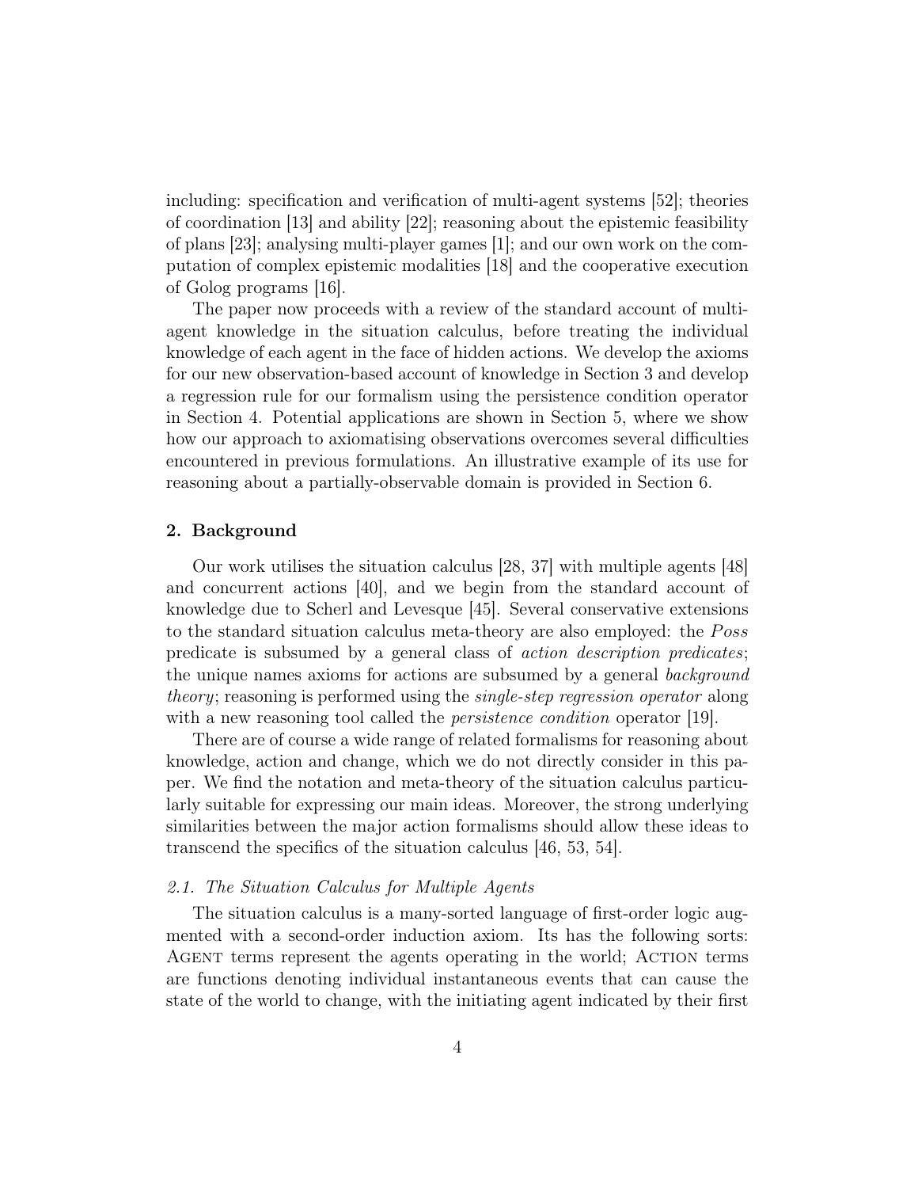including: specification and verification of multi-agent systems [52]; theories of coordination [13] and ability [22]; reasoning about the epistemic feasibility of plans [23]; analysing multi-player games [1]; and our own work on the computation of complex epistemic modalities [18] and the cooperative execution of Golog programs [16].

The paper now proceeds with a review of the standard account of multi-agent knowledge in the situation calculus, before treating the individual knowledge of each agent in the face of hidden actions. We develop the axioms for our new observation-based account of knowledge in Section 3 and develop a regression rule for our formalism using the persistence condition operator in Section 4. Potential applications are shown in Section 5, where we show how our approach to axiomatising observations overcomes several difficulties encountered in previous formulations. An illustrative example of its use for reasoning about a partially-observable domain is provided in Section 6.

## 2. Background

Our work utilises the situation calculus [28, 37] with multiple agents [48] and concurrent actions [40], and we begin from the standard account of knowledge due to Scherl and Levesque [45]. Several conservative extensions to the standard situation calculus meta-theory are also employed: the *Poss* predicate is subsumed by a general class of *action description predicates*; the unique names axioms for actions are subsumed by a general *background theory*; reasoning is performed using the *single-step regression operator* along with a new reasoning tool called the *persistence condition* operator [19].

There are of course a wide range of related formalisms for reasoning about knowledge, action and change, which we do not directly consider in this paper. We find the notation and meta-theory of the situation calculus particularly suitable for expressing our main ideas. Moreover, the strong underlying similarities between the major action formalisms should allow these ideas to transcend the specifics of the situation calculus [46, 53, 54].

### *2.1. The Situation Calculus for Multiple Agents*

The situation calculus is a many-sorted language of first-order logic augmented with a second-order induction axiom. Its has the following sorts: Agent terms represent the agents operating in the world; Action terms are functions denoting individual instantaneous events that can cause the state of the world to change, with the initiating agent indicated by their first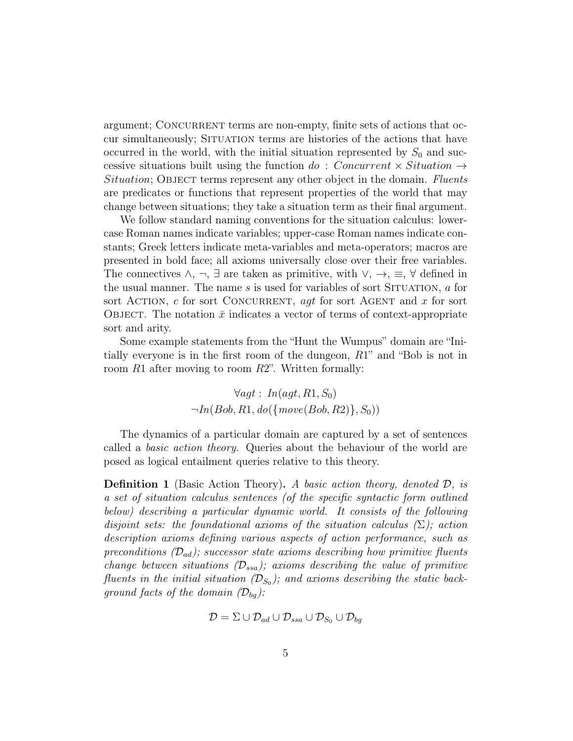argument; CONCURRENT terms are non-empty, finite sets of actions that occur simultaneously; SITUATION terms are histories of the actions that have occurred in the world, with the initial situation represented by $S_0$ and successive situations built using the function $do : Concurrent \times Situation \rightarrow Situation$; OBJECT terms represent any other object in the domain. *Fluents* are predicates or functions that represent properties of the world that may change between situations; they take a situation term as their final argument.

We follow standard naming conventions for the situation calculus: lower-case Roman names indicate variables; upper-case Roman names indicate constants; Greek letters indicate meta-variables and meta-operators; macros are presented in bold face; all axioms universally close over their free variables. The connectives $\wedge$, $\neg$, $\exists$ are taken as primitive, with $\vee$, $\rightarrow$, $\equiv$, $\forall$ defined in the usual manner. The name $s$ is used for variables of sort SITUATION, $a$ for sort ACTION, $c$ for sort CONCURRENT, $agt$ for sort AGENT and $x$ for sort OBJECT. The notation $\bar{x}$ indicates a vector of terms of context-appropriate sort and arity.

Some example statements from the "Hunt the Wumpus" domain are "Initially everyone is in the first room of the dungeon, $R1$" and "Bob is not in room $R1$ after moving to room $R2$". Written formally:

$$\forall agt : In(agt, R1, S_0)$$
$$\neg In(Bob, R1, do(\{move(Bob, R2)\}, S_0))$$

The dynamics of a particular domain are captured by a set of sentences called a *basic action theory*. Queries about the behaviour of the world are posed as logical entailment queries relative to this theory.

**Definition 1** (Basic Action Theory)**.** *A basic action theory, denoted $\mathcal{D}$, is a set of situation calculus sentences (of the specific syntactic form outlined below) describing a particular dynamic world. It consists of the following disjoint sets: the foundational axioms of the situation calculus ($\Sigma$); action description axioms defining various aspects of action performance, such as preconditions ($\mathcal{D}_{ad}$); successor state axioms describing how primitive fluents change between situations ($\mathcal{D}_{ssa}$); axioms describing the value of primitive fluents in the initial situation ($\mathcal{D}_{S_0}$); and axioms describing the static background facts of the domain ($\mathcal{D}_{bg}$):*

$$\mathcal{D} = \Sigma \cup \mathcal{D}_{ad} \cup \mathcal{D}_{ssa} \cup \mathcal{D}_{S_0} \cup \mathcal{D}_{bg}$$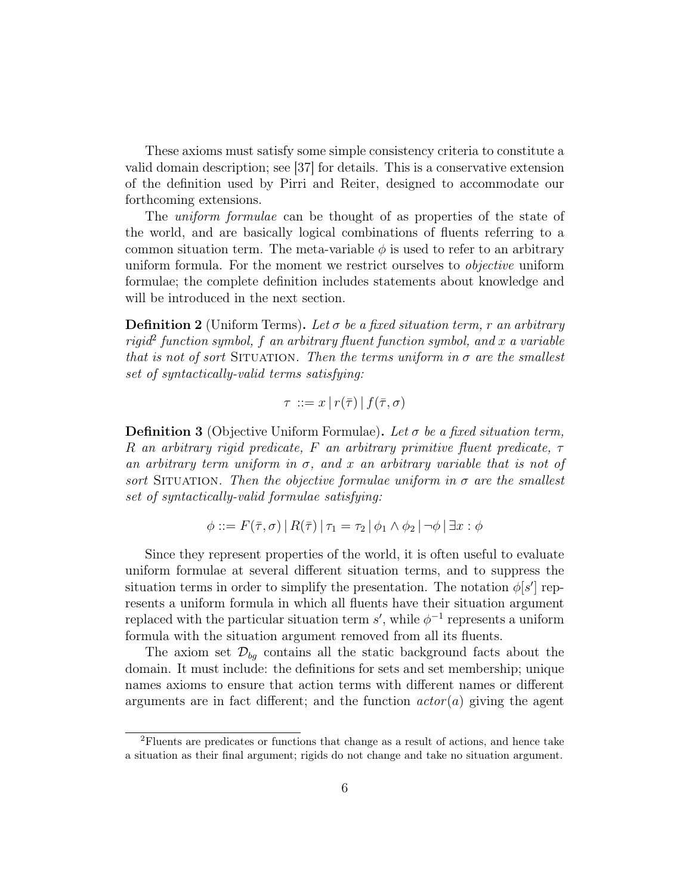These axioms must satisfy some simple consistency criteria to constitute a valid domain description; see [37] for details. This is a conservative extension of the definition used by Pirri and Reiter, designed to accommodate our forthcoming extensions.

The *uniform formulae* can be thought of as properties of the state of the world, and are basically logical combinations of fluents referring to a common situation term. The meta-variable $\phi$ is used to refer to an arbitrary uniform formula. For the moment we restrict ourselves to *objective* uniform formulae; the complete definition includes statements about knowledge and will be introduced in the next section.

**Definition 2** (Uniform Terms)**.** *Let $\sigma$ be a fixed situation term, $r$ an arbitrary rigid[2] function symbol, $f$ an arbitrary fluent function symbol, and $x$ a variable that is not of sort* Situation*. Then the terms uniform in $\sigma$ are the smallest set of syntactically-valid terms satisfying:*

$$\tau ::= x \,|\, r(\bar{\tau}) \,|\, f(\bar{\tau}, \sigma)$$

**Definition 3** (Objective Uniform Formulae)**.** *Let $\sigma$ be a fixed situation term, $R$ an arbitrary rigid predicate, $F$ an arbitrary primitive fluent predicate, $\tau$ an arbitrary term uniform in $\sigma$, and $x$ an arbitrary variable that is not of sort* Situation*. Then the objective formulae uniform in $\sigma$ are the smallest set of syntactically-valid formulae satisfying:*

$$\phi ::= F(\bar{\tau}, \sigma) \,|\, R(\bar{\tau}) \,|\, \tau_1 = \tau_2 \,|\, \phi_1 \wedge \phi_2 \,|\, \neg\phi \,|\, \exists x : \phi$$

Since they represent properties of the world, it is often useful to evaluate uniform formulae at several different situation terms, and to suppress the situation terms in order to simplify the presentation. The notation $\phi[s']$ represents a uniform formula in which all fluents have their situation argument replaced with the particular situation term $s'$, while $\phi^{-1}$ represents a uniform formula with the situation argument removed from all its fluents.

The axiom set $\mathcal{D}_{bg}$ contains all the static background facts about the domain. It must include: the definitions for sets and set membership; unique names axioms to ensure that action terms with different names or different arguments are in fact different; and the function $actor(a)$ giving the agent

[2] Fluents are predicates or functions that change as a result of actions, and hence take a situation as their final argument; rigids do not change and take no situation argument.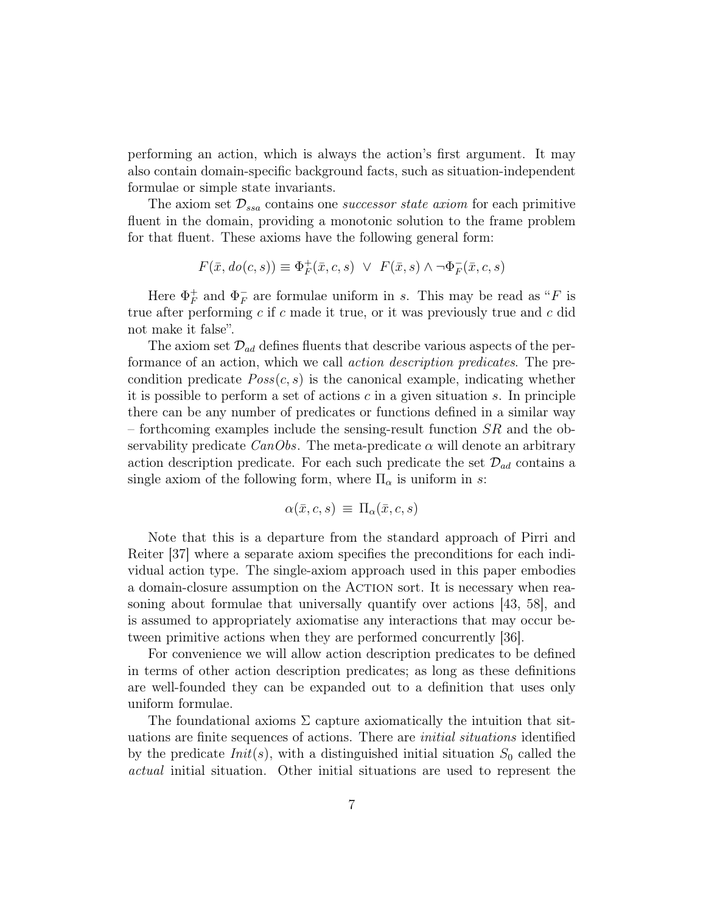performing an action, which is always the action's first argument. It may also contain domain-specific background facts, such as situation-independent formulae or simple state invariants.

The axiom set $\mathcal{D}_{ssa}$ contains one *successor state axiom* for each primitive fluent in the domain, providing a monotonic solution to the frame problem for that fluent. These axioms have the following general form:

$$F(\bar{x}, do(c, s)) \equiv \Phi_F^+(\bar{x}, c, s) \ \vee \ F(\bar{x}, s) \wedge \neg\Phi_F^-(\bar{x}, c, s)$$

Here $\Phi_F^+$ and $\Phi_F^-$ are formulae uniform in $s$. This may be read as "$F$ is true after performing $c$ if $c$ made it true, or it was previously true and $c$ did not make it false".

The axiom set $\mathcal{D}_{ad}$ defines fluents that describe various aspects of the performance of an action, which we call *action description predicates*. The precondition predicate $Poss(c, s)$ is the canonical example, indicating whether it is possible to perform a set of actions $c$ in a given situation $s$. In principle there can be any number of predicates or functions defined in a similar way – forthcoming examples include the sensing-result function $SR$ and the observability predicate $CanObs$. The meta-predicate $\alpha$ will denote an arbitrary action description predicate. For each such predicate the set $\mathcal{D}_{ad}$ contains a single axiom of the following form, where $\Pi_\alpha$ is uniform in $s$:

$$\alpha(\bar{x}, c, s) \ \equiv \ \Pi_\alpha(\bar{x}, c, s)$$

Note that this is a departure from the standard approach of Pirri and Reiter [37] where a separate axiom specifies the preconditions for each individual action type. The single-axiom approach used in this paper embodies a domain-closure assumption on the Action sort. It is necessary when reasoning about formulae that universally quantify over actions [43, 58], and is assumed to appropriately axiomatise any interactions that may occur between primitive actions when they are performed concurrently [36].

For convenience we will allow action description predicates to be defined in terms of other action description predicates; as long as these definitions are well-founded they can be expanded out to a definition that uses only uniform formulae.

The foundational axioms $\Sigma$ capture axiomatically the intuition that situations are finite sequences of actions. There are *initial situations* identified by the predicate $Init(s)$, with a distinguished initial situation $S_0$ called the *actual* initial situation. Other initial situations are used to represent the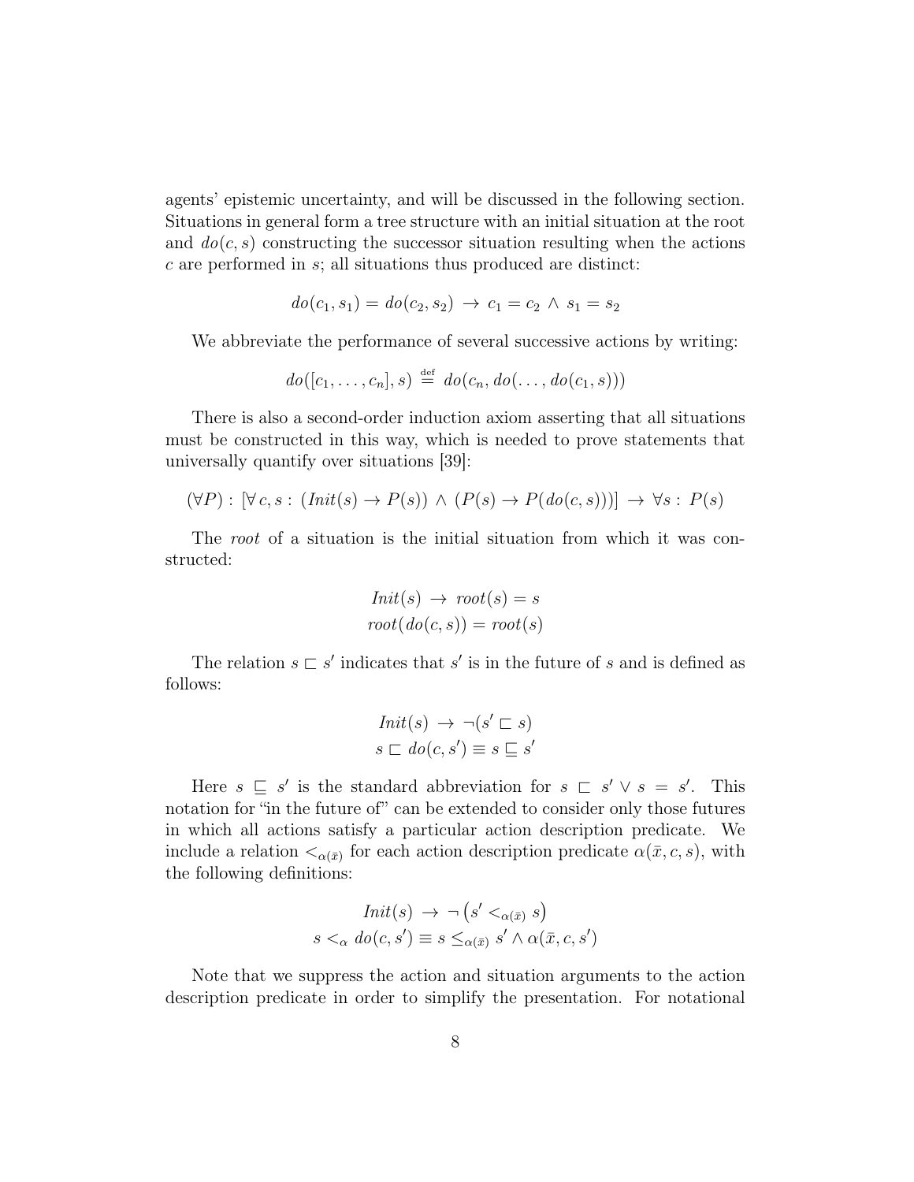agents' epistemic uncertainty, and will be discussed in the following section. Situations in general form a tree structure with an initial situation at the root and $do(c, s)$ constructing the successor situation resulting when the actions $c$ are performed in $s$; all situations thus produced are distinct:

$$do(c_1, s_1) = do(c_2, s_2) \rightarrow c_1 = c_2 \wedge s_1 = s_2$$

We abbreviate the performance of several successive actions by writing:

$$do([c_1, \ldots, c_n], s) \stackrel{\text{def}}{=} do(c_n, do(\ldots, do(c_1, s)))$$

There is also a second-order induction axiom asserting that all situations must be constructed in this way, which is needed to prove statements that universally quantify over situations [39]:

$$(\forall P) : [\forall\, c, s : (Init(s) \rightarrow P(s)) \wedge (P(s) \rightarrow P(do(c, s)))] \rightarrow \forall s : P(s)$$

The *root* of a situation is the initial situation from which it was constructed:

$$Init(s) \rightarrow root(s) = s$$
$$root(do(c, s)) = root(s)$$

The relation $s \sqsubset s'$ indicates that $s'$ is in the future of $s$ and is defined as follows:

$$Init(s) \rightarrow \neg(s' \sqsubset s)$$
$$s \sqsubset do(c, s') \equiv s \sqsubseteq s'$$

Here $s \sqsubseteq s'$ is the standard abbreviation for $s \sqsubset s' \vee s = s'$. This notation for "in the future of" can be extended to consider only those futures in which all actions satisfy a particular action description predicate. We include a relation $<_{\alpha(\bar{x})}$ for each action description predicate $\alpha(\bar{x}, c, s)$, with the following definitions:

$$Init(s) \rightarrow \neg\left(s' <_{\alpha(\bar{x})} s\right)$$
$$s <_{\alpha} do(c, s') \equiv s \leq_{\alpha(\bar{x})} s' \wedge \alpha(\bar{x}, c, s')$$

Note that we suppress the action and situation arguments to the action description predicate in order to simplify the presentation. For notational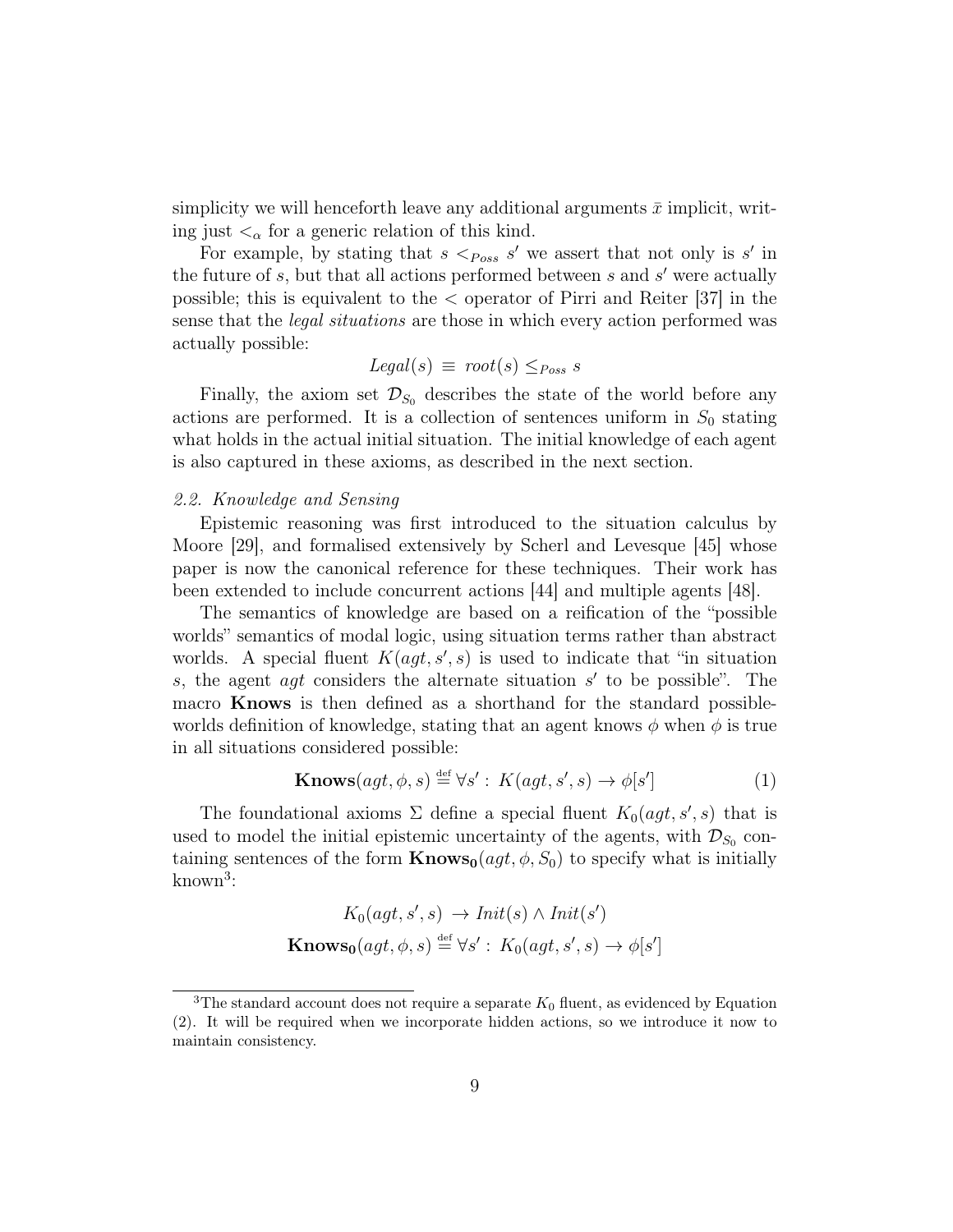simplicity we will henceforth leave any additional arguments $\bar{x}$ implicit, writing just $<_\alpha$ for a generic relation of this kind.

For example, by stating that $s <_{Poss} s'$ we assert that not only is $s'$ in the future of $s$, but that all actions performed between $s$ and $s'$ were actually possible; this is equivalent to the $<$ operator of Pirri and Reiter [37] in the sense that the *legal situations* are those in which every action performed was actually possible:

$$Legal(s) \equiv root(s) \leq_{Poss} s$$

Finally, the axiom set $\mathcal{D}_{S_0}$ describes the state of the world before any actions are performed. It is a collection of sentences uniform in $S_0$ stating what holds in the actual initial situation. The initial knowledge of each agent is also captured in these axioms, as described in the next section.

### *2.2. Knowledge and Sensing*

Epistemic reasoning was first introduced to the situation calculus by Moore [29], and formalised extensively by Scherl and Levesque [45] whose paper is now the canonical reference for these techniques. Their work has been extended to include concurrent actions [44] and multiple agents [48].

The semantics of knowledge are based on a reification of the "possible worlds" semantics of modal logic, using situation terms rather than abstract worlds. A special fluent $K(agt, s', s)$ is used to indicate that "in situation $s$, the agent $agt$ considers the alternate situation $s'$ to be possible". The macro **Knows** is then defined as a shorthand for the standard possible-worlds definition of knowledge, stating that an agent knows $\phi$ when $\phi$ is true in all situations considered possible:

$$\mathbf{Knows}(agt, \phi, s) \stackrel{\text{def}}{=} \forall s' : K(agt, s', s) \rightarrow \phi[s'] \tag{1}$$

The foundational axioms $\Sigma$ define a special fluent $K_0(agt, s', s)$ that is used to model the initial epistemic uncertainty of the agents, with $\mathcal{D}_{S_0}$ containing sentences of the form $\mathbf{Knows_0}(agt, \phi, S_0)$ to specify what is initially known[3]:

$$K_0(agt, s', s) \rightarrow Init(s) \wedge Init(s')$$

$$\mathbf{Knows_0}(agt, \phi, s) \stackrel{\text{def}}{=} \forall s' : K_0(agt, s', s) \rightarrow \phi[s']$$

---

[3]The standard account does not require a separate $K_0$ fluent, as evidenced by Equation (2). It will be required when we incorporate hidden actions, so we introduce it now to maintain consistency.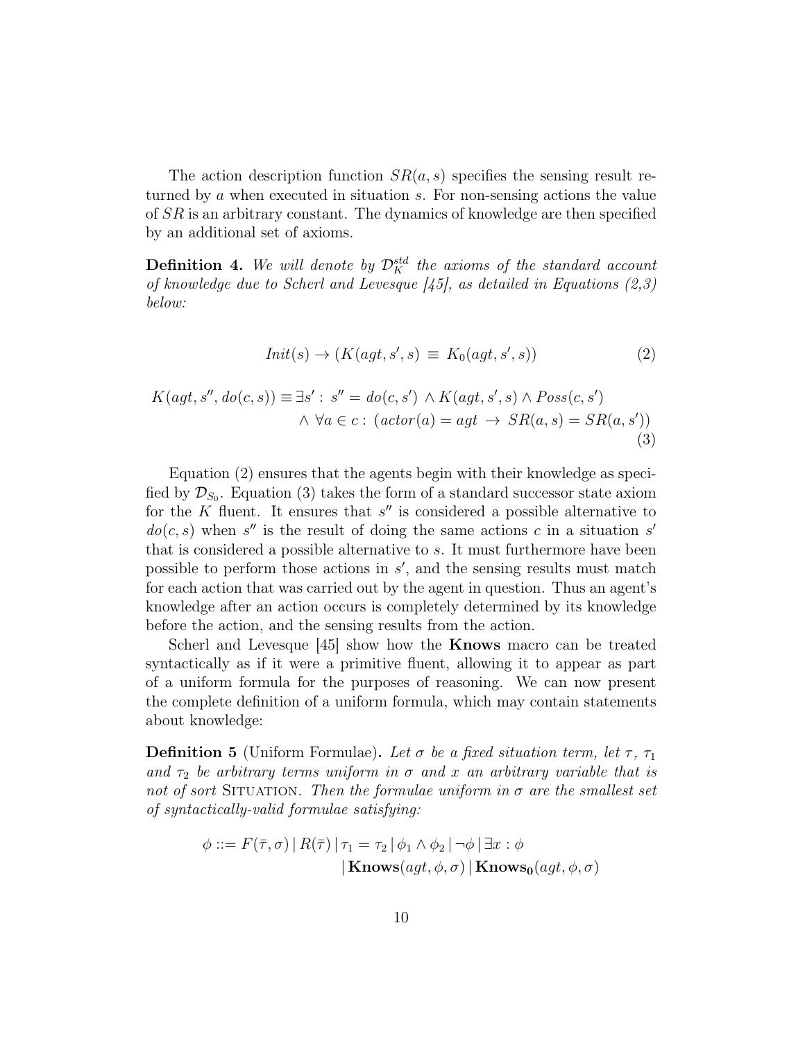The action description function $SR(a, s)$ specifies the sensing result returned by $a$ when executed in situation $s$. For non-sensing actions the value of $SR$ is an arbitrary constant. The dynamics of knowledge are then specified by an additional set of axioms.

**Definition 4.** *We will denote by $\mathcal{D}_K^{std}$ the axioms of the standard account of knowledge due to Scherl and Levesque [45], as detailed in Equations (2,3) below:*

$$Init(s) \rightarrow (K(agt, s', s) \equiv K_0(agt, s', s)) \tag{2}$$

$$\begin{aligned} K(agt, s'', do(c, s)) \equiv \exists s' : \; & s'' = do(c, s') \wedge K(agt, s', s) \wedge Poss(c, s') \\ & \wedge \forall a \in c : (actor(a) = agt \rightarrow SR(a, s) = SR(a, s')) \end{aligned} \tag{3}$$

Equation (2) ensures that the agents begin with their knowledge as specified by $\mathcal{D}_{S_0}$. Equation (3) takes the form of a standard successor state axiom for the $K$ fluent. It ensures that $s''$ is considered a possible alternative to $do(c, s)$ when $s''$ is the result of doing the same actions $c$ in a situation $s'$ that is considered a possible alternative to $s$. It must furthermore have been possible to perform those actions in $s'$, and the sensing results must match for each action that was carried out by the agent in question. Thus an agent's knowledge after an action occurs is completely determined by its knowledge before the action, and the sensing results from the action.

Scherl and Levesque [45] show how the **Knows** macro can be treated syntactically as if it were a primitive fluent, allowing it to appear as part of a uniform formula for the purposes of reasoning. We can now present the complete definition of a uniform formula, which may contain statements about knowledge:

**Definition 5** (Uniform Formulae)**.** *Let $\sigma$ be a fixed situation term, let $\tau$, $\tau_1$ and $\tau_2$ be arbitrary terms uniform in $\sigma$ and $x$ an arbitrary variable that is not of sort* Situation*. Then the formulae uniform in $\sigma$ are the smallest set of syntactically-valid formulae satisfying:*

$$\begin{aligned} \phi ::= F(\bar{\tau}, \sigma) \,|\, R(\bar{\tau}) \,|\, \tau_1 = \tau_2 \,|\, \phi_1 \wedge \phi_2 \,|\, \neg\phi \,|\, \exists x : \phi \\ |\, \mathbf{Knows}(agt, \phi, \sigma) \,|\, \mathbf{Knows_0}(agt, \phi, \sigma) \end{aligned}$$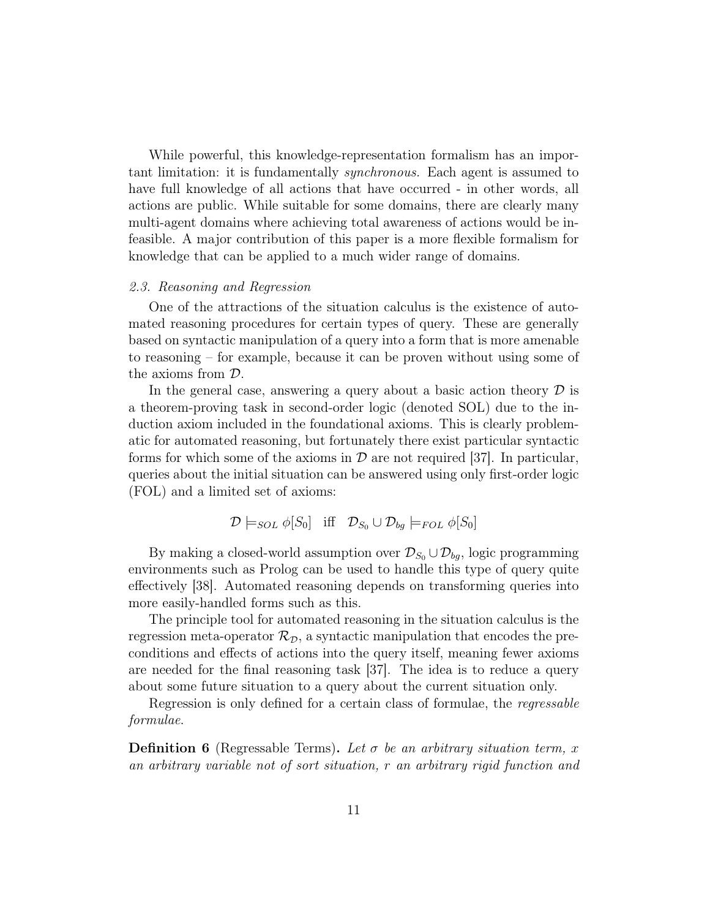While powerful, this knowledge-representation formalism has an important limitation: it is fundamentally *synchronous.* Each agent is assumed to have full knowledge of all actions that have occurred - in other words, all actions are public. While suitable for some domains, there are clearly many multi-agent domains where achieving total awareness of actions would be infeasible. A major contribution of this paper is a more flexible formalism for knowledge that can be applied to a much wider range of domains.

### *2.3. Reasoning and Regression*

One of the attractions of the situation calculus is the existence of automated reasoning procedures for certain types of query. These are generally based on syntactic manipulation of a query into a form that is more amenable to reasoning – for example, because it can be proven without using some of the axioms from $\mathcal{D}$.

In the general case, answering a query about a basic action theory $\mathcal{D}$ is a theorem-proving task in second-order logic (denoted SOL) due to the induction axiom included in the foundational axioms. This is clearly problematic for automated reasoning, but fortunately there exist particular syntactic forms for which some of the axioms in $\mathcal{D}$ are not required [37]. In particular, queries about the initial situation can be answered using only first-order logic (FOL) and a limited set of axioms:

$$\mathcal{D} \models_{SOL} \phi[S_0] \quad \text{iff} \quad \mathcal{D}_{S_0} \cup \mathcal{D}_{bg} \models_{FOL} \phi[S_0]$$

By making a closed-world assumption over $\mathcal{D}_{S_0} \cup \mathcal{D}_{bg}$, logic programming environments such as Prolog can be used to handle this type of query quite effectively [38]. Automated reasoning depends on transforming queries into more easily-handled forms such as this.

The principle tool for automated reasoning in the situation calculus is the regression meta-operator $\mathcal{R}_{\mathcal{D}}$, a syntactic manipulation that encodes the preconditions and effects of actions into the query itself, meaning fewer axioms are needed for the final reasoning task [37]. The idea is to reduce a query about some future situation to a query about the current situation only.

Regression is only defined for a certain class of formulae, the *regressable formulae*.

**Definition 6** (Regressable Terms)**.** *Let $\sigma$ be an arbitrary situation term, $x$ an arbitrary variable not of sort situation, $r$ an arbitrary rigid function and*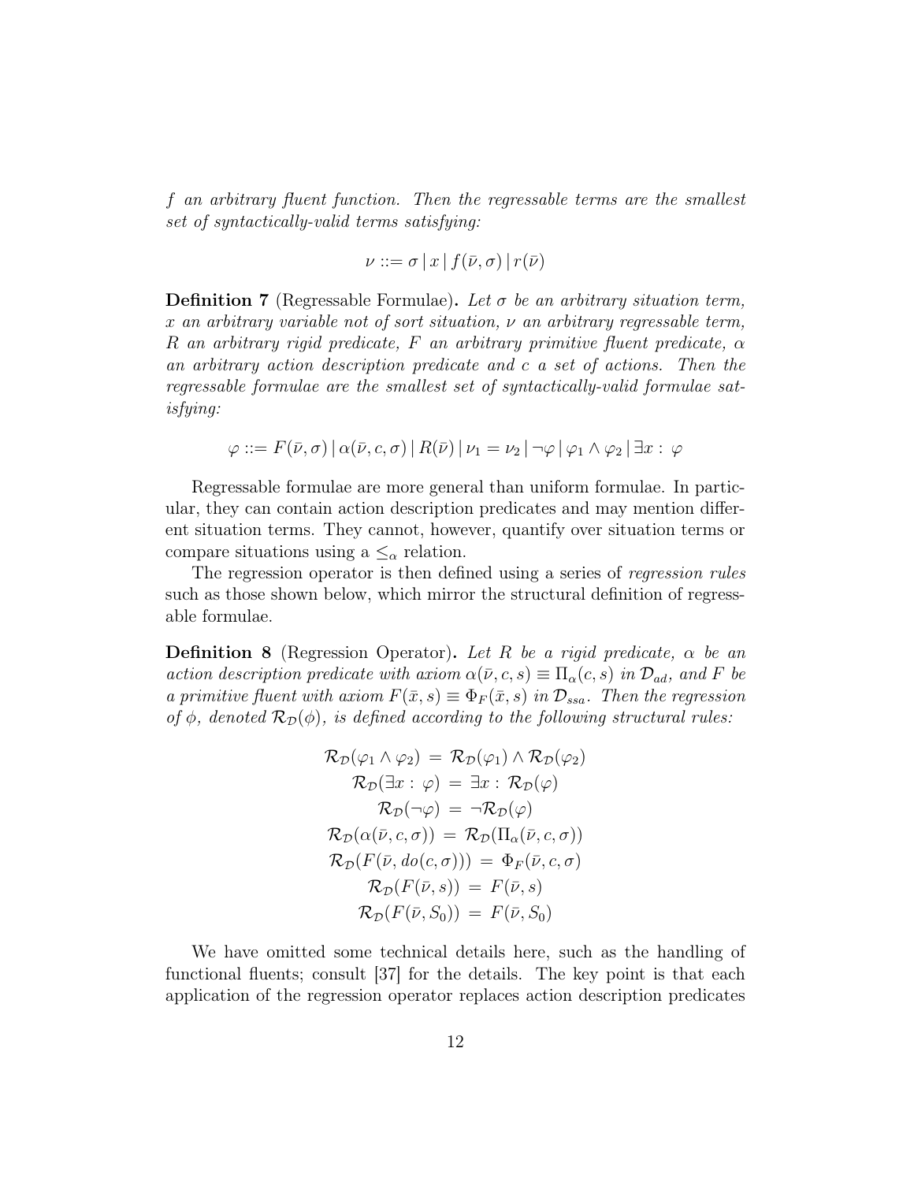*$f$ an arbitrary fluent function. Then the regressable terms are the smallest set of syntactically-valid terms satisfying:*

$$\nu ::= \sigma \,|\, x \,|\, f(\bar{\nu}, \sigma) \,|\, r(\bar{\nu})$$

**Definition 7** (Regressable Formulae)**.** *Let $\sigma$ be an arbitrary situation term, $x$ an arbitrary variable not of sort situation, $\nu$ an arbitrary regressable term, $R$ an arbitrary rigid predicate, $F$ an arbitrary primitive fluent predicate, $\alpha$ an arbitrary action description predicate and $c$ a set of actions. Then the regressable formulae are the smallest set of syntactically-valid formulae satisfying:*

$$\varphi ::= F(\bar{\nu}, \sigma) \,|\, \alpha(\bar{\nu}, c, \sigma) \,|\, R(\bar{\nu}) \,|\, \nu_1 = \nu_2 \,|\, \neg\varphi \,|\, \varphi_1 \wedge \varphi_2 \,|\, \exists x : \varphi$$

Regressable formulae are more general than uniform formulae. In particular, they can contain action description predicates and may mention different situation terms. They cannot, however, quantify over situation terms or compare situations using a $\leq_\alpha$ relation.

The regression operator is then defined using a series of *regression rules* such as those shown below, which mirror the structural definition of regressable formulae.

**Definition 8** (Regression Operator)**.** *Let $R$ be a rigid predicate, $\alpha$ be an action description predicate with axiom $\alpha(\bar{\nu}, c, s) \equiv \Pi_\alpha(c, s)$ in $\mathcal{D}_{ad}$, and $F$ be a primitive fluent with axiom $F(\bar{x}, s) \equiv \Phi_F(\bar{x}, s)$ in $\mathcal{D}_{ssa}$. Then the regression of $\phi$, denoted $\mathcal{R}_\mathcal{D}(\phi)$, is defined according to the following structural rules:*

$$\begin{aligned}
\mathcal{R}_\mathcal{D}(\varphi_1 \wedge \varphi_2) \;&=\; \mathcal{R}_\mathcal{D}(\varphi_1) \wedge \mathcal{R}_\mathcal{D}(\varphi_2) \\
\mathcal{R}_\mathcal{D}(\exists x : \varphi) \;&=\; \exists x : \mathcal{R}_\mathcal{D}(\varphi) \\
\mathcal{R}_\mathcal{D}(\neg\varphi) \;&=\; \neg\mathcal{R}_\mathcal{D}(\varphi) \\
\mathcal{R}_\mathcal{D}(\alpha(\bar{\nu}, c, \sigma)) \;&=\; \mathcal{R}_\mathcal{D}(\Pi_\alpha(\bar{\nu}, c, \sigma)) \\
\mathcal{R}_\mathcal{D}(F(\bar{\nu}, do(c, \sigma))) \;&=\; \Phi_F(\bar{\nu}, c, \sigma) \\
\mathcal{R}_\mathcal{D}(F(\bar{\nu}, s)) \;&=\; F(\bar{\nu}, s) \\
\mathcal{R}_\mathcal{D}(F(\bar{\nu}, S_0)) \;&=\; F(\bar{\nu}, S_0)
\end{aligned}$$

We have omitted some technical details here, such as the handling of functional fluents; consult [37] for the details. The key point is that each application of the regression operator replaces action description predicates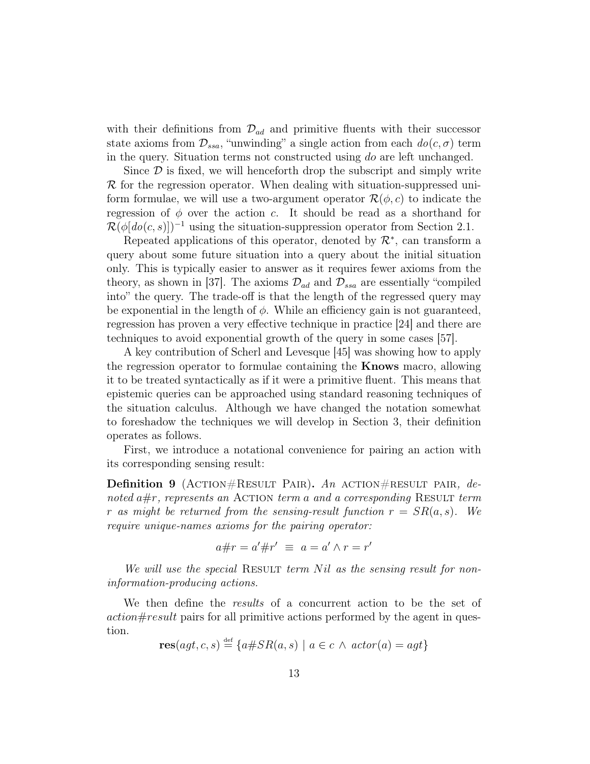with their definitions from $\mathcal{D}_{ad}$ and primitive fluents with their successor state axioms from $\mathcal{D}_{ssa}$, "unwinding" a single action from each $do(c, \sigma)$ term in the query. Situation terms not constructed using $do$ are left unchanged.

Since $\mathcal{D}$ is fixed, we will henceforth drop the subscript and simply write $\mathcal{R}$ for the regression operator. When dealing with situation-suppressed uniform formulae, we will use a two-argument operator $\mathcal{R}(\phi, c)$ to indicate the regression of $\phi$ over the action $c$. It should be read as a shorthand for $\mathcal{R}(\phi[do(c, s)])^{-1}$ using the situation-suppression operator from Section 2.1.

Repeated applications of this operator, denoted by $\mathcal{R}^*$, can transform a query about some future situation into a query about the initial situation only. This is typically easier to answer as it requires fewer axioms from the theory, as shown in [37]. The axioms $\mathcal{D}_{ad}$ and $\mathcal{D}_{ssa}$ are essentially "compiled into" the query. The trade-off is that the length of the regressed query may be exponential in the length of $\phi$. While an efficiency gain is not guaranteed, regression has proven a very effective technique in practice [24] and there are techniques to avoid exponential growth of the query in some cases [57].

A key contribution of Scherl and Levesque [45] was showing how to apply the regression operator to formulae containing the **Knows** macro, allowing it to be treated syntactically as if it were a primitive fluent. This means that epistemic queries can be approached using standard reasoning techniques of the situation calculus. Although we have changed the notation somewhat to foreshadow the techniques we will develop in Section 3, their definition operates as follows.

First, we introduce a notational convenience for pairing an action with its corresponding sensing result:

**Definition 9** (Action#Result Pair)**.** *An* action#result pair*, denoted $a\#r$, represents an* Action *term $a$ and a corresponding* Result *term $r$ as might be returned from the sensing-result function $r = SR(a, s)$. We require unique-names axioms for the pairing operator:*

$$a\#r = a'\#r' \;\equiv\; a = a' \land r = r'$$

*We will use the special* Result *term $Nil$ as the sensing result for non-information-producing actions.*

We then define the *results* of a concurrent action to be the set of *action#result* pairs for all primitive actions performed by the agent in question.

$$\mathbf{res}(agt, c, s) \stackrel{\text{def}}{=} \{a\#SR(a, s) \mid a \in c \,\land\, actor(a) = agt\}$$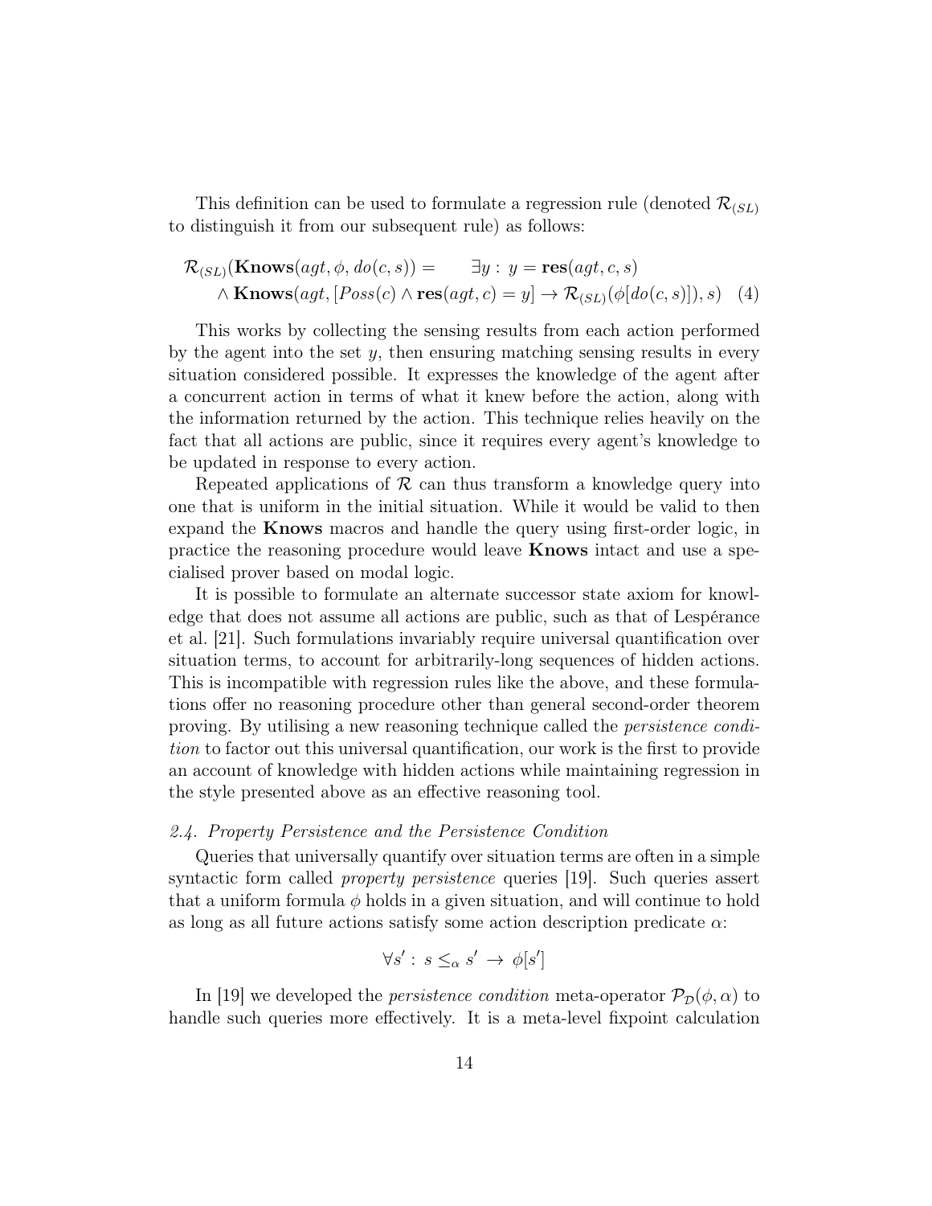This definition can be used to formulate a regression rule (denoted $\mathcal{R}_{(SL)}$ to distinguish it from our subsequent rule) as follows:

$$\begin{aligned}\mathcal{R}_{(SL)}(\mathbf{Knows}(agt, \phi, do(c, s)) = \quad & \exists y : \ y = \mathbf{res}(agt, c, s) \\ & \wedge \mathbf{Knows}(agt, [Poss(c) \wedge \mathbf{res}(agt, c) = y] \rightarrow \mathcal{R}_{(SL)}(\phi[do(c, s)]), s) \quad (4)\end{aligned}$$

This works by collecting the sensing results from each action performed by the agent into the set $y$, then ensuring matching sensing results in every situation considered possible. It expresses the knowledge of the agent after a concurrent action in terms of what it knew before the action, along with the information returned by the action. This technique relies heavily on the fact that all actions are public, since it requires every agent's knowledge to be updated in response to every action.

Repeated applications of $\mathcal{R}$ can thus transform a knowledge query into one that is uniform in the initial situation. While it would be valid to then expand the **Knows** macros and handle the query using first-order logic, in practice the reasoning procedure would leave **Knows** intact and use a specialised prover based on modal logic.

It is possible to formulate an alternate successor state axiom for knowledge that does not assume all actions are public, such as that of Lespérance et al. [21]. Such formulations invariably require universal quantification over situation terms, to account for arbitrarily-long sequences of hidden actions. This is incompatible with regression rules like the above, and these formulations offer no reasoning procedure other than general second-order theorem proving. By utilising a new reasoning technique called the *persistence condition* to factor out this universal quantification, our work is the first to provide an account of knowledge with hidden actions while maintaining regression in the style presented above as an effective reasoning tool.

### *2.4. Property Persistence and the Persistence Condition*

Queries that universally quantify over situation terms are often in a simple syntactic form called *property persistence* queries [19]. Such queries assert that a uniform formula $\phi$ holds in a given situation, and will continue to hold as long as all future actions satisfy some action description predicate $\alpha$:

$$\forall s' : \ s \leq_{\alpha} s' \rightarrow \phi[s']$$

In [19] we developed the *persistence condition* meta-operator $\mathcal{P}_{\mathcal{D}}(\phi, \alpha)$ to handle such queries more effectively. It is a meta-level fixpoint calculation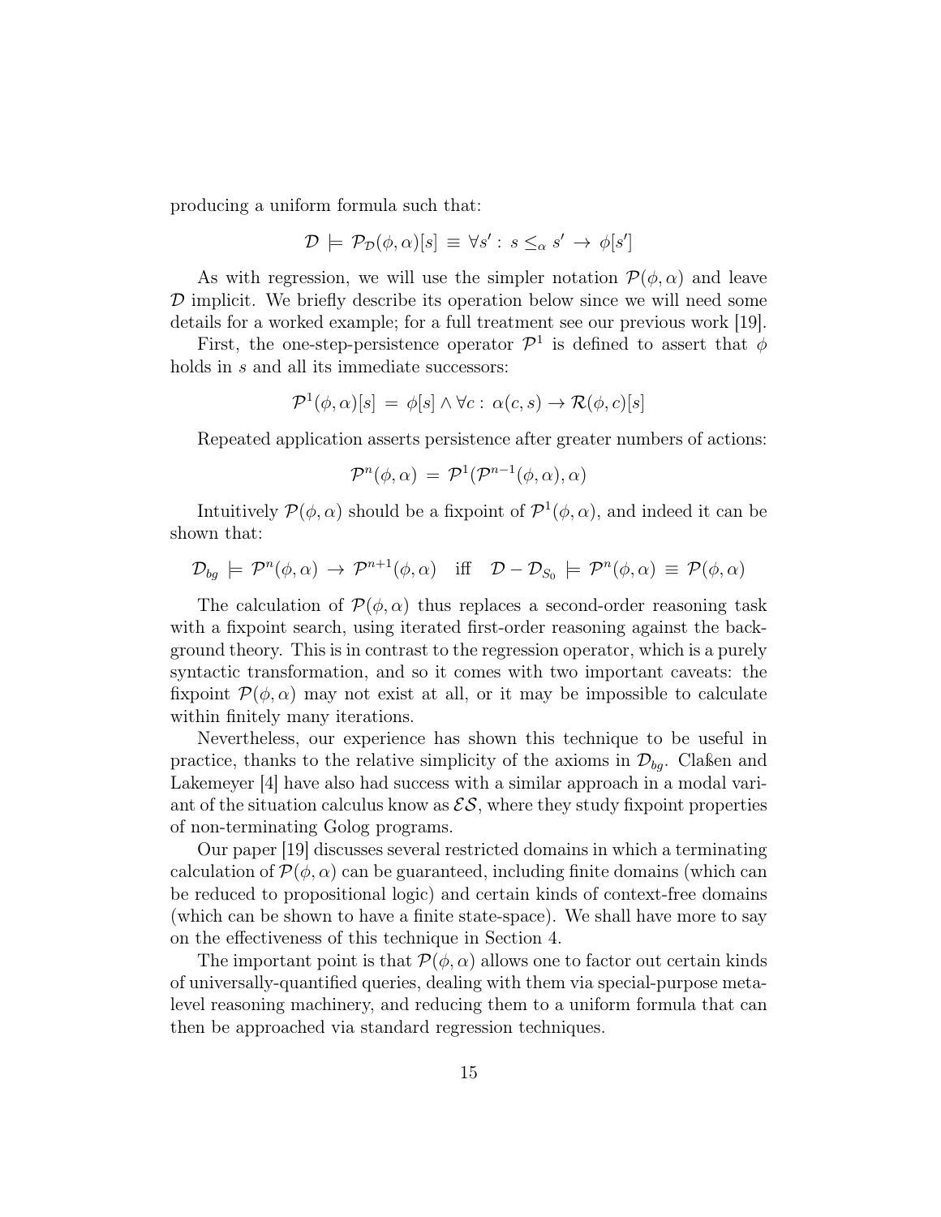producing a uniform formula such that:

$$\mathcal{D} \models \mathcal{P}_{\mathcal{D}}(\phi, \alpha)[s] \equiv \forall s' : s \leq_{\alpha} s' \rightarrow \phi[s']$$

As with regression, we will use the simpler notation $\mathcal{P}(\phi, \alpha)$ and leave $\mathcal{D}$ implicit. We briefly describe its operation below since we will need some details for a worked example; for a full treatment see our previous work [19].

First, the one-step-persistence operator $\mathcal{P}^1$ is defined to assert that $\phi$ holds in $s$ and all its immediate successors:

$$\mathcal{P}^1(\phi, \alpha)[s] = \phi[s] \wedge \forall c : \alpha(c, s) \rightarrow \mathcal{R}(\phi, c)[s]$$

Repeated application asserts persistence after greater numbers of actions:

$$\mathcal{P}^n(\phi, \alpha) = \mathcal{P}^1(\mathcal{P}^{n-1}(\phi, \alpha), \alpha)$$

Intuitively $\mathcal{P}(\phi, \alpha)$ should be a fixpoint of $\mathcal{P}^1(\phi, \alpha)$, and indeed it can be shown that:

$$\mathcal{D}_{bg} \models \mathcal{P}^n(\phi, \alpha) \rightarrow \mathcal{P}^{n+1}(\phi, \alpha) \quad \text{iff} \quad \mathcal{D} - \mathcal{D}_{S_0} \models \mathcal{P}^n(\phi, \alpha) \equiv \mathcal{P}(\phi, \alpha)$$

The calculation of $\mathcal{P}(\phi, \alpha)$ thus replaces a second-order reasoning task with a fixpoint search, using iterated first-order reasoning against the background theory. This is in contrast to the regression operator, which is a purely syntactic transformation, and so it comes with two important caveats: the fixpoint $\mathcal{P}(\phi, \alpha)$ may not exist at all, or it may be impossible to calculate within finitely many iterations.

Nevertheless, our experience has shown this technique to be useful in practice, thanks to the relative simplicity of the axioms in $\mathcal{D}_{bg}$. Claßen and Lakemeyer [4] have also had success with a similar approach in a modal variant of the situation calculus know as $\mathcal{ES}$, where they study fixpoint properties of non-terminating Golog programs.

Our paper [19] discusses several restricted domains in which a terminating calculation of $\mathcal{P}(\phi, \alpha)$ can be guaranteed, including finite domains (which can be reduced to propositional logic) and certain kinds of context-free domains (which can be shown to have a finite state-space). We shall have more to say on the effectiveness of this technique in Section 4.

The important point is that $\mathcal{P}(\phi, \alpha)$ allows one to factor out certain kinds of universally-quantified queries, dealing with them via special-purpose meta-level reasoning machinery, and reducing them to a uniform formula that can then be approached via standard regression techniques.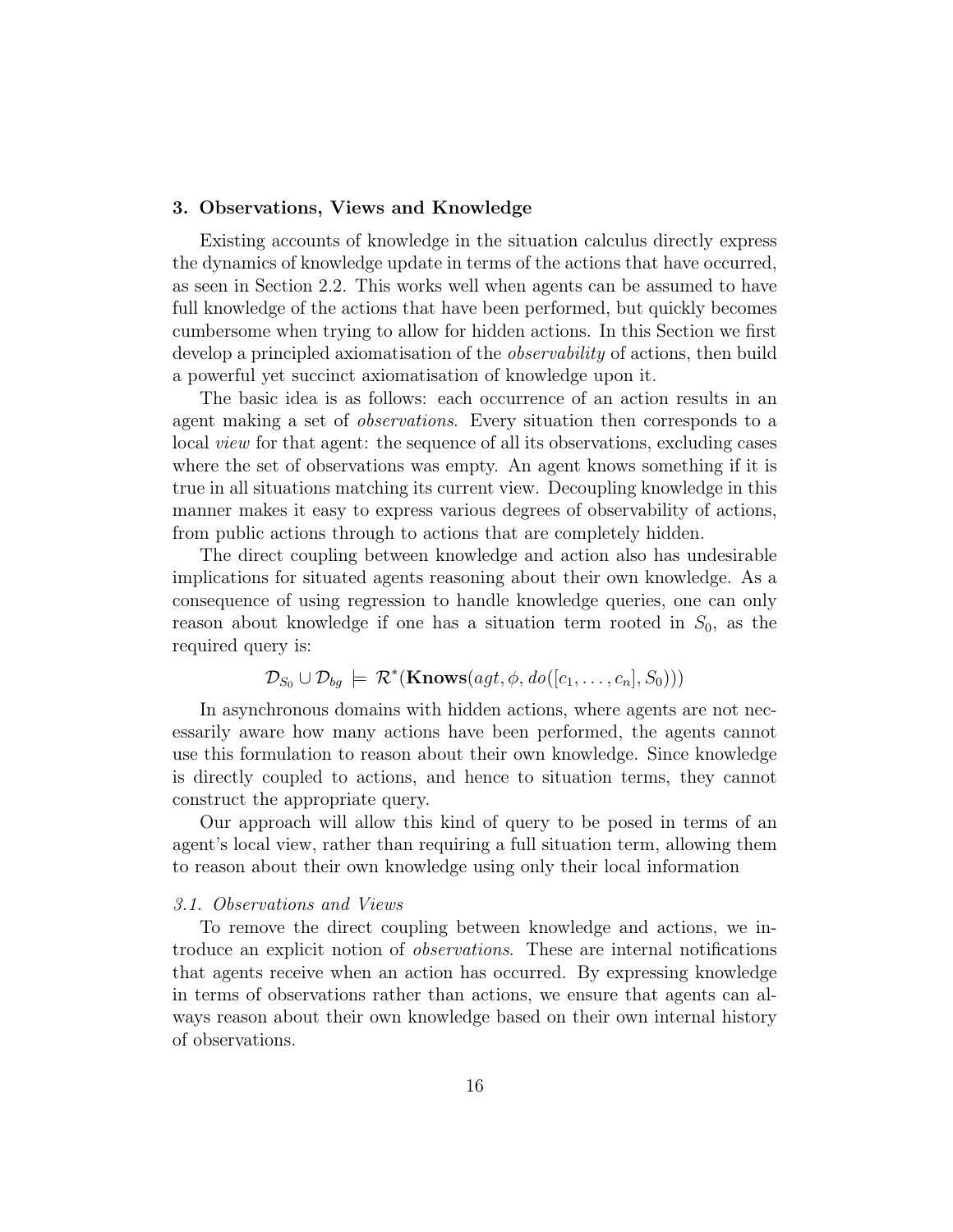## 3. Observations, Views and Knowledge

Existing accounts of knowledge in the situation calculus directly express the dynamics of knowledge update in terms of the actions that have occurred, as seen in Section 2.2. This works well when agents can be assumed to have full knowledge of the actions that have been performed, but quickly becomes cumbersome when trying to allow for hidden actions. In this Section we first develop a principled axiomatisation of the *observability* of actions, then build a powerful yet succinct axiomatisation of knowledge upon it.

The basic idea is as follows: each occurrence of an action results in an agent making a set of *observations*. Every situation then corresponds to a local *view* for that agent: the sequence of all its observations, excluding cases where the set of observations was empty. An agent knows something if it is true in all situations matching its current view. Decoupling knowledge in this manner makes it easy to express various degrees of observability of actions, from public actions through to actions that are completely hidden.

The direct coupling between knowledge and action also has undesirable implications for situated agents reasoning about their own knowledge. As a consequence of using regression to handle knowledge queries, one can only reason about knowledge if one has a situation term rooted in $S_0$, as the required query is:

$$\mathcal{D}_{S_0} \cup \mathcal{D}_{bg} \models \mathcal{R}^*(\mathbf{Knows}(agt, \phi, do([c_1, \ldots, c_n], S_0)))$$

In asynchronous domains with hidden actions, where agents are not necessarily aware how many actions have been performed, the agents cannot use this formulation to reason about their own knowledge. Since knowledge is directly coupled to actions, and hence to situation terms, they cannot construct the appropriate query.

Our approach will allow this kind of query to be posed in terms of an agent's local view, rather than requiring a full situation term, allowing them to reason about their own knowledge using only their local information

### *3.1. Observations and Views*

To remove the direct coupling between knowledge and actions, we introduce an explicit notion of *observations*. These are internal notifications that agents receive when an action has occurred. By expressing knowledge in terms of observations rather than actions, we ensure that agents can always reason about their own knowledge based on their own internal history of observations.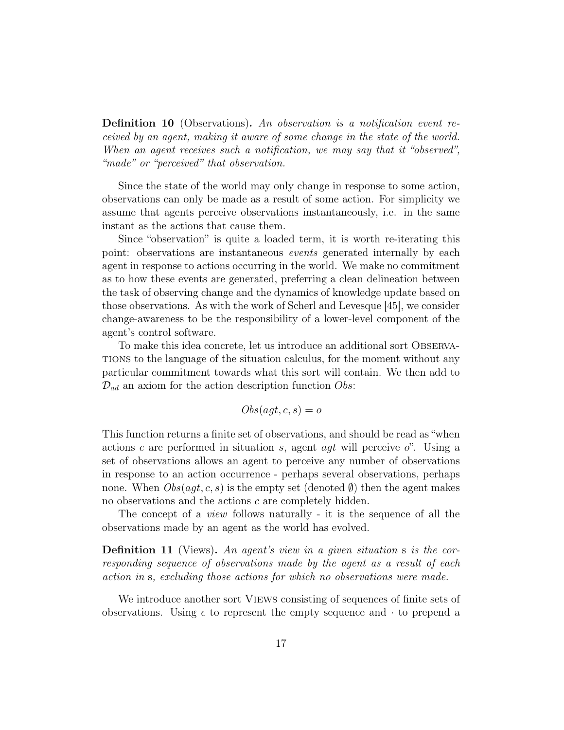**Definition 10** (Observations)**.** *An observation is a notification event received by an agent, making it aware of some change in the state of the world. When an agent receives such a notification, we may say that it "observed", "made" or "perceived" that observation.*

Since the state of the world may only change in response to some action, observations can only be made as a result of some action. For simplicity we assume that agents perceive observations instantaneously, i.e. in the same instant as the actions that cause them.

Since "observation" is quite a loaded term, it is worth re-iterating this point: observations are instantaneous *events* generated internally by each agent in response to actions occurring in the world. We make no commitment as to how these events are generated, preferring a clean delineation between the task of observing change and the dynamics of knowledge update based on those observations. As with the work of Scherl and Levesque [45], we consider change-awareness to be the responsibility of a lower-level component of the agent's control software.

To make this idea concrete, let us introduce an additional sort Observations to the language of the situation calculus, for the moment without any particular commitment towards what this sort will contain. We then add to $\mathcal{D}_{ad}$ an axiom for the action description function $Obs$:

$$Obs(agt, c, s) = o$$

This function returns a finite set of observations, and should be read as "when actions $c$ are performed in situation $s$, agent $agt$ will perceive $o$". Using a set of observations allows an agent to perceive any number of observations in response to an action occurrence - perhaps several observations, perhaps none. When $Obs(agt, c, s)$ is the empty set (denoted $\emptyset$) then the agent makes no observations and the actions $c$ are completely hidden.

The concept of a *view* follows naturally - it is the sequence of all the observations made by an agent as the world has evolved.

**Definition 11** (Views)**.** *An agent's view in a given situation* s *is the corresponding sequence of observations made by the agent as a result of each action in* s*, excluding those actions for which no observations were made.*

We introduce another sort Views consisting of sequences of finite sets of observations. Using $\epsilon$ to represent the empty sequence and $\cdot$ to prepend a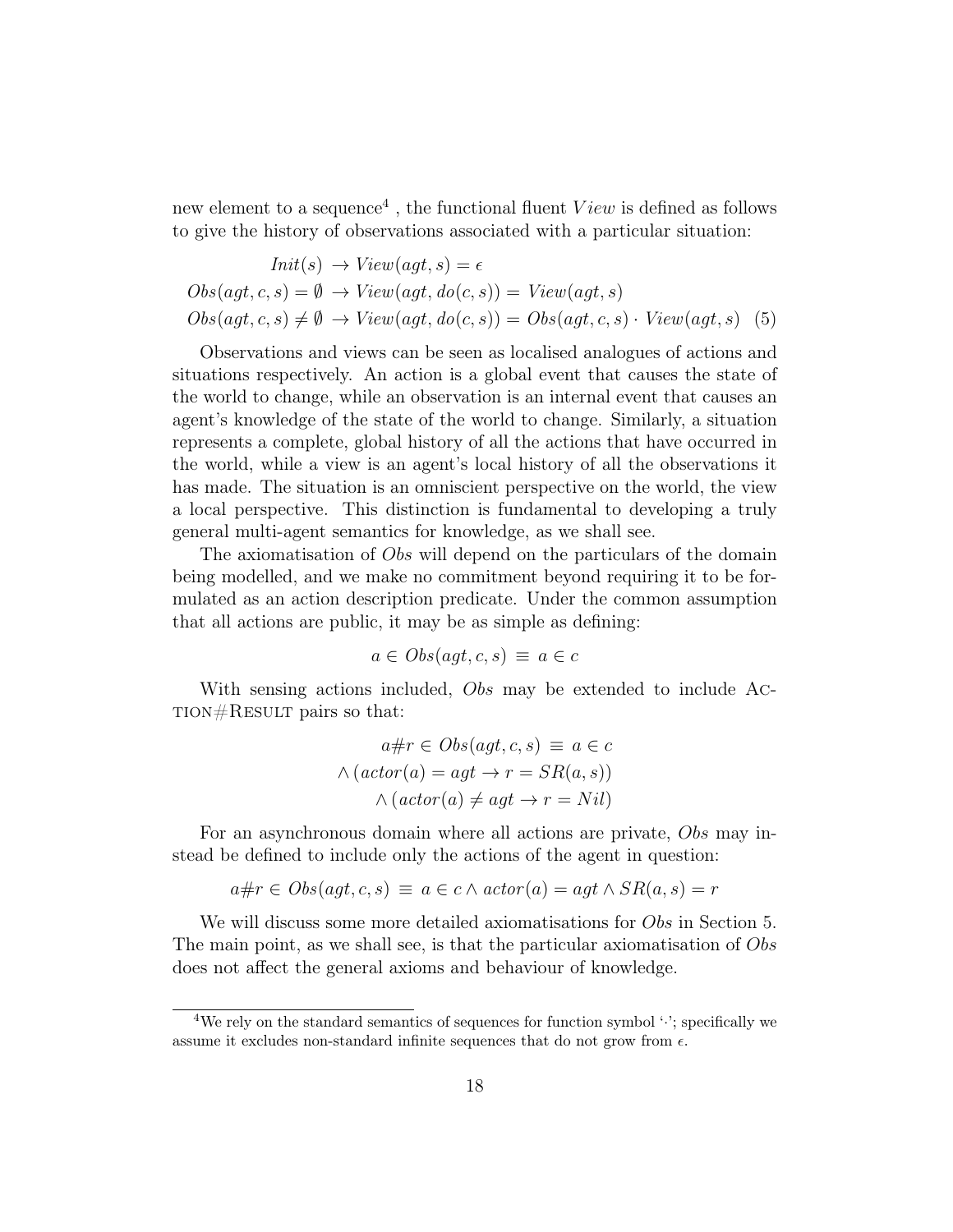new element to a sequence[4] , the functional fluent $View$ is defined as follows to give the history of observations associated with a particular situation:

$$
\begin{aligned}
Init(s) &\rightarrow View(agt, s) = \epsilon \\
Obs(agt, c, s) = \emptyset &\rightarrow View(agt, do(c, s)) = View(agt, s) \\
Obs(agt, c, s) \neq \emptyset &\rightarrow View(agt, do(c, s)) = Obs(agt, c, s) \cdot View(agt, s) \quad (5)
\end{aligned}
$$

Observations and views can be seen as localised analogues of actions and situations respectively. An action is a global event that causes the state of the world to change, while an observation is an internal event that causes an agent's knowledge of the state of the world to change. Similarly, a situation represents a complete, global history of all the actions that have occurred in the world, while a view is an agent's local history of all the observations it has made. The situation is an omniscient perspective on the world, the view a local perspective. This distinction is fundamental to developing a truly general multi-agent semantics for knowledge, as we shall see.

The axiomatisation of *Obs* will depend on the particulars of the domain being modelled, and we make no commitment beyond requiring it to be formulated as an action description predicate. Under the common assumption that all actions are public, it may be as simple as defining:

$$a \in Obs(agt, c, s) \equiv a \in c$$

With sensing actions included, *Obs* may be extended to include Action#Result pairs so that:

$$
\begin{aligned}
a\#r \in Obs(agt, c, s) &\equiv a \in c \\
\wedge \, (actor(a) = agt &\rightarrow r = SR(a, s)) \\
\wedge \, (actor(a) \neq agt &\rightarrow r = Nil)
\end{aligned}
$$

For an asynchronous domain where all actions are private, *Obs* may instead be defined to include only the actions of the agent in question:

$$a\#r \in Obs(agt, c, s) \equiv a \in c \wedge actor(a) = agt \wedge SR(a, s) = r$$

We will discuss some more detailed axiomatisations for *Obs* in Section 5. The main point, as we shall see, is that the particular axiomatisation of *Obs* does not affect the general axioms and behaviour of knowledge.

---

[4] We rely on the standard semantics of sequences for function symbol '$\cdot$'; specifically we assume it excludes non-standard infinite sequences that do not grow from $\epsilon$.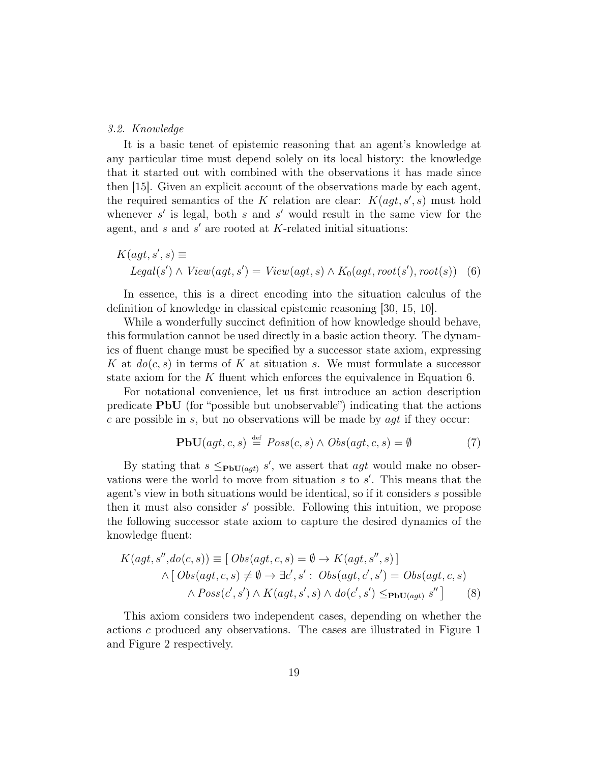### 3.2. Knowledge

It is a basic tenet of epistemic reasoning that an agent's knowledge at any particular time must depend solely on its local history: the knowledge that it started out with combined with the observations it has made since then [15]. Given an explicit account of the observations made by each agent, the required semantics of the $K$ relation are clear: $K(agt, s', s)$ must hold whenever $s'$ is legal, both $s$ and $s'$ would result in the same view for the agent, and $s$ and $s'$ are rooted at $K$-related initial situations:

$$K(agt, s', s) \equiv \\ \quad Legal(s') \land View(agt, s') = View(agt, s) \land K_0(agt, root(s'), root(s)) \quad (6)$$

In essence, this is a direct encoding into the situation calculus of the definition of knowledge in classical epistemic reasoning [30, 15, 10].

While a wonderfully succinct definition of how knowledge should behave, this formulation cannot be used directly in a basic action theory. The dynamics of fluent change must be specified by a successor state axiom, expressing $K$ at $do(c, s)$ in terms of $K$ at situation $s$. We must formulate a successor state axiom for the $K$ fluent which enforces the equivalence in Equation 6.

For notational convenience, let us first introduce an action description predicate **PbU** (for "possible but unobservable") indicating that the actions $c$ are possible in $s$, but no observations will be made by $agt$ if they occur:

$$\mathbf{PbU}(agt, c, s) \stackrel{\text{def}}{=} Poss(c, s) \land Obs(agt, c, s) = \emptyset \quad (7)$$

By stating that $s \leq_{\mathbf{PbU}(agt)} s'$, we assert that $agt$ would make no observations were the world to move from situation $s$ to $s'$. This means that the agent's view in both situations would be identical, so if it considers $s$ possible then it must also consider $s'$ possible. Following this intuition, we propose the following successor state axiom to capture the desired dynamics of the knowledge fluent:

$$\begin{aligned} K(agt, s'', do(c, s)) \equiv & \,[\, Obs(agt, c, s) = \emptyset \rightarrow K(agt, s'', s)\,] \\ & \land [\, Obs(agt, c, s) \neq \emptyset \rightarrow \exists c', s' : \, Obs(agt, c', s') = Obs(agt, c, s) \\ & \quad \land Poss(c', s') \land K(agt, s', s) \land do(c', s') \leq_{\mathbf{PbU}(agt)} s''\,] \end{aligned} \quad (8)$$

This axiom considers two independent cases, depending on whether the actions $c$ produced any observations. The cases are illustrated in Figure 1 and Figure 2 respectively.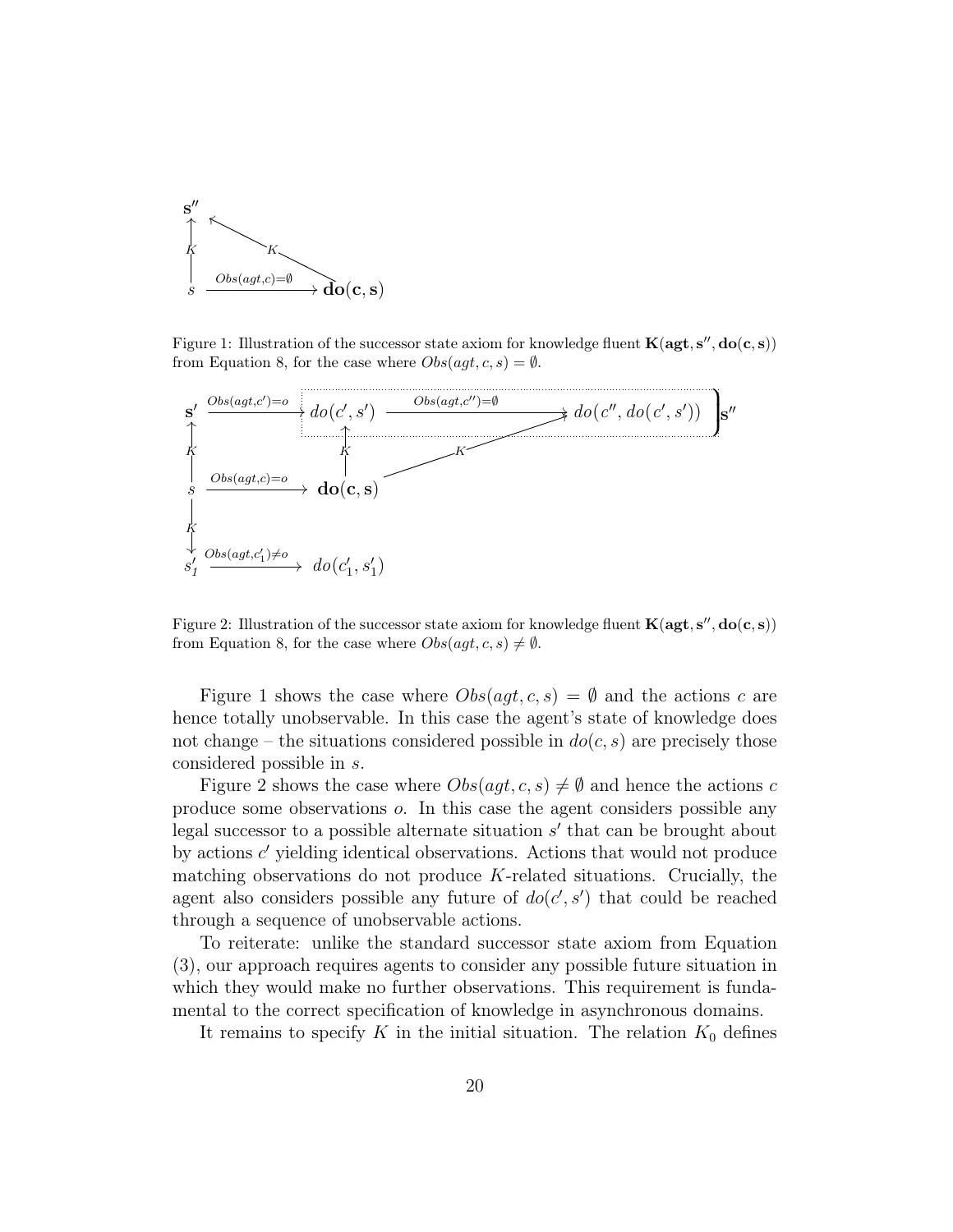Figure 1: Illustration of the successor state axiom for knowledge fluent $\mathbf{K(agt, s'', do(c, s))}$ from Equation 8, for the case where $Obs(agt, c, s) = \emptyset$.

Figure 2: Illustration of the successor state axiom for knowledge fluent $\mathbf{K(agt, s'', do(c, s))}$ from Equation 8, for the case where $Obs(agt, c, s) \neq \emptyset$.

Figure 1 shows the case where $Obs(agt, c, s) = \emptyset$ and the actions $c$ are hence totally unobservable. In this case the agent's state of knowledge does not change – the situations considered possible in $do(c, s)$ are precisely those considered possible in $s$.

Figure 2 shows the case where $Obs(agt, c, s) \neq \emptyset$ and hence the actions $c$ produce some observations $o$. In this case the agent considers possible any legal successor to a possible alternate situation $s'$ that can be brought about by actions $c'$ yielding identical observations. Actions that would not produce matching observations do not produce $K$-related situations. Crucially, the agent also considers possible any future of $do(c', s')$ that could be reached through a sequence of unobservable actions.

To reiterate: unlike the standard successor state axiom from Equation (3), our approach requires agents to consider any possible future situation in which they would make no further observations. This requirement is fundamental to the correct specification of knowledge in asynchronous domains.

It remains to specify $K$ in the initial situation. The relation $K_0$ defines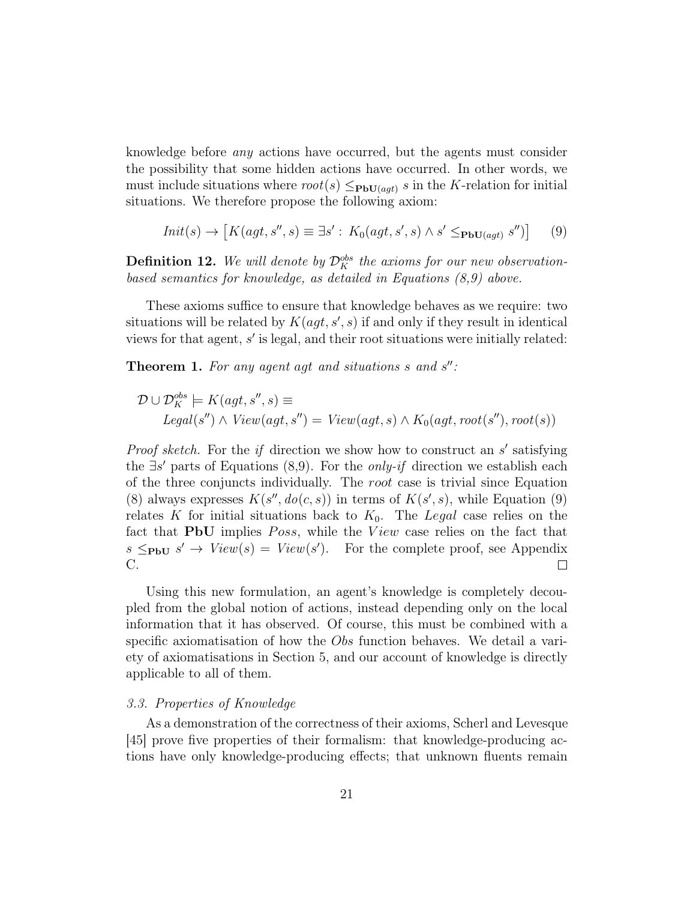knowledge before *any* actions have occurred, but the agents must consider the possibility that some hidden actions have occurred. In other words, we must include situations where $root(s) \leq_{\mathbf{PbU}(agt)} s$ in the $K$-relation for initial situations. We therefore propose the following axiom:

$$Init(s) \rightarrow \left[K(agt, s'', s) \equiv \exists s' : K_0(agt, s', s) \wedge s' \leq_{\mathbf{PbU}(agt)} s''\right] \qquad (9)$$

**Definition 12.** *We will denote by $\mathcal{D}_K^{obs}$ the axioms for our new observation-based semantics for knowledge, as detailed in Equations (8,9) above.*

These axioms suffice to ensure that knowledge behaves as we require: two situations will be related by $K(agt, s', s)$ if and only if they result in identical views for that agent, $s'$ is legal, and their root situations were initially related:

**Theorem 1.** *For any agent agt and situations s and $s''$:*

$$\begin{aligned}\mathcal{D} \cup \mathcal{D}_K^{obs} \models\ & K(agt, s'', s) \equiv \\ & Legal(s'') \wedge View(agt, s'') = View(agt, s) \wedge K_0(agt, root(s''), root(s))\end{aligned}$$

*Proof sketch.* For the *if* direction we show how to construct an $s'$ satisfying the $\exists s'$ parts of Equations (8,9). For the *only-if* direction we establish each of the three conjuncts individually. The *root* case is trivial since Equation (8) always expresses $K(s'', do(c, s))$ in terms of $K(s', s)$, while Equation (9) relates $K$ for initial situations back to $K_0$. The *Legal* case relies on the fact that **PbU** implies *Poss*, while the *View* case relies on the fact that $s \leq_{\mathbf{PbU}} s' \rightarrow View(s) = View(s')$. For the complete proof, see Appendix C. □

Using this new formulation, an agent's knowledge is completely decoupled from the global notion of actions, instead depending only on the local information that it has observed. Of course, this must be combined with a specific axiomatisation of how the *Obs* function behaves. We detail a variety of axiomatisations in Section 5, and our account of knowledge is directly applicable to all of them.

### 3.3. Properties of Knowledge

As a demonstration of the correctness of their axioms, Scherl and Levesque [45] prove five properties of their formalism: that knowledge-producing actions have only knowledge-producing effects; that unknown fluents remain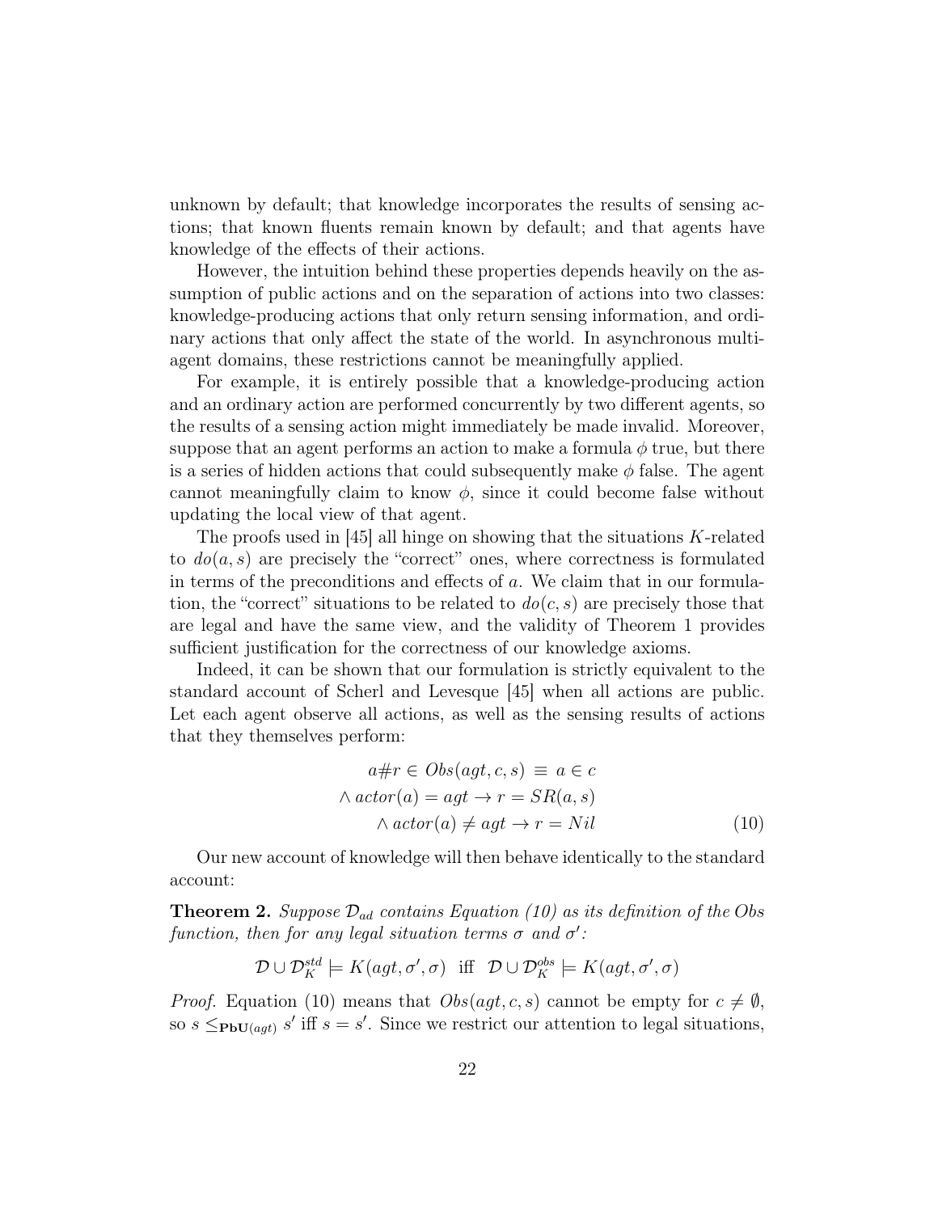unknown by default; that knowledge incorporates the results of sensing actions; that known fluents remain known by default; and that agents have knowledge of the effects of their actions.

However, the intuition behind these properties depends heavily on the assumption of public actions and on the separation of actions into two classes: knowledge-producing actions that only return sensing information, and ordinary actions that only affect the state of the world. In asynchronous multi-agent domains, these restrictions cannot be meaningfully applied.

For example, it is entirely possible that a knowledge-producing action and an ordinary action are performed concurrently by two different agents, so the results of a sensing action might immediately be made invalid. Moreover, suppose that an agent performs an action to make a formula $\phi$ true, but there is a series of hidden actions that could subsequently make $\phi$ false. The agent cannot meaningfully claim to know $\phi$, since it could become false without updating the local view of that agent.

The proofs used in [45] all hinge on showing that the situations $K$-related to $do(a, s)$ are precisely the "correct" ones, where correctness is formulated in terms of the preconditions and effects of $a$. We claim that in our formulation, the "correct" situations to be related to $do(c, s)$ are precisely those that are legal and have the same view, and the validity of Theorem 1 provides sufficient justification for the correctness of our knowledge axioms.

Indeed, it can be shown that our formulation is strictly equivalent to the standard account of Scherl and Levesque [45] when all actions are public. Let each agent observe all actions, as well as the sensing results of actions that they themselves perform:

$$
\begin{aligned}
a\#r \in Obs(agt, c, s) \;&\equiv\; a \in c \\
\wedge\, actor(a) = agt &\rightarrow r = SR(a, s) \\
\wedge\, actor(a) \neq agt &\rightarrow r = Nil
\end{aligned}
\tag{10}
$$

Our new account of knowledge will then behave identically to the standard account:

**Theorem 2.** *Suppose $\mathcal{D}_{ad}$ contains Equation (10) as its definition of the Obs function, then for any legal situation terms $\sigma$ and $\sigma'$:*

$$\mathcal{D} \cup \mathcal{D}_K^{std} \models K(agt, \sigma', \sigma) \;\text{ iff }\; \mathcal{D} \cup \mathcal{D}_K^{obs} \models K(agt, \sigma', \sigma)$$

*Proof.* Equation (10) means that $Obs(agt, c, s)$ cannot be empty for $c \neq \emptyset$, so $s \leq_{\mathbf{PbU}(agt)} s'$ iff $s = s'$. Since we restrict our attention to legal situations,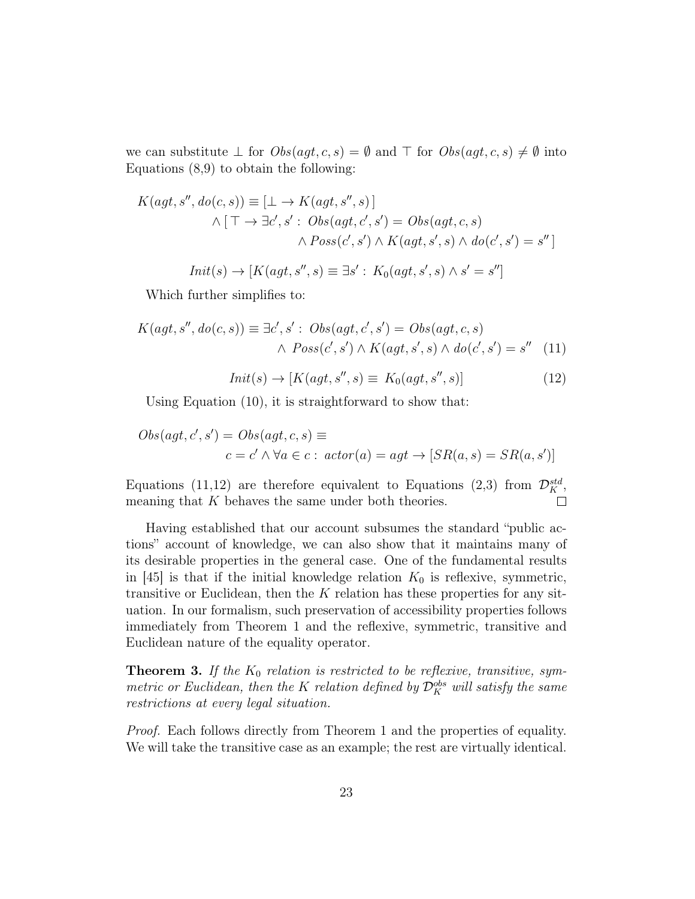we can substitute $\bot$ for $Obs(agt, c, s) = \emptyset$ and $\top$ for $Obs(agt, c, s) \neq \emptyset$ into Equations (8,9) to obtain the following:

$$
\begin{aligned}
K(agt, s'', do(c, s)) \equiv & \,[\,\bot \rightarrow K(agt, s'', s)\,] \\
& \wedge [\,\top \rightarrow \exists c', s' : \, Obs(agt, c', s') = Obs(agt, c, s) \\
& \qquad \wedge Poss(c', s') \wedge K(agt, s', s) \wedge do(c', s') = s''\,]
\end{aligned}
$$

$$
Init(s) \rightarrow [K(agt, s'', s) \equiv \exists s' : \, K_0(agt, s', s) \wedge s' = s'']
$$

Which further simplifies to:

$$
\begin{aligned}
K(agt, s'', do(c, s)) \equiv & \,\exists c', s' : \, Obs(agt, c', s') = Obs(agt, c, s) \\
& \wedge \, Poss(c', s') \wedge K(agt, s', s) \wedge do(c', s') = s'' \quad (11)
\end{aligned}
$$

$$
Init(s) \rightarrow [K(agt, s'', s) \equiv \, K_0(agt, s'', s)] \quad (12)
$$

Using Equation (10), it is straightforward to show that:

$$
\begin{aligned}
Obs(agt, c', s') = Obs(agt, c, s) \equiv & \\
& c = c' \wedge \forall a \in c : \, actor(a) = agt \rightarrow [SR(a, s) = SR(a, s')]
\end{aligned}
$$

Equations (11,12) are therefore equivalent to Equations (2,3) from $\mathcal{D}_K^{std}$, meaning that $K$ behaves the same under both theories. □

Having established that our account subsumes the standard "public actions" account of knowledge, we can also show that it maintains many of its desirable properties in the general case. One of the fundamental results in [45] is that if the initial knowledge relation $K_0$ is reflexive, symmetric, transitive or Euclidean, then the $K$ relation has these properties for any situation. In our formalism, such preservation of accessibility properties follows immediately from Theorem 1 and the reflexive, symmetric, transitive and Euclidean nature of the equality operator.

**Theorem 3.** *If the $K_0$ relation is restricted to be reflexive, transitive, symmetric or Euclidean, then the $K$ relation defined by $\mathcal{D}_K^{obs}$ will satisfy the same restrictions at every legal situation.*

*Proof.* Each follows directly from Theorem 1 and the properties of equality. We will take the transitive case as an example; the rest are virtually identical.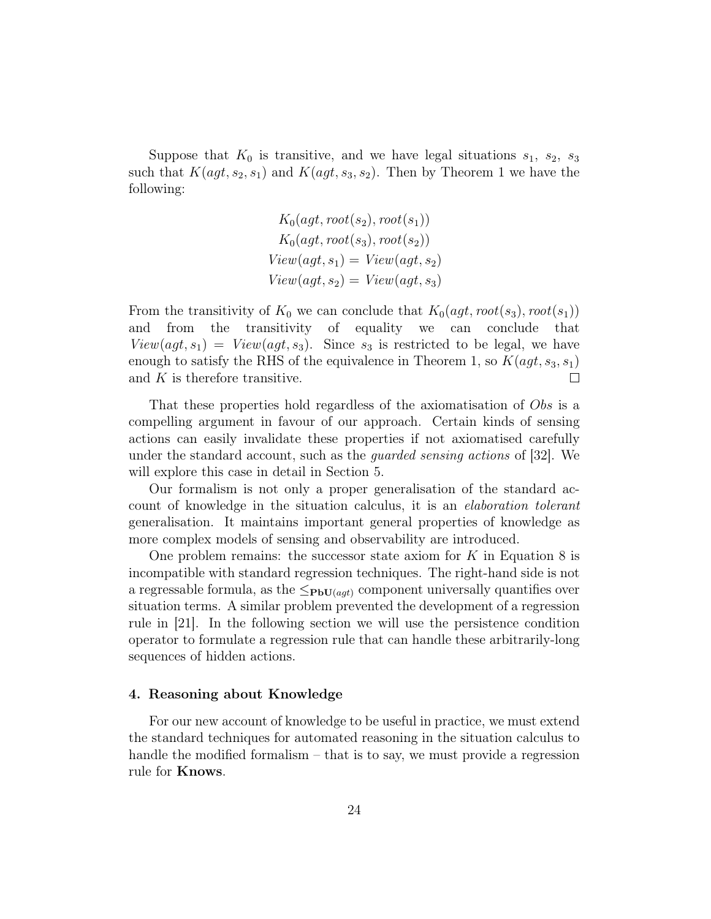Suppose that $K_0$ is transitive, and we have legal situations $s_1$, $s_2$, $s_3$ such that $K(agt, s_2, s_1)$ and $K(agt, s_3, s_2)$. Then by Theorem 1 we have the following:

$$K_0(agt, root(s_2), root(s_1))$$
$$K_0(agt, root(s_3), root(s_2))$$
$$View(agt, s_1) = View(agt, s_2)$$
$$View(agt, s_2) = View(agt, s_3)$$

From the transitivity of $K_0$ we can conclude that $K_0(agt, root(s_3), root(s_1))$ and from the transitivity of equality we can conclude that $View(agt, s_1) = View(agt, s_3)$. Since $s_3$ is restricted to be legal, we have enough to satisfy the RHS of the equivalence in Theorem 1, so $K(agt, s_3, s_1)$ and $K$ is therefore transitive. □

That these properties hold regardless of the axiomatisation of *Obs* is a compelling argument in favour of our approach. Certain kinds of sensing actions can easily invalidate these properties if not axiomatised carefully under the standard account, such as the *guarded sensing actions* of [32]. We will explore this case in detail in Section 5.

Our formalism is not only a proper generalisation of the standard account of knowledge in the situation calculus, it is an *elaboration tolerant* generalisation. It maintains important general properties of knowledge as more complex models of sensing and observability are introduced.

One problem remains: the successor state axiom for $K$ in Equation 8 is incompatible with standard regression techniques. The right-hand side is not a regressable formula, as the $\leq_{\mathbf{PbU}(agt)}$ component universally quantifies over situation terms. A similar problem prevented the development of a regression rule in [21]. In the following section we will use the persistence condition operator to formulate a regression rule that can handle these arbitrarily-long sequences of hidden actions.

## 4. Reasoning about Knowledge

For our new account of knowledge to be useful in practice, we must extend the standard techniques for automated reasoning in the situation calculus to handle the modified formalism – that is to say, we must provide a regression rule for **Knows**.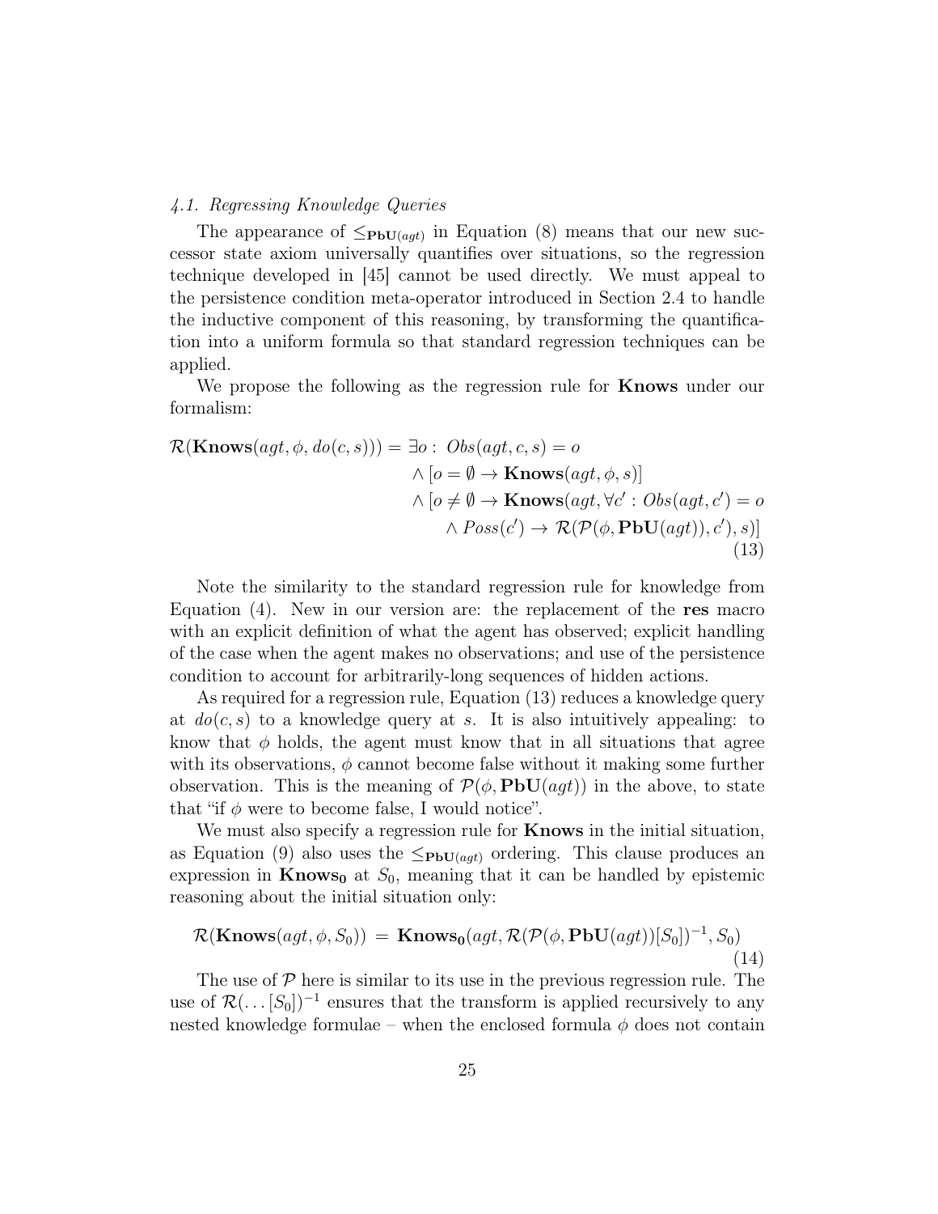*4.1. Regressing Knowledge Queries*

The appearance of $\leq_{\mathbf{PbU}(agt)}$ in Equation (8) means that our new successor state axiom universally quantifies over situations, so the regression technique developed in [45] cannot be used directly. We must appeal to the persistence condition meta-operator introduced in Section 2.4 to handle the inductive component of this reasoning, by transforming the quantification into a uniform formula so that standard regression techniques can be applied.

We propose the following as the regression rule for **Knows** under our formalism:

$$
\begin{aligned}
\mathcal{R}(\mathbf{Knows}(agt, \phi, do(c, s))) = \exists o :\ & Obs(agt, c, s) = o \\
& \wedge [o = \emptyset \rightarrow \mathbf{Knows}(agt, \phi, s)] \\
& \wedge [o \neq \emptyset \rightarrow \mathbf{Knows}(agt, \forall c' : Obs(agt, c') = o \\
& \qquad \wedge Poss(c') \rightarrow \mathcal{R}(\mathcal{P}(\phi, \mathbf{PbU}(agt)), c'), s)]
\end{aligned} \tag{13}
$$

Note the similarity to the standard regression rule for knowledge from Equation (4). New in our version are: the replacement of the **res** macro with an explicit definition of what the agent has observed; explicit handling of the case when the agent makes no observations; and use of the persistence condition to account for arbitrarily-long sequences of hidden actions.

As required for a regression rule, Equation (13) reduces a knowledge query at $do(c, s)$ to a knowledge query at $s$. It is also intuitively appealing: to know that $\phi$ holds, the agent must know that in all situations that agree with its observations, $\phi$ cannot become false without it making some further observation. This is the meaning of $\mathcal{P}(\phi, \mathbf{PbU}(agt))$ in the above, to state that "if $\phi$ were to become false, I would notice".

We must also specify a regression rule for **Knows** in the initial situation, as Equation (9) also uses the $\leq_{\mathbf{PbU}(agt)}$ ordering. This clause produces an expression in $\mathbf{Knows_0}$ at $S_0$, meaning that it can be handled by epistemic reasoning about the initial situation only:

$$
\mathcal{R}(\mathbf{Knows}(agt, \phi, S_0)) \ = \ \mathbf{Knows_0}(agt, \mathcal{R}(\mathcal{P}(\phi, \mathbf{PbU}(agt))[S_0])^{-1}, S_0) \tag{14}
$$

The use of $\mathcal{P}$ here is similar to its use in the previous regression rule. The use of $\mathcal{R}(\dots[S_0])^{-1}$ ensures that the transform is applied recursively to any nested knowledge formulae – when the enclosed formula $\phi$ does not contain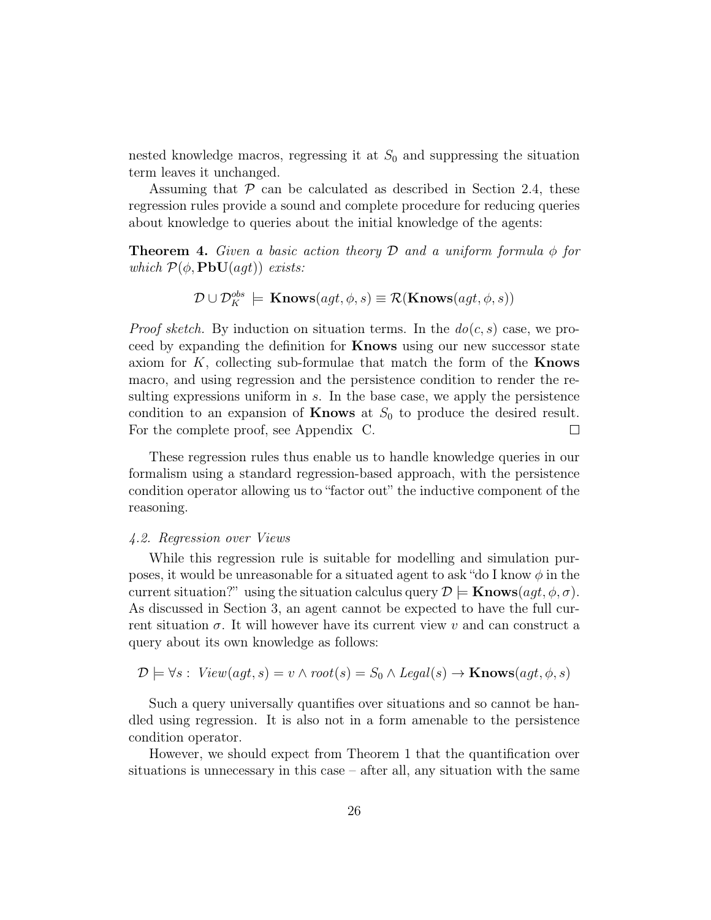nested knowledge macros, regressing it at $S_0$ and suppressing the situation term leaves it unchanged.

Assuming that $\mathcal{P}$ can be calculated as described in Section 2.4, these regression rules provide a sound and complete procedure for reducing queries about knowledge to queries about the initial knowledge of the agents:

**Theorem 4.** *Given a basic action theory $\mathcal{D}$ and a uniform formula $\phi$ for which $\mathcal{P}(\phi, \mathbf{PbU}(agt))$ exists:*

$$\mathcal{D} \cup \mathcal{D}_K^{obs} \models \mathbf{Knows}(agt, \phi, s) \equiv \mathcal{R}(\mathbf{Knows}(agt, \phi, s))$$

*Proof sketch.* By induction on situation terms. In the $do(c, s)$ case, we proceed by expanding the definition for **Knows** using our new successor state axiom for $K$, collecting sub-formulae that match the form of the **Knows** macro, and using regression and the persistence condition to render the resulting expressions uniform in $s$. In the base case, we apply the persistence condition to an expansion of **Knows** at $S_0$ to produce the desired result. For the complete proof, see Appendix C. $\square$

These regression rules thus enable us to handle knowledge queries in our formalism using a standard regression-based approach, with the persistence condition operator allowing us to "factor out" the inductive component of the reasoning.

### *4.2. Regression over Views*

While this regression rule is suitable for modelling and simulation purposes, it would be unreasonable for a situated agent to ask "do I know $\phi$ in the current situation?" using the situation calculus query $\mathcal{D} \models \mathbf{Knows}(agt, \phi, \sigma)$. As discussed in Section 3, an agent cannot be expected to have the full current situation $\sigma$. It will however have its current view $v$ and can construct a query about its own knowledge as follows:

$$\mathcal{D} \models \forall s : \; View(agt, s) = v \wedge root(s) = S_0 \wedge Legal(s) \rightarrow \mathbf{Knows}(agt, \phi, s)$$

Such a query universally quantifies over situations and so cannot be handled using regression. It is also not in a form amenable to the persistence condition operator.

However, we should expect from Theorem 1 that the quantification over situations is unnecessary in this case – after all, any situation with the same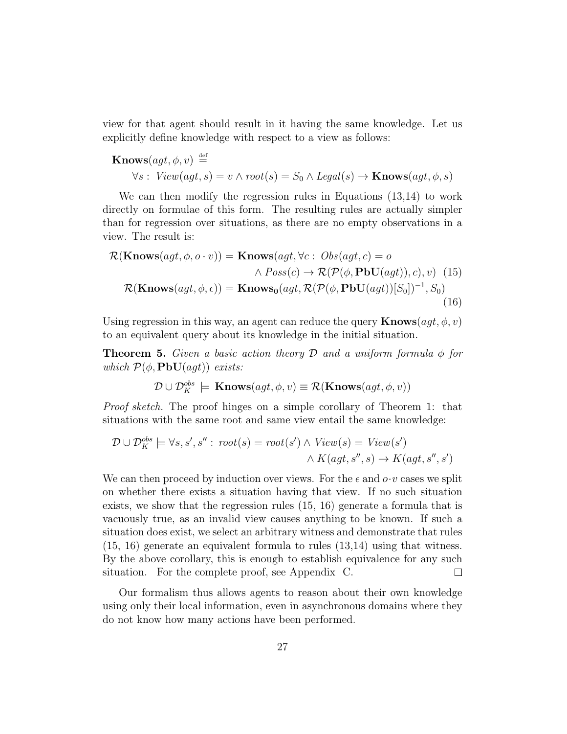view for that agent should result in it having the same knowledge. Let us explicitly define knowledge with respect to a view as follows:

$$\mathbf{Knows}(agt, \phi, v) \stackrel{\text{def}}{=}$$
$$\quad \forall s : \; View(agt, s) = v \wedge root(s) = S_0 \wedge Legal(s) \rightarrow \mathbf{Knows}(agt, \phi, s)$$

We can then modify the regression rules in Equations (13,14) to work directly on formulae of this form. The resulting rules are actually simpler than for regression over situations, as there are no empty observations in a view. The result is:

$$\mathcal{R}(\mathbf{Knows}(agt, \phi, o \cdot v)) = \mathbf{Knows}(agt, \forall c : \; Obs(agt, c) = o \wedge Poss(c) \rightarrow \mathcal{R}(\mathcal{P}(\phi, \mathbf{PbU}(agt)), c), v) \quad (15)$$

$$\mathcal{R}(\mathbf{Knows}(agt, \phi, \epsilon)) = \mathbf{Knows_0}(agt, \mathcal{R}(\mathcal{P}(\phi, \mathbf{PbU}(agt))[S_0])^{-1}, S_0) \quad (16)$$

Using regression in this way, an agent can reduce the query $\mathbf{Knows}(agt, \phi, v)$ to an equivalent query about its knowledge in the initial situation.

**Theorem 5.** *Given a basic action theory $\mathcal{D}$ and a uniform formula $\phi$ for which $\mathcal{P}(\phi, \mathbf{PbU}(agt))$ exists:*

$$\mathcal{D} \cup \mathcal{D}_K^{obs} \models \mathbf{Knows}(agt, \phi, v) \equiv \mathcal{R}(\mathbf{Knows}(agt, \phi, v))$$

*Proof sketch.* The proof hinges on a simple corollary of Theorem 1: that situations with the same root and same view entail the same knowledge:

$$\mathcal{D} \cup \mathcal{D}_K^{obs} \models \forall s, s', s'' : \; root(s) = root(s') \wedge View(s) = View(s') \wedge K(agt, s'', s) \rightarrow K(agt, s'', s')$$

We can then proceed by induction over views. For the $\epsilon$ and $o \cdot v$ cases we split on whether there exists a situation having that view. If no such situation exists, we show that the regression rules (15, 16) generate a formula that is vacuously true, as an invalid view causes anything to be known. If such a situation does exist, we select an arbitrary witness and demonstrate that rules (15, 16) generate an equivalent formula to rules (13,14) using that witness. By the above corollary, this is enough to establish equivalence for any such situation. For the complete proof, see Appendix C. □

Our formalism thus allows agents to reason about their own knowledge using only their local information, even in asynchronous domains where they do not know how many actions have been performed.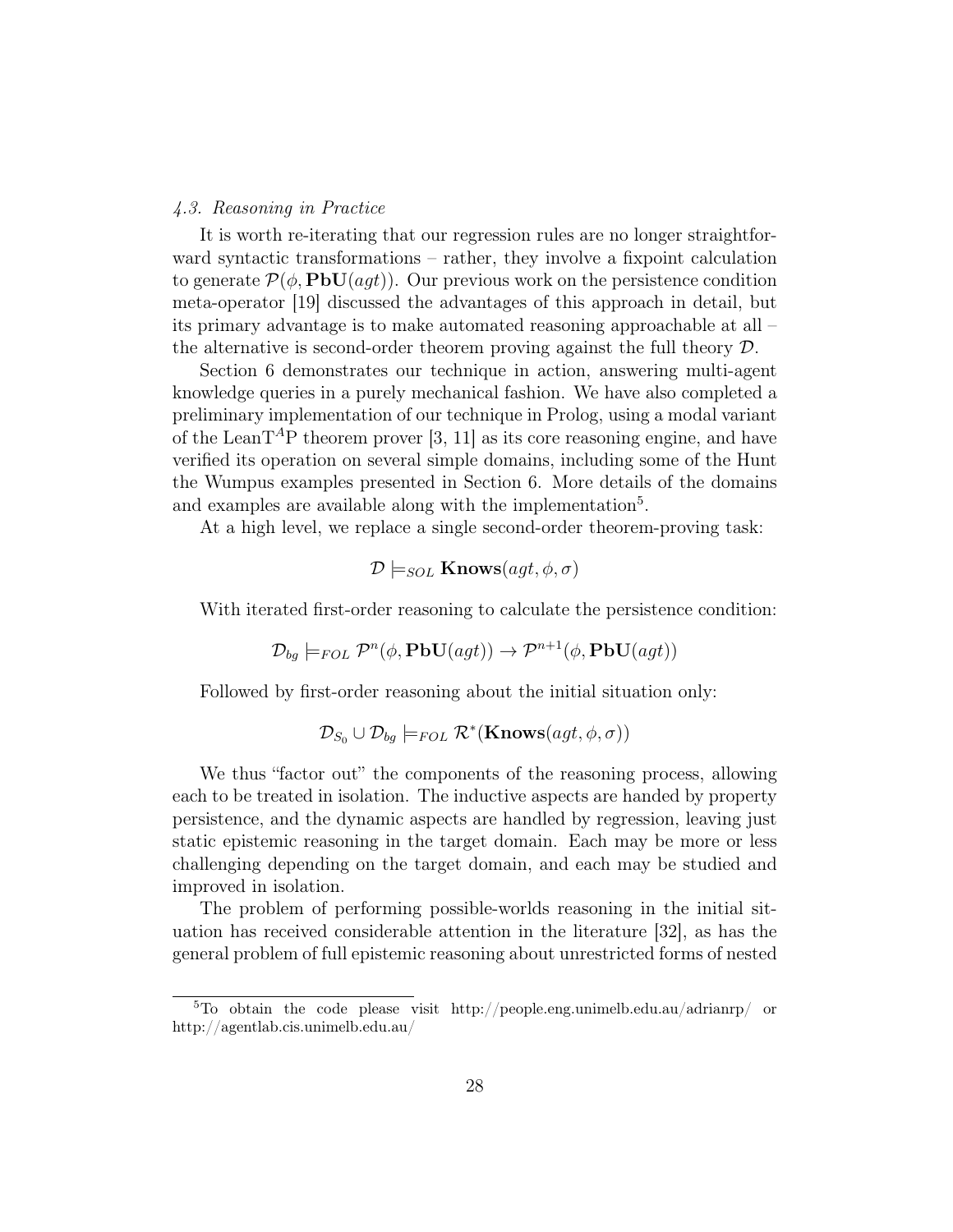### 4.3. Reasoning in Practice

It is worth re-iterating that our regression rules are no longer straightforward syntactic transformations – rather, they involve a fixpoint calculation to generate $\mathcal{P}(\phi, \mathbf{PbU}(agt))$. Our previous work on the persistence condition meta-operator [19] discussed the advantages of this approach in detail, but its primary advantage is to make automated reasoning approachable at all – the alternative is second-order theorem proving against the full theory $\mathcal{D}$.

Section 6 demonstrates our technique in action, answering multi-agent knowledge queries in a purely mechanical fashion. We have also completed a preliminary implementation of our technique in Prolog, using a modal variant of the LeanT$^A$P theorem prover [3, 11] as its core reasoning engine, and have verified its operation on several simple domains, including some of the Hunt the Wumpus examples presented in Section 6. More details of the domains and examples are available along with the implementation[5].

At a high level, we replace a single second-order theorem-proving task:

$$\mathcal{D} \models_{SOL} \mathbf{Knows}(agt, \phi, \sigma)$$

With iterated first-order reasoning to calculate the persistence condition:

$$\mathcal{D}_{bg} \models_{FOL} \mathcal{P}^n(\phi, \mathbf{PbU}(agt)) \rightarrow \mathcal{P}^{n+1}(\phi, \mathbf{PbU}(agt))$$

Followed by first-order reasoning about the initial situation only:

$$\mathcal{D}_{S_0} \cup \mathcal{D}_{bg} \models_{FOL} \mathcal{R}^*(\mathbf{Knows}(agt, \phi, \sigma))$$

We thus "factor out" the components of the reasoning process, allowing each to be treated in isolation. The inductive aspects are handed by property persistence, and the dynamic aspects are handled by regression, leaving just static epistemic reasoning in the target domain. Each may be more or less challenging depending on the target domain, and each may be studied and improved in isolation.

The problem of performing possible-worlds reasoning in the initial situation has received considerable attention in the literature [32], as has the general problem of full epistemic reasoning about unrestricted forms of nested

[5] To obtain the code please visit http://people.eng.unimelb.edu.au/adrianrp/ or http://agentlab.cis.unimelb.edu.au/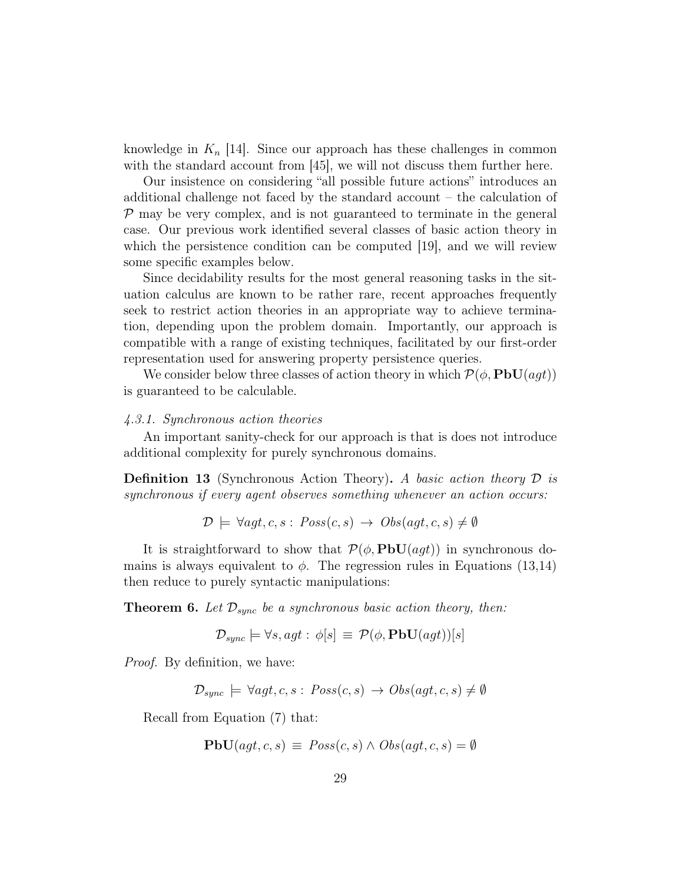knowledge in $K_n$ [14]. Since our approach has these challenges in common with the standard account from [45], we will not discuss them further here.

Our insistence on considering "all possible future actions" introduces an additional challenge not faced by the standard account – the calculation of $\mathcal{P}$ may be very complex, and is not guaranteed to terminate in the general case. Our previous work identified several classes of basic action theory in which the persistence condition can be computed [19], and we will review some specific examples below.

Since decidability results for the most general reasoning tasks in the situation calculus are known to be rather rare, recent approaches frequently seek to restrict action theories in an appropriate way to achieve termination, depending upon the problem domain. Importantly, our approach is compatible with a range of existing techniques, facilitated by our first-order representation used for answering property persistence queries.

We consider below three classes of action theory in which $\mathcal{P}(\phi, \mathbf{PbU}(agt))$ is guaranteed to be calculable.

#### *4.3.1. Synchronous action theories*

An important sanity-check for our approach is that is does not introduce additional complexity for purely synchronous domains.

**Definition 13** (Synchronous Action Theory)**.** *A basic action theory $\mathcal{D}$ is synchronous if every agent observes something whenever an action occurs:*

$$\mathcal{D} \models \forall agt, c, s : \mathit{Poss}(c, s) \rightarrow \mathit{Obs}(agt, c, s) \neq \emptyset$$

It is straightforward to show that $\mathcal{P}(\phi, \mathbf{PbU}(agt))$ in synchronous domains is always equivalent to $\phi$. The regression rules in Equations (13,14) then reduce to purely syntactic manipulations:

**Theorem 6.** *Let $\mathcal{D}_{sync}$ be a synchronous basic action theory, then:*

$$\mathcal{D}_{sync} \models \forall s, agt : \phi[s] \equiv \mathcal{P}(\phi, \mathbf{PbU}(agt))[s]$$

*Proof.* By definition, we have:

$$\mathcal{D}_{sync} \models \forall agt, c, s : \mathit{Poss}(c, s) \rightarrow \mathit{Obs}(agt, c, s) \neq \emptyset$$

Recall from Equation (7) that:

$$\mathbf{PbU}(agt, c, s) \equiv \mathit{Poss}(c, s) \wedge \mathit{Obs}(agt, c, s) = \emptyset$$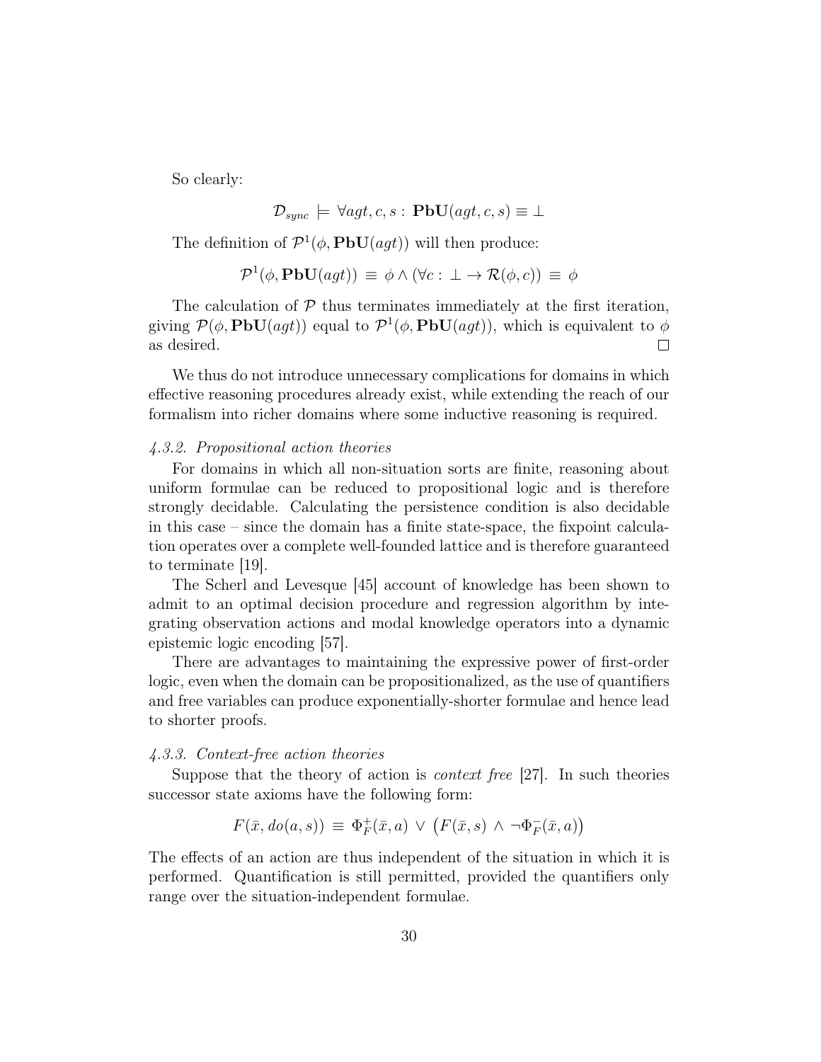So clearly:

$$\mathcal{D}_{sync} \models \forall agt, c, s : \mathbf{PbU}(agt, c, s) \equiv \bot$$

The definition of $\mathcal{P}^1(\phi, \mathbf{PbU}(agt))$ will then produce:

$$\mathcal{P}^1(\phi, \mathbf{PbU}(agt)) \equiv \phi \wedge (\forall c : \bot \rightarrow \mathcal{R}(\phi, c)) \equiv \phi$$

The calculation of $\mathcal{P}$ thus terminates immediately at the first iteration, giving $\mathcal{P}(\phi, \mathbf{PbU}(agt))$ equal to $\mathcal{P}^1(\phi, \mathbf{PbU}(agt))$, which is equivalent to $\phi$ as desired. □

We thus do not introduce unnecessary complications for domains in which effective reasoning procedures already exist, while extending the reach of our formalism into richer domains where some inductive reasoning is required.

#### *4.3.2. Propositional action theories*

For domains in which all non-situation sorts are finite, reasoning about uniform formulae can be reduced to propositional logic and is therefore strongly decidable. Calculating the persistence condition is also decidable in this case – since the domain has a finite state-space, the fixpoint calculation operates over a complete well-founded lattice and is therefore guaranteed to terminate [19].

The Scherl and Levesque [45] account of knowledge has been shown to admit to an optimal decision procedure and regression algorithm by integrating observation actions and modal knowledge operators into a dynamic epistemic logic encoding [57].

There are advantages to maintaining the expressive power of first-order logic, even when the domain can be propositionalized, as the use of quantifiers and free variables can produce exponentially-shorter formulae and hence lead to shorter proofs.

#### *4.3.3. Context-free action theories*

Suppose that the theory of action is *context free* [27]. In such theories successor state axioms have the following form:

$$F(\bar{x}, do(a, s)) \equiv \Phi^+_F(\bar{x}, a) \vee \big(F(\bar{x}, s) \wedge \neg\Phi^-_F(\bar{x}, a)\big)$$

The effects of an action are thus independent of the situation in which it is performed. Quantification is still permitted, provided the quantifiers only range over the situation-independent formulae.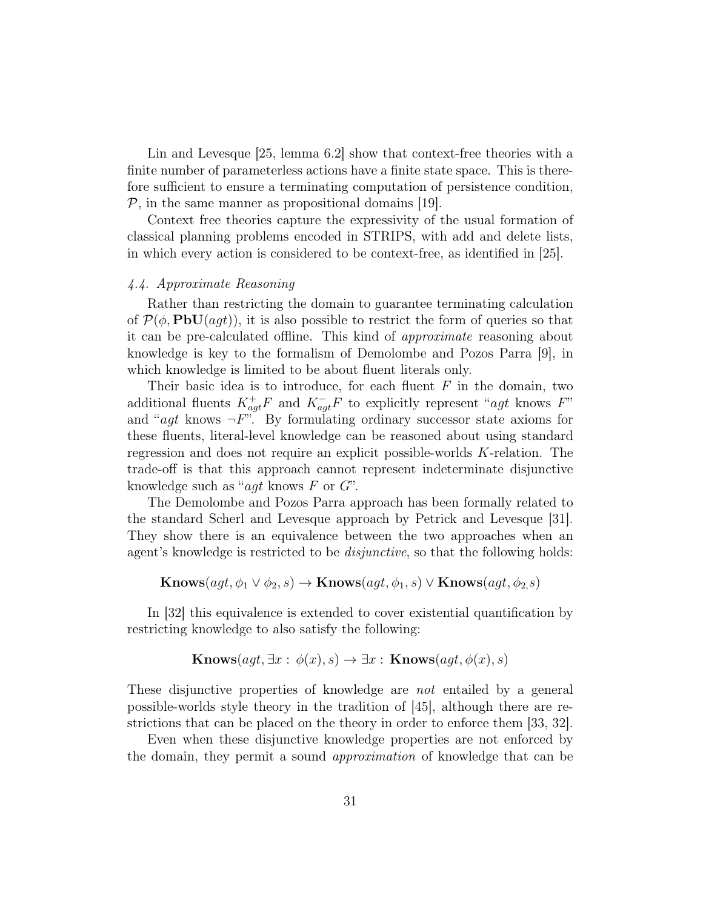Lin and Levesque [25, lemma 6.2] show that context-free theories with a finite number of parameterless actions have a finite state space. This is therefore sufficient to ensure a terminating computation of persistence condition, $\mathcal{P}$, in the same manner as propositional domains [19].

Context free theories capture the expressivity of the usual formation of classical planning problems encoded in STRIPS, with add and delete lists, in which every action is considered to be context-free, as identified in [25].

### *4.4. Approximate Reasoning*

Rather than restricting the domain to guarantee terminating calculation of $\mathcal{P}(\phi, \mathbf{PbU}(agt))$, it is also possible to restrict the form of queries so that it can be pre-calculated offline. This kind of *approximate* reasoning about knowledge is key to the formalism of Demolombe and Pozos Parra [9], in which knowledge is limited to be about fluent literals only.

Their basic idea is to introduce, for each fluent $F$ in the domain, two additional fluents $K^+_{agt}F$ and $K^-_{agt}F$ to explicitly represent "$agt$ knows $F$" and "$agt$ knows $\neg F$". By formulating ordinary successor state axioms for these fluents, literal-level knowledge can be reasoned about using standard regression and does not require an explicit possible-worlds $K$-relation. The trade-off is that this approach cannot represent indeterminate disjunctive knowledge such as "$agt$ knows $F$ or $G$".

The Demolombe and Pozos Parra approach has been formally related to the standard Scherl and Levesque approach by Petrick and Levesque [31]. They show there is an equivalence between the two approaches when an agent's knowledge is restricted to be *disjunctive*, so that the following holds:

$$\mathbf{Knows}(agt, \phi_1 \vee \phi_2, s) \rightarrow \mathbf{Knows}(agt, \phi_1, s) \vee \mathbf{Knows}(agt, \phi_2, s)$$

In [32] this equivalence is extended to cover existential quantification by restricting knowledge to also satisfy the following:

$$\mathbf{Knows}(agt, \exists x : \phi(x), s) \rightarrow \exists x : \mathbf{Knows}(agt, \phi(x), s)$$

These disjunctive properties of knowledge are *not* entailed by a general possible-worlds style theory in the tradition of [45], although there are restrictions that can be placed on the theory in order to enforce them [33, 32].

Even when these disjunctive knowledge properties are not enforced by the domain, they permit a sound *approximation* of knowledge that can be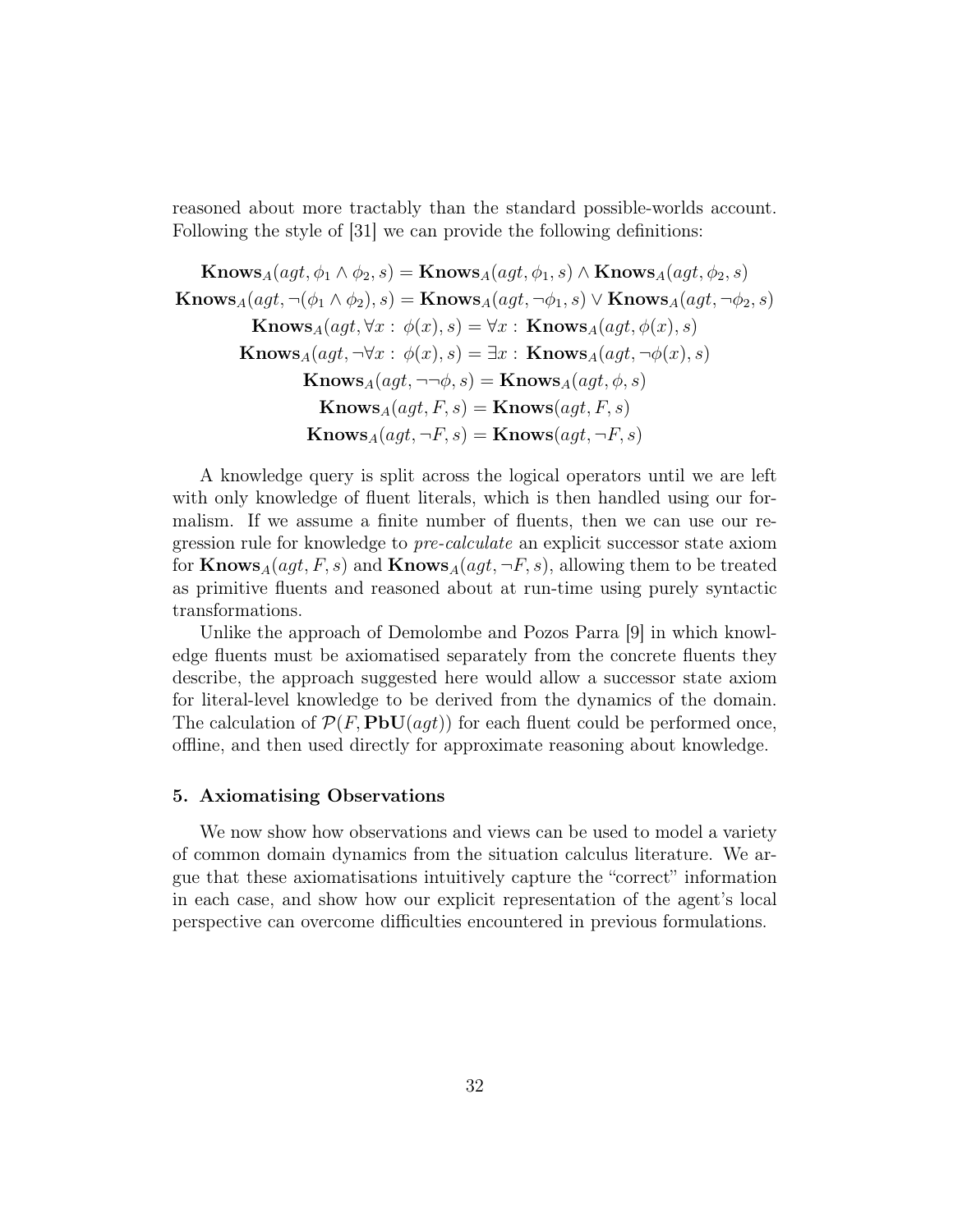reasoned about more tractably than the standard possible-worlds account. Following the style of [31] we can provide the following definitions:

$$\mathbf{Knows}_A(agt, \phi_1 \wedge \phi_2, s) = \mathbf{Knows}_A(agt, \phi_1, s) \wedge \mathbf{Knows}_A(agt, \phi_2, s)$$

$$\mathbf{Knows}_A(agt, \neg(\phi_1 \wedge \phi_2), s) = \mathbf{Knows}_A(agt, \neg\phi_1, s) \vee \mathbf{Knows}_A(agt, \neg\phi_2, s)$$

$$\mathbf{Knows}_A(agt, \forall x : \phi(x), s) = \forall x : \mathbf{Knows}_A(agt, \phi(x), s)$$

$$\mathbf{Knows}_A(agt, \neg\forall x : \phi(x), s) = \exists x : \mathbf{Knows}_A(agt, \neg\phi(x), s)$$

$$\mathbf{Knows}_A(agt, \neg\neg\phi, s) = \mathbf{Knows}_A(agt, \phi, s)$$

$$\mathbf{Knows}_A(agt, F, s) = \mathbf{Knows}(agt, F, s)$$

$$\mathbf{Knows}_A(agt, \neg F, s) = \mathbf{Knows}(agt, \neg F, s)$$

A knowledge query is split across the logical operators until we are left with only knowledge of fluent literals, which is then handled using our formalism. If we assume a finite number of fluents, then we can use our regression rule for knowledge to *pre-calculate* an explicit successor state axiom for $\mathbf{Knows}_A(agt, F, s)$ and $\mathbf{Knows}_A(agt, \neg F, s)$, allowing them to be treated as primitive fluents and reasoned about at run-time using purely syntactic transformations.

Unlike the approach of Demolombe and Pozos Parra [9] in which knowledge fluents must be axiomatised separately from the concrete fluents they describe, the approach suggested here would allow a successor state axiom for literal-level knowledge to be derived from the dynamics of the domain. The calculation of $\mathcal{P}(F, \mathbf{PbU}(agt))$ for each fluent could be performed once, offline, and then used directly for approximate reasoning about knowledge.

## 5. Axiomatising Observations

We now show how observations and views can be used to model a variety of common domain dynamics from the situation calculus literature. We argue that these axiomatisations intuitively capture the "correct" information in each case, and show how our explicit representation of the agent's local perspective can overcome difficulties encountered in previous formulations.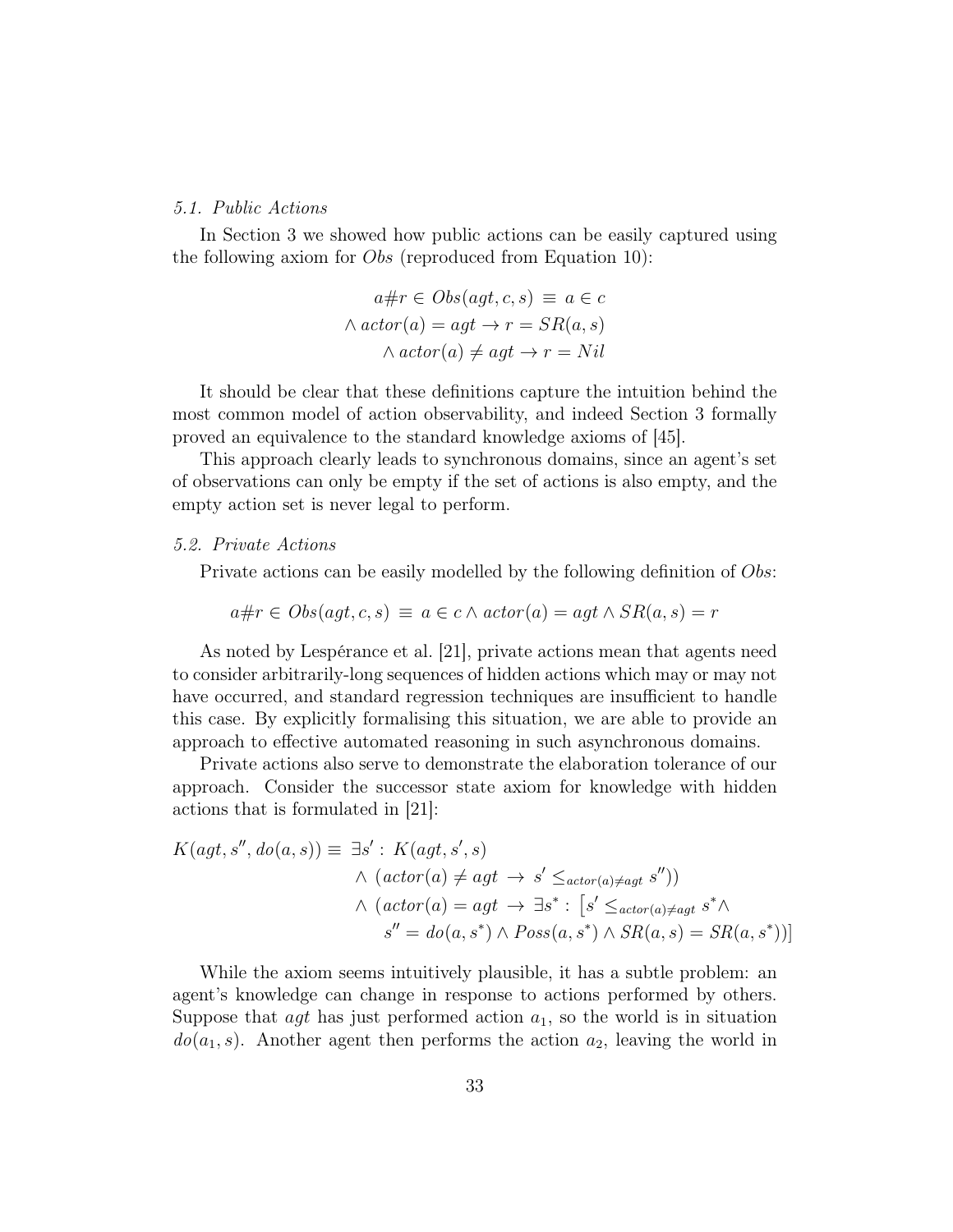### 5.1. Public Actions

In Section 3 we showed how public actions can be easily captured using the following axiom for $Obs$ (reproduced from Equation 10):

$$
\begin{aligned}
a\#r \in Obs(agt, c, s) \;\equiv\; & a \in c \\
\wedge\; & actor(a) = agt \rightarrow r = SR(a, s) \\
\wedge\; & actor(a) \neq agt \rightarrow r = Nil
\end{aligned}
$$

It should be clear that these definitions capture the intuition behind the most common model of action observability, and indeed Section 3 formally proved an equivalence to the standard knowledge axioms of [45].

This approach clearly leads to synchronous domains, since an agent's set of observations can only be empty if the set of actions is also empty, and the empty action set is never legal to perform.

### 5.2. Private Actions

Private actions can be easily modelled by the following definition of $Obs$:

$$
a\#r \in Obs(agt, c, s) \;\equiv\; a \in c \wedge actor(a) = agt \wedge SR(a, s) = r
$$

As noted by Lespérance et al. [21], private actions mean that agents need to consider arbitrarily-long sequences of hidden actions which may or may not have occurred, and standard regression techniques are insufficient to handle this case. By explicitly formalising this situation, we are able to provide an approach to effective automated reasoning in such asynchronous domains.

Private actions also serve to demonstrate the elaboration tolerance of our approach. Consider the successor state axiom for knowledge with hidden actions that is formulated in [21]:

$$
\begin{aligned}
K(agt, s'', do(a, s)) \equiv\; & \exists s' : K(agt, s', s) \\
& \wedge\; (actor(a) \neq agt \;\rightarrow\; s' \leq_{actor(a) \neq agt} s'')) \\
& \wedge\; (actor(a) = agt \;\rightarrow\; \exists s^* : \big[s' \leq_{actor(a) \neq agt} s^* \wedge \\
& \qquad s'' = do(a, s^*) \wedge Poss(a, s^*) \wedge SR(a, s) = SR(a, s^*))\big]
\end{aligned}
$$

While the axiom seems intuitively plausible, it has a subtle problem: an agent's knowledge can change in response to actions performed by others. Suppose that $agt$ has just performed action $a_1$, so the world is in situation $do(a_1, s)$. Another agent then performs the action $a_2$, leaving the world in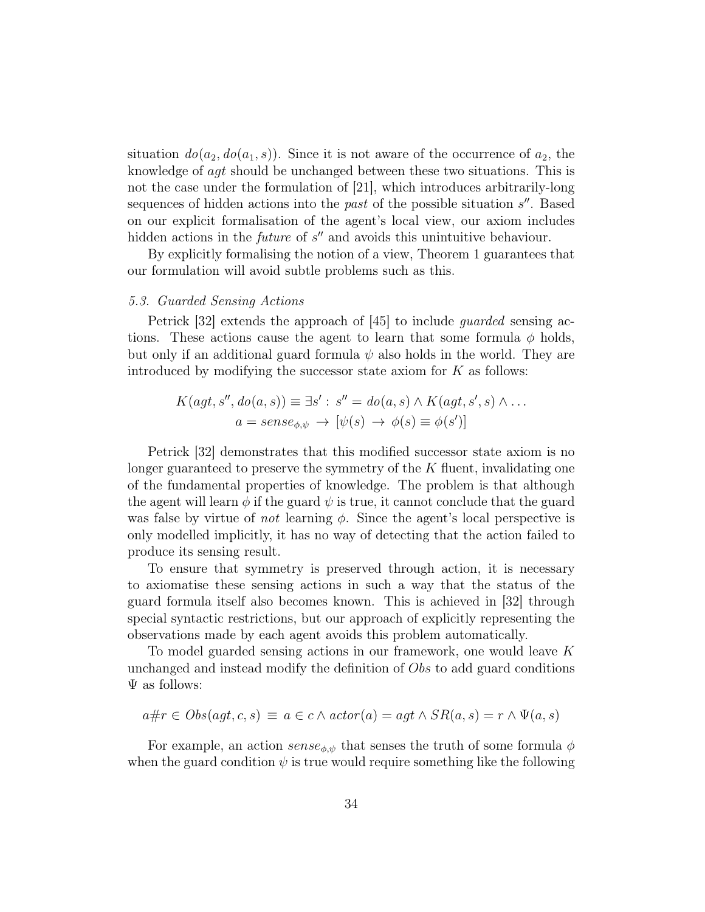situation $do(a_2, do(a_1, s))$. Since it is not aware of the occurrence of $a_2$, the knowledge of *agt* should be unchanged between these two situations. This is not the case under the formulation of [21], which introduces arbitrarily-long sequences of hidden actions into the *past* of the possible situation $s''$. Based on our explicit formalisation of the agent's local view, our axiom includes hidden actions in the *future* of $s''$ and avoids this unintuitive behaviour.

By explicitly formalising the notion of a view, Theorem 1 guarantees that our formulation will avoid subtle problems such as this.

### 5.3. Guarded Sensing Actions

Petrick [32] extends the approach of [45] to include *guarded* sensing actions. These actions cause the agent to learn that some formula $\phi$ holds, but only if an additional guard formula $\psi$ also holds in the world. They are introduced by modifying the successor state axiom for $K$ as follows:

$$K(agt, s'', do(a, s)) \equiv \exists s' : s'' = do(a, s) \wedge K(agt, s', s) \wedge \ldots$$
$$a = sense_{\phi,\psi} \rightarrow [\psi(s) \rightarrow \phi(s) \equiv \phi(s')]$$

Petrick [32] demonstrates that this modified successor state axiom is no longer guaranteed to preserve the symmetry of the $K$ fluent, invalidating one of the fundamental properties of knowledge. The problem is that although the agent will learn $\phi$ if the guard $\psi$ is true, it cannot conclude that the guard was false by virtue of *not* learning $\phi$. Since the agent's local perspective is only modelled implicitly, it has no way of detecting that the action failed to produce its sensing result.

To ensure that symmetry is preserved through action, it is necessary to axiomatise these sensing actions in such a way that the status of the guard formula itself also becomes known. This is achieved in [32] through special syntactic restrictions, but our approach of explicitly representing the observations made by each agent avoids this problem automatically.

To model guarded sensing actions in our framework, one would leave $K$ unchanged and instead modify the definition of *Obs* to add guard conditions $\Psi$ as follows:

$$a\#r \in Obs(agt, c, s) \equiv a \in c \wedge actor(a) = agt \wedge SR(a, s) = r \wedge \Psi(a, s)$$

For example, an action $sense_{\phi,\psi}$ that senses the truth of some formula $\phi$ when the guard condition $\psi$ is true would require something like the following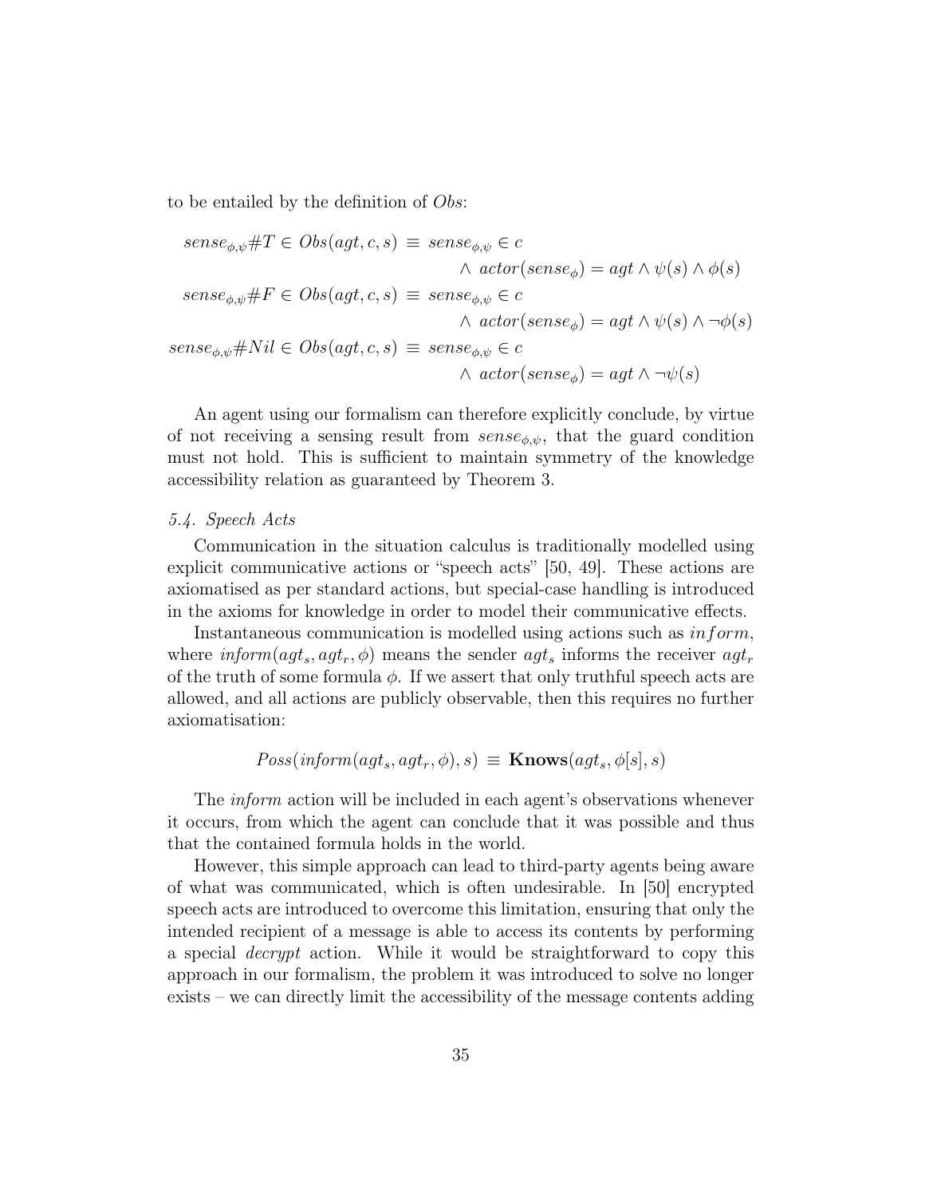to be entailed by the definition of $Obs$:

$$
\begin{aligned}
sense_{\phi,\psi}\#T \in Obs(agt, c, s) \;\equiv\; & sense_{\phi,\psi} \in c \\
& \wedge\; actor(sense_{\phi}) = agt \wedge \psi(s) \wedge \phi(s) \\
sense_{\phi,\psi}\#F \in Obs(agt, c, s) \;\equiv\; & sense_{\phi,\psi} \in c \\
& \wedge\; actor(sense_{\phi}) = agt \wedge \psi(s) \wedge \neg\phi(s) \\
sense_{\phi,\psi}\#Nil \in Obs(agt, c, s) \;\equiv\; & sense_{\phi,\psi} \in c \\
& \wedge\; actor(sense_{\phi}) = agt \wedge \neg\psi(s)
\end{aligned}
$$

An agent using our formalism can therefore explicitly conclude, by virtue of not receiving a sensing result from $sense_{\phi,\psi}$, that the guard condition must not hold. This is sufficient to maintain symmetry of the knowledge accessibility relation as guaranteed by Theorem 3.

### *5.4. Speech Acts*

Communication in the situation calculus is traditionally modelled using explicit communicative actions or "speech acts" [50, 49]. These actions are axiomatised as per standard actions, but special-case handling is introduced in the axioms for knowledge in order to model their communicative effects.

Instantaneous communication is modelled using actions such as $inform$, where $inform(agt_s, agt_r, \phi)$ means the sender $agt_s$ informs the receiver $agt_r$ of the truth of some formula $\phi$. If we assert that only truthful speech acts are allowed, and all actions are publicly observable, then this requires no further axiomatisation:

$$
Poss(inform(agt_s, agt_r, \phi), s) \;\equiv\; \mathbf{Knows}(agt_s, \phi[s], s)
$$

The *inform* action will be included in each agent's observations whenever it occurs, from which the agent can conclude that it was possible and thus that the contained formula holds in the world.

However, this simple approach can lead to third-party agents being aware of what was communicated, which is often undesirable. In [50] encrypted speech acts are introduced to overcome this limitation, ensuring that only the intended recipient of a message is able to access its contents by performing a special *decrypt* action. While it would be straightforward to copy this approach in our formalism, the problem it was introduced to solve no longer exists – we can directly limit the accessibility of the message contents adding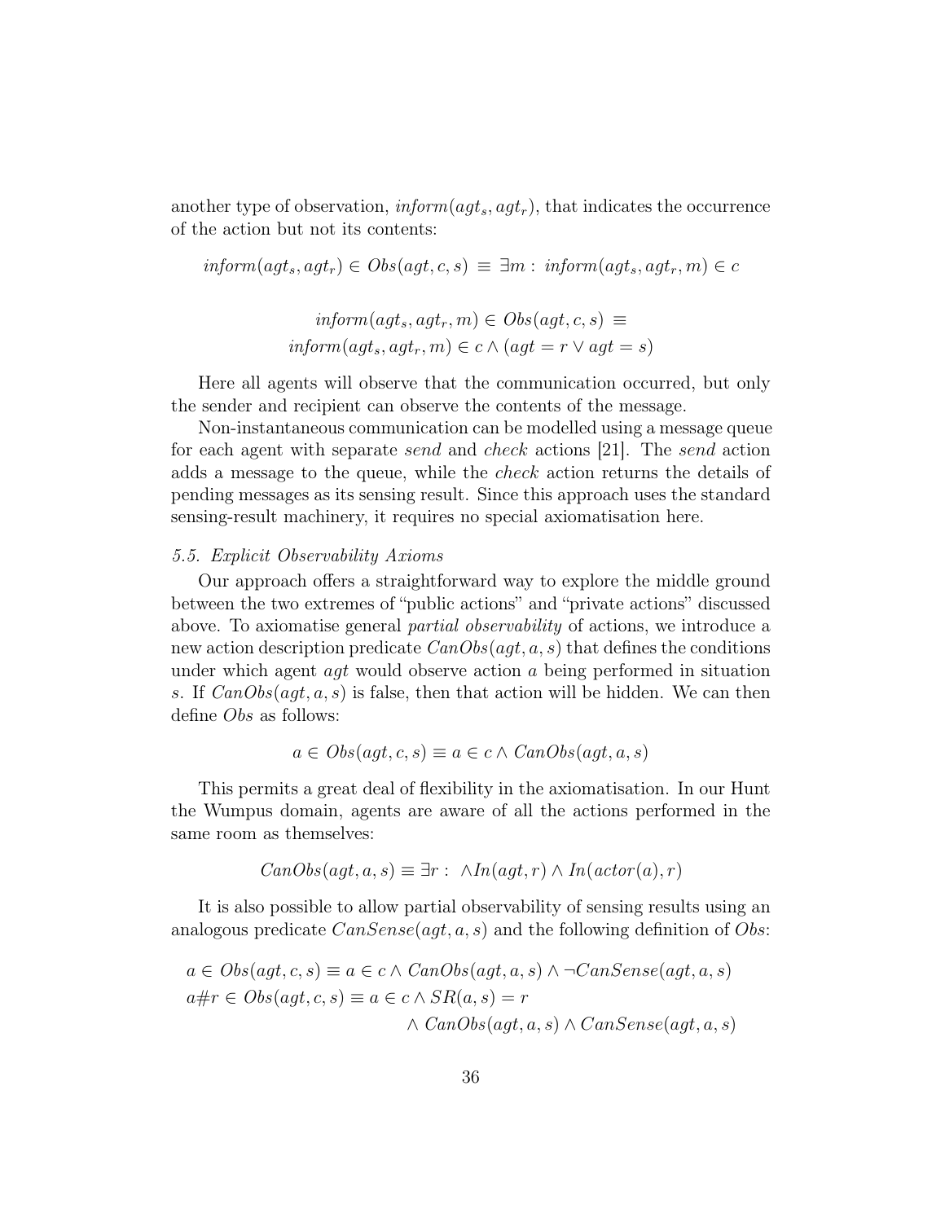another type of observation, $\mathit{inform}(agt_s, agt_r)$, that indicates the occurrence of the action but not its contents:

$$\mathit{inform}(agt_s, agt_r) \in \mathit{Obs}(agt, c, s) \equiv \exists m : \mathit{inform}(agt_s, agt_r, m) \in c$$

$$\mathit{inform}(agt_s, agt_r, m) \in \mathit{Obs}(agt, c, s) \equiv \\ \mathit{inform}(agt_s, agt_r, m) \in c \wedge (agt = r \vee agt = s)$$

Here all agents will observe that the communication occurred, but only the sender and recipient can observe the contents of the message.

Non-instantaneous communication can be modelled using a message queue for each agent with separate *send* and *check* actions [21]. The *send* action adds a message to the queue, while the *check* action returns the details of pending messages as its sensing result. Since this approach uses the standard sensing-result machinery, it requires no special axiomatisation here.

### *5.5. Explicit Observability Axioms*

Our approach offers a straightforward way to explore the middle ground between the two extremes of "public actions" and "private actions" discussed above. To axiomatise general *partial observability* of actions, we introduce a new action description predicate $\mathit{CanObs}(agt, a, s)$ that defines the conditions under which agent $agt$ would observe action $a$ being performed in situation $s$. If $\mathit{CanObs}(agt, a, s)$ is false, then that action will be hidden. We can then define $\mathit{Obs}$ as follows:

$$a \in \mathit{Obs}(agt, c, s) \equiv a \in c \wedge \mathit{CanObs}(agt, a, s)$$

This permits a great deal of flexibility in the axiomatisation. In our Hunt the Wumpus domain, agents are aware of all the actions performed in the same room as themselves:

$$\mathit{CanObs}(agt, a, s) \equiv \exists r : \wedge \mathit{In}(agt, r) \wedge \mathit{In}(\mathit{actor}(a), r)$$

It is also possible to allow partial observability of sensing results using an analogous predicate $\mathit{CanSense}(agt, a, s)$ and the following definition of $\mathit{Obs}$:

$$a \in \mathit{Obs}(agt, c, s) \equiv a \in c \wedge \mathit{CanObs}(agt, a, s) \wedge \neg \mathit{CanSense}(agt, a, s)$$

$$a\#r \in \mathit{Obs}(agt, c, s) \equiv a \in c \wedge \mathit{SR}(a, s) = r \\ \wedge \mathit{CanObs}(agt, a, s) \wedge \mathit{CanSense}(agt, a, s)$$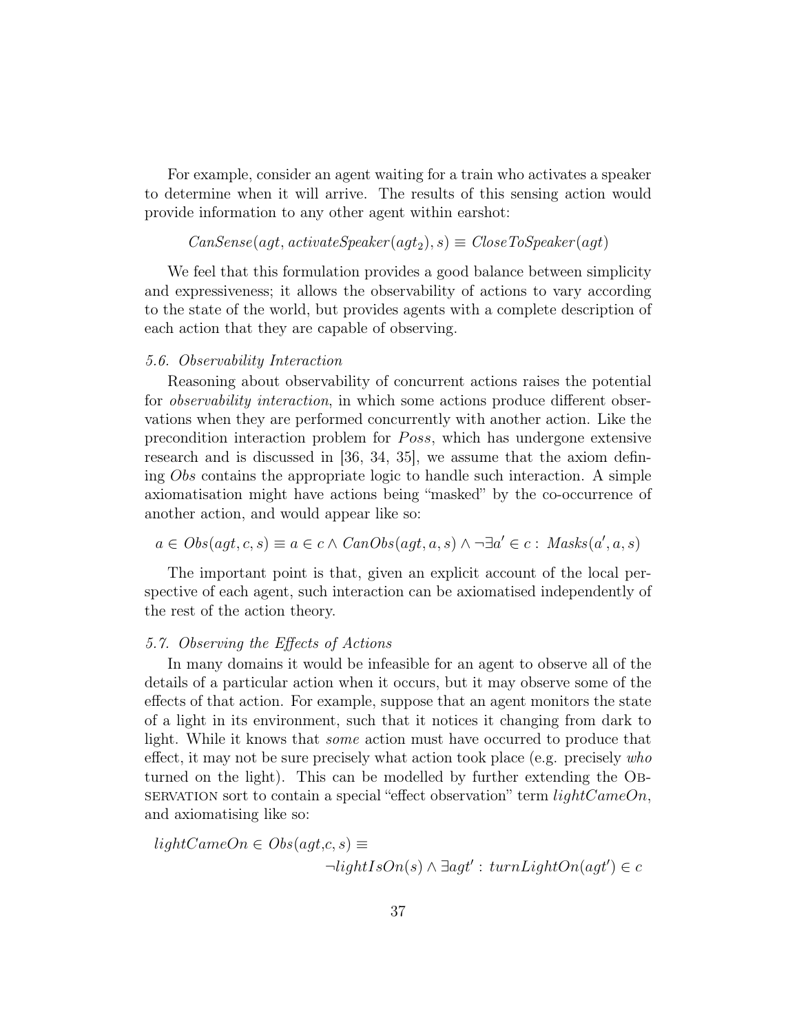For example, consider an agent waiting for a train who activates a speaker to determine when it will arrive. The results of this sensing action would provide information to any other agent within earshot:

$$CanSense(agt, activateSpeaker(agt_2), s) \equiv CloseToSpeaker(agt)$$

We feel that this formulation provides a good balance between simplicity and expressiveness; it allows the observability of actions to vary according to the state of the world, but provides agents with a complete description of each action that they are capable of observing.

### *5.6. Observability Interaction*

Reasoning about observability of concurrent actions raises the potential for *observability interaction*, in which some actions produce different observations when they are performed concurrently with another action. Like the precondition interaction problem for $Poss$, which has undergone extensive research and is discussed in [36, 34, 35], we assume that the axiom defining $Obs$ contains the appropriate logic to handle such interaction. A simple axiomatisation might have actions being "masked" by the co-occurrence of another action, and would appear like so:

$$a \in Obs(agt, c, s) \equiv a \in c \wedge CanObs(agt, a, s) \wedge \neg \exists a' \in c : \ Masks(a', a, s)$$

The important point is that, given an explicit account of the local perspective of each agent, such interaction can be axiomatised independently of the rest of the action theory.

### *5.7. Observing the Effects of Actions*

In many domains it would be infeasible for an agent to observe all of the details of a particular action when it occurs, but it may observe some of the effects of that action. For example, suppose that an agent monitors the state of a light in its environment, such that it notices it changing from dark to light. While it knows that *some* action must have occurred to produce that effect, it may not be sure precisely what action took place (e.g. precisely *who* turned on the light). This can be modelled by further extending the Observation sort to contain a special "effect observation" term $lightCameOn$, and axiomatising like so:

$$lightCameOn \in Obs(agt, c, s) \equiv \\ \neg lightIsOn(s) \wedge \exists agt' : \ turnLightOn(agt') \in c$$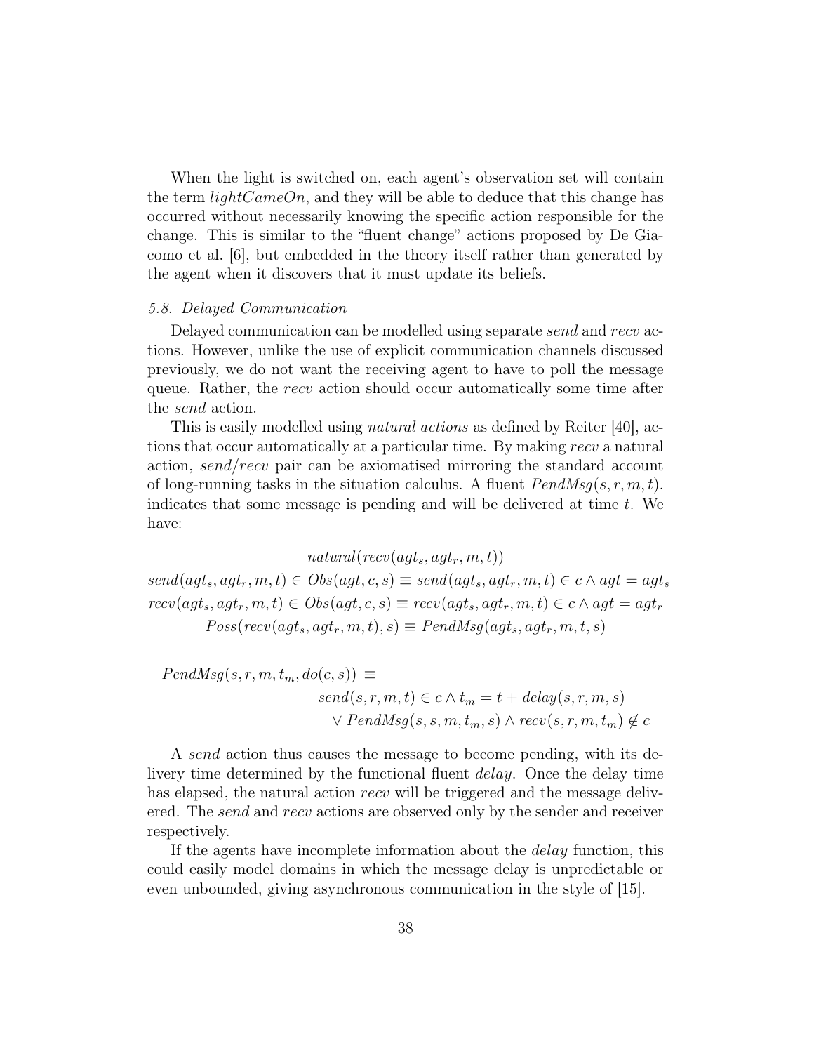When the light is switched on, each agent's observation set will contain the term $lightCameOn$, and they will be able to deduce that this change has occurred without necessarily knowing the specific action responsible for the change. This is similar to the "fluent change" actions proposed by De Giacomo et al. [6], but embedded in the theory itself rather than generated by the agent when it discovers that it must update its beliefs.

### *5.8. Delayed Communication*

Delayed communication can be modelled using separate *send* and *recv* actions. However, unlike the use of explicit communication channels discussed previously, we do not want the receiving agent to have to poll the message queue. Rather, the *recv* action should occur automatically some time after the *send* action.

This is easily modelled using *natural actions* as defined by Reiter [40], actions that occur automatically at a particular time. By making *recv* a natural action, *send*/*recv* pair can be axiomatised mirroring the standard account of long-running tasks in the situation calculus. A fluent $PendMsg(s, r, m, t)$. indicates that some message is pending and will be delivered at time $t$. We have:

$$natural(recv(agt_s, agt_r, m, t))$$

$$send(agt_s, agt_r, m, t) \in Obs(agt, c, s) \equiv send(agt_s, agt_r, m, t) \in c \wedge agt = agt_s$$

$$recv(agt_s, agt_r, m, t) \in Obs(agt, c, s) \equiv recv(agt_s, agt_r, m, t) \in c \wedge agt = agt_r$$

$$Poss(recv(agt_s, agt_r, m, t), s) \equiv PendMsg(agt_s, agt_r, m, t, s)$$

$$\begin{aligned} PendMsg(s, r, m, t_m, do(c, s)) \equiv& \\ & send(s, r, m, t) \in c \wedge t_m = t + delay(s, r, m, s) \\ & \vee PendMsg(s, s, m, t_m, s) \wedge recv(s, r, m, t_m) \notin c \end{aligned}$$

A *send* action thus causes the message to become pending, with its delivery time determined by the functional fluent *delay*. Once the delay time has elapsed, the natural action *recv* will be triggered and the message delivered. The *send* and *recv* actions are observed only by the sender and receiver respectively.

If the agents have incomplete information about the *delay* function, this could easily model domains in which the message delay is unpredictable or even unbounded, giving asynchronous communication in the style of [15].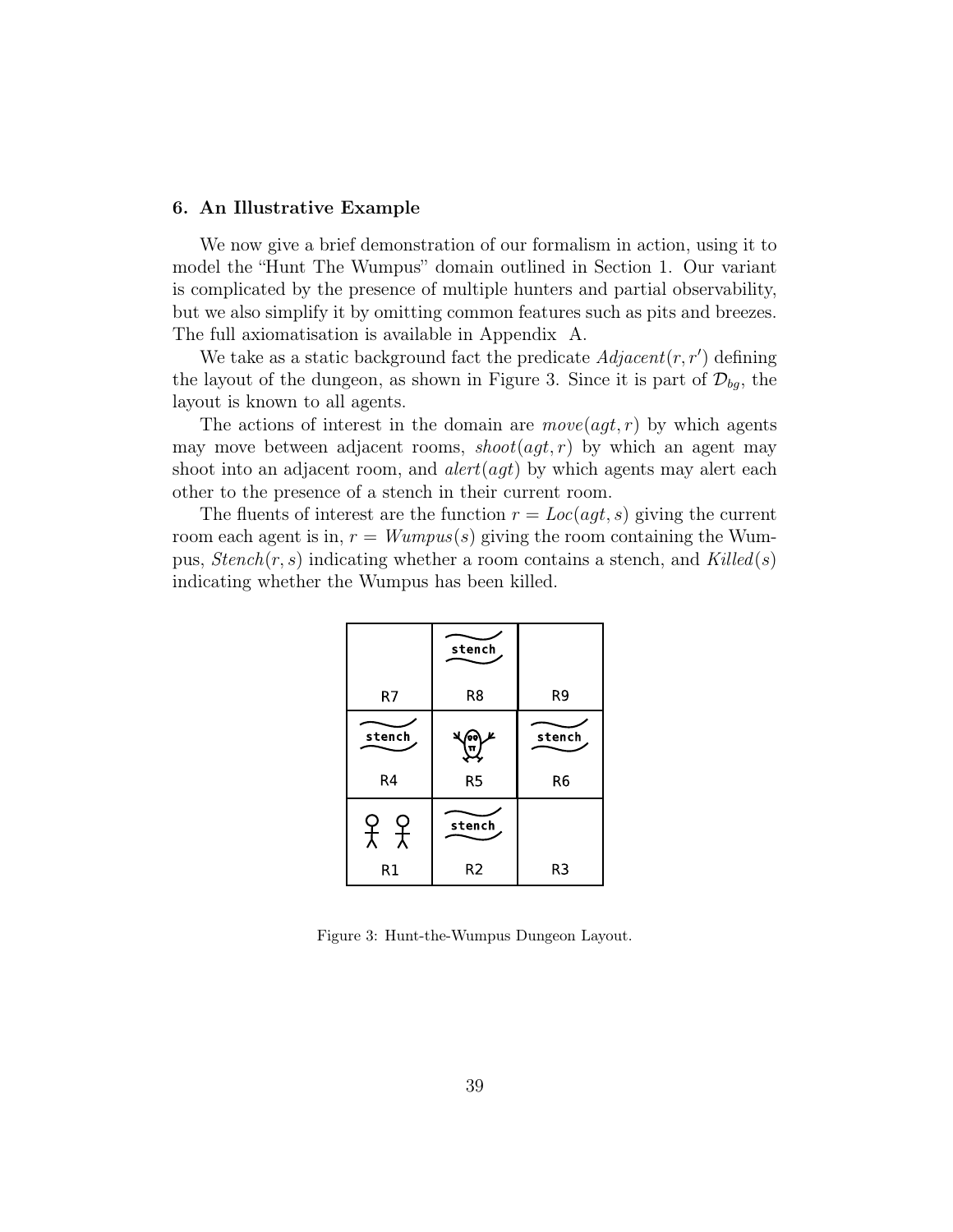## 6. An Illustrative Example

We now give a brief demonstration of our formalism in action, using it to model the "Hunt The Wumpus" domain outlined in Section 1. Our variant is complicated by the presence of multiple hunters and partial observability, but we also simplify it by omitting common features such as pits and breezes. The full axiomatisation is available in Appendix A.

We take as a static background fact the predicate $Adjacent(r, r')$ defining the layout of the dungeon, as shown in Figure 3. Since it is part of $\mathcal{D}_{bg}$, the layout is known to all agents.

The actions of interest in the domain are $move(agt, r)$ by which agents may move between adjacent rooms, $shoot(agt, r)$ by which an agent may shoot into an adjacent room, and $alert(agt)$ by which agents may alert each other to the presence of a stench in their current room.

The fluents of interest are the function $r = Loc(agt, s)$ giving the current room each agent is in, $r = Wumpus(s)$ giving the room containing the Wumpus, $Stench(r, s)$ indicating whether a room contains a stench, and $Killed(s)$ indicating whether the Wumpus has been killed.

| R7 | stench<br>R8 | R9 |
|---|---|---|
| stench<br>R4 | (Wumpus)<br>R5 | stench<br>R6 |
| (two agents)<br>R1 | stench<br>R2 | R3 |

Figure 3: Hunt-the-Wumpus Dungeon Layout.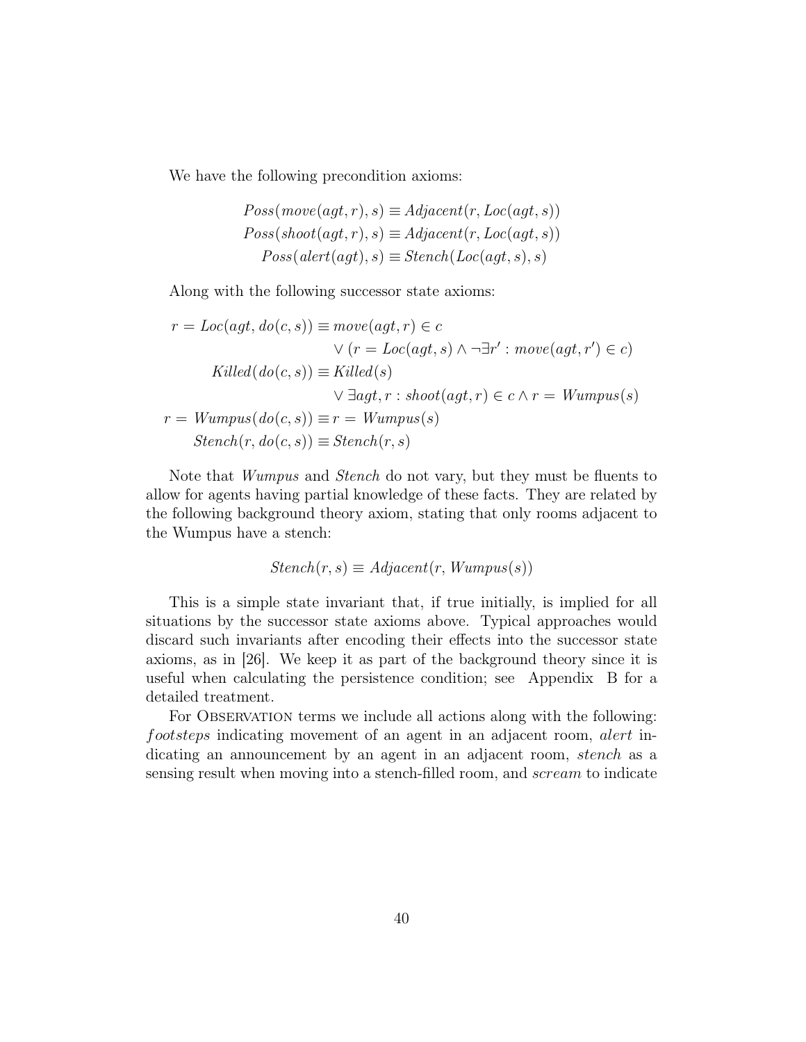We have the following precondition axioms:

$$
\begin{aligned}
Poss(move(agt, r), s) &\equiv Adjacent(r, Loc(agt, s)) \\
Poss(shoot(agt, r), s) &\equiv Adjacent(r, Loc(agt, s)) \\
Poss(alert(agt), s) &\equiv Stench(Loc(agt, s), s)
\end{aligned}
$$

Along with the following successor state axioms:

$$
\begin{aligned}
r = Loc(agt, do(c, s)) \equiv\ & move(agt, r) \in c \\
& \vee (r = Loc(agt, s) \wedge \neg \exists r' : move(agt, r') \in c) \\
Killed(do(c, s)) \equiv\ & Killed(s) \\
& \vee \exists agt, r : shoot(agt, r) \in c \wedge r = Wumpus(s) \\
r = Wumpus(do(c, s)) \equiv\ & r = Wumpus(s) \\
Stench(r, do(c, s)) \equiv\ & Stench(r, s)
\end{aligned}
$$

Note that *Wumpus* and *Stench* do not vary, but they must be fluents to allow for agents having partial knowledge of these facts. They are related by the following background theory axiom, stating that only rooms adjacent to the Wumpus have a stench:

$$
Stench(r, s) \equiv Adjacent(r, Wumpus(s))
$$

This is a simple state invariant that, if true initially, is implied for all situations by the successor state axioms above. Typical approaches would discard such invariants after encoding their effects into the successor state axioms, as in [26]. We keep it as part of the background theory since it is useful when calculating the persistence condition; see Appendix B for a detailed treatment.

For Observation terms we include all actions along with the following: *footsteps* indicating movement of an agent in an adjacent room, *alert* indicating an announcement by an agent in an adjacent room, *stench* as a sensing result when moving into a stench-filled room, and *scream* to indicate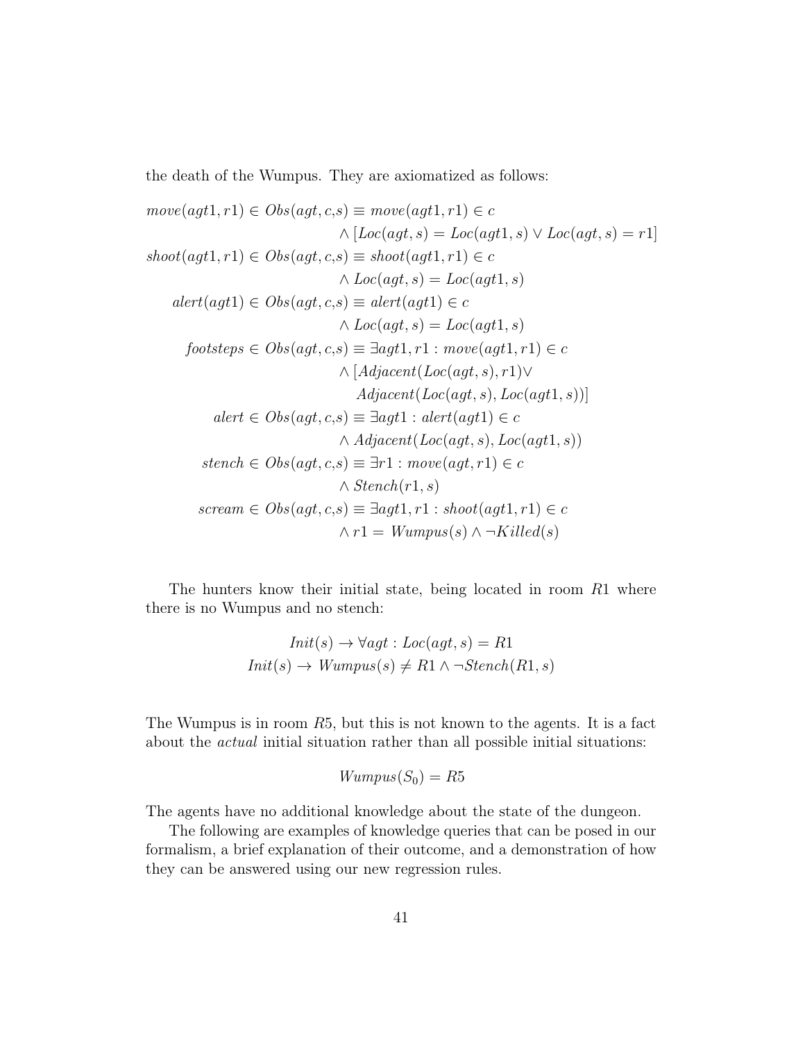the death of the Wumpus. They are axiomatized as follows:

$$
\begin{aligned}
move(agt1, r1) \in Obs(agt, c, s) \equiv\ & move(agt1, r1) \in c \\
& \wedge [Loc(agt, s) = Loc(agt1, s) \vee Loc(agt, s) = r1] \\
shoot(agt1, r1) \in Obs(agt, c, s) \equiv\ & shoot(agt1, r1) \in c \\
& \wedge Loc(agt, s) = Loc(agt1, s) \\
alert(agt1) \in Obs(agt, c, s) \equiv\ & alert(agt1) \in c \\
& \wedge Loc(agt, s) = Loc(agt1, s) \\
footsteps \in Obs(agt, c, s) \equiv\ & \exists agt1, r1 : move(agt1, r1) \in c \\
& \wedge [Adjacent(Loc(agt, s), r1) \vee \\
& \quad Adjacent(Loc(agt, s), Loc(agt1, s))] \\
alert \in Obs(agt, c, s) \equiv\ & \exists agt1 : alert(agt1) \in c \\
& \wedge Adjacent(Loc(agt, s), Loc(agt1, s)) \\
stench \in Obs(agt, c, s) \equiv\ & \exists r1 : move(agt, r1) \in c \\
& \wedge Stench(r1, s) \\
scream \in Obs(agt, c, s) \equiv\ & \exists agt1, r1 : shoot(agt1, r1) \in c \\
& \wedge r1 = Wumpus(s) \wedge \neg Killed(s)
\end{aligned}
$$

The hunters know their initial state, being located in room $R1$ where there is no Wumpus and no stench:

$$
\begin{gathered}
Init(s) \rightarrow \forall agt : Loc(agt, s) = R1 \\
Init(s) \rightarrow Wumpus(s) \neq R1 \wedge \neg Stench(R1, s)
\end{gathered}
$$

The Wumpus is in room $R5$, but this is not known to the agents. It is a fact about the *actual* initial situation rather than all possible initial situations:

$$
Wumpus(S_0) = R5
$$

The agents have no additional knowledge about the state of the dungeon.

The following are examples of knowledge queries that can be posed in our formalism, a brief explanation of their outcome, and a demonstration of how they can be answered using our new regression rules.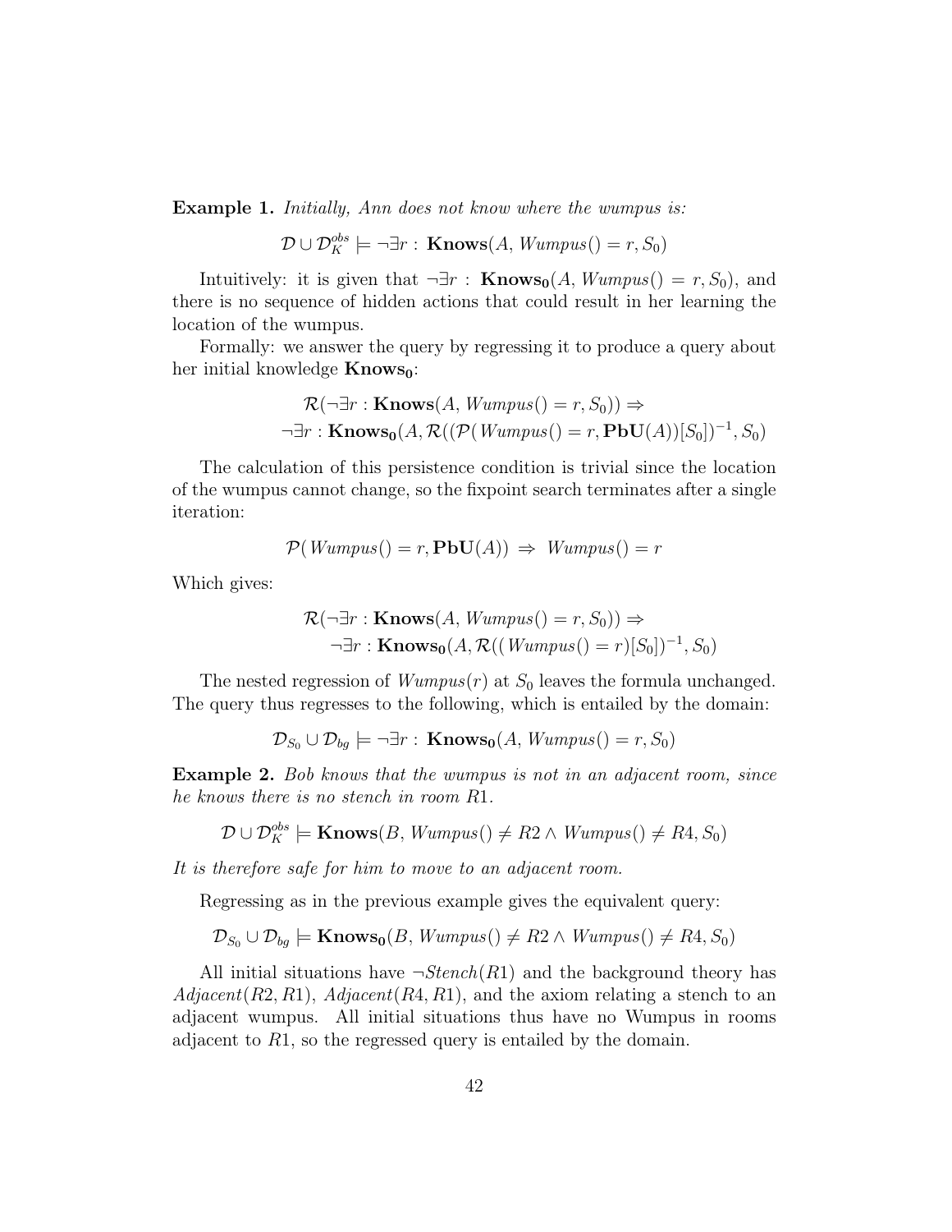**Example 1.** *Initially, Ann does not know where the wumpus is:*

$$\mathcal{D} \cup \mathcal{D}_K^{obs} \models \neg\exists r : \mathbf{Knows}(A, \mathit{Wumpus}() = r, S_0)$$

Intuitively: it is given that $\neg\exists r : \mathbf{Knows_0}(A, \mathit{Wumpus}() = r, S_0)$, and there is no sequence of hidden actions that could result in her learning the location of the wumpus.

Formally: we answer the query by regressing it to produce a query about her initial knowledge $\mathbf{Knows_0}$:

$$\mathcal{R}(\neg\exists r : \mathbf{Knows}(A, \mathit{Wumpus}() = r, S_0)) \Rightarrow$$
$$\neg\exists r : \mathbf{Knows_0}(A, \mathcal{R}((\mathcal{P}(\mathit{Wumpus}() = r, \mathbf{PbU}(A))[S_0])^{-1}, S_0)$$

The calculation of this persistence condition is trivial since the location of the wumpus cannot change, so the fixpoint search terminates after a single iteration:

$$\mathcal{P}(\mathit{Wumpus}() = r, \mathbf{PbU}(A)) \;\Rightarrow\; \mathit{Wumpus}() = r$$

Which gives:

$$\mathcal{R}(\neg\exists r : \mathbf{Knows}(A, \mathit{Wumpus}() = r, S_0)) \Rightarrow$$
$$\neg\exists r : \mathbf{Knows_0}(A, \mathcal{R}((\mathit{Wumpus}() = r)[S_0])^{-1}, S_0)$$

The nested regression of $\mathit{Wumpus}(r)$ at $S_0$ leaves the formula unchanged. The query thus regresses to the following, which is entailed by the domain:

$$\mathcal{D}_{S_0} \cup \mathcal{D}_{bg} \models \neg\exists r : \mathbf{Knows_0}(A, \mathit{Wumpus}() = r, S_0)$$

**Example 2.** *Bob knows that the wumpus is not in an adjacent room, since he knows there is no stench in room $R1$.*

$$\mathcal{D} \cup \mathcal{D}_K^{obs} \models \mathbf{Knows}(B, \mathit{Wumpus}() \neq R2 \wedge \mathit{Wumpus}() \neq R4, S_0)$$

*It is therefore safe for him to move to an adjacent room.*

Regressing as in the previous example gives the equivalent query:

$$\mathcal{D}_{S_0} \cup \mathcal{D}_{bg} \models \mathbf{Knows_0}(B, \mathit{Wumpus}() \neq R2 \wedge \mathit{Wumpus}() \neq R4, S_0)$$

All initial situations have $\neg \mathit{Stench}(R1)$ and the background theory has $\mathit{Adjacent}(R2, R1)$, $\mathit{Adjacent}(R4, R1)$, and the axiom relating a stench to an adjacent wumpus. All initial situations thus have no Wumpus in rooms adjacent to $R1$, so the regressed query is entailed by the domain.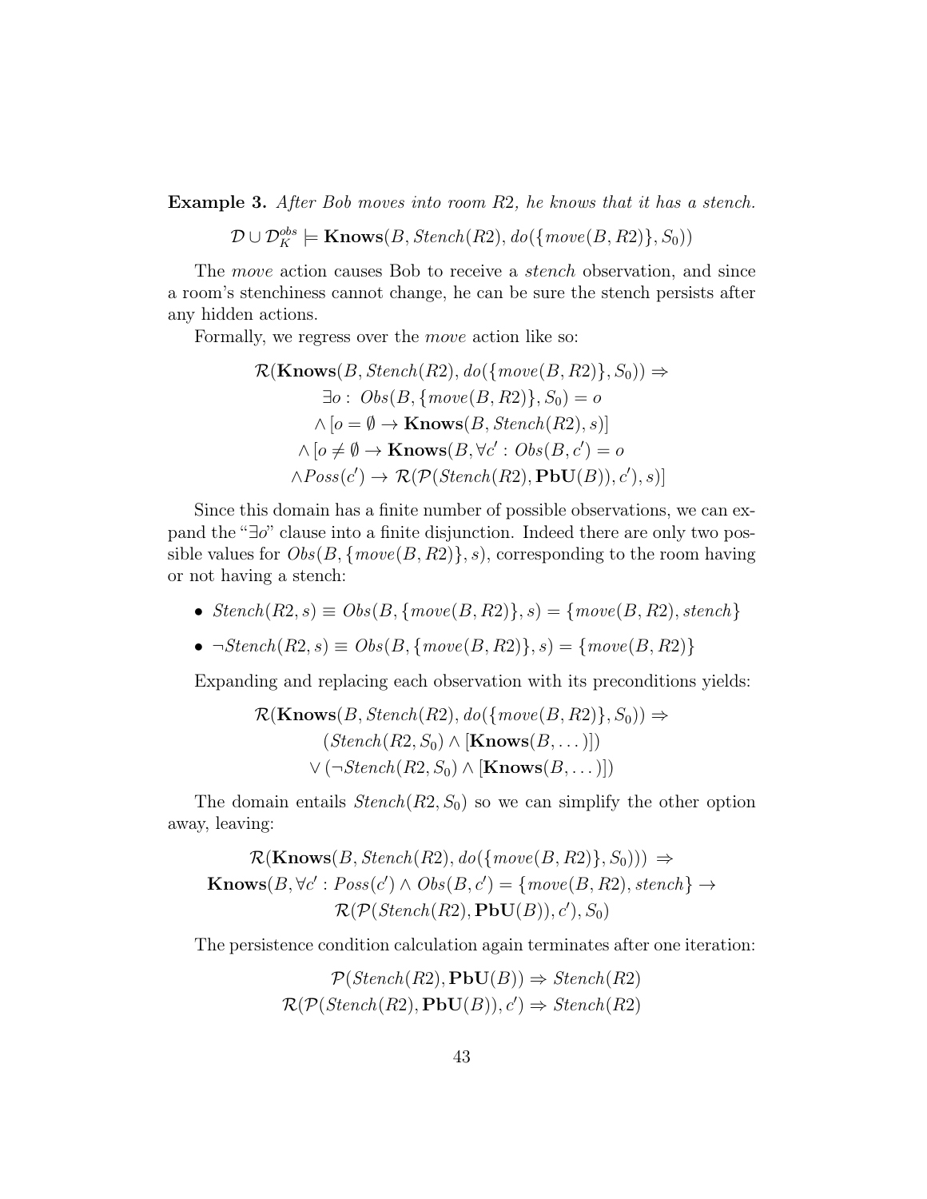**Example 3.** *After Bob moves into room R2, he knows that it has a stench.*

$$\mathcal{D} \cup \mathcal{D}_K^{obs} \models \mathbf{Knows}(B, Stench(R2), do(\{move(B, R2)\}, S_0))$$

The *move* action causes Bob to receive a *stench* observation, and since a room's stenchiness cannot change, he can be sure the stench persists after any hidden actions.

Formally, we regress over the *move* action like so:

$$\begin{aligned}
&\mathcal{R}(\mathbf{Knows}(B, Stench(R2), do(\{move(B, R2)\}, S_0)) \Rightarrow \\
&\qquad \exists o : \; Obs(B, \{move(B, R2)\}, S_0) = o \\
&\qquad \wedge [o = \emptyset \rightarrow \mathbf{Knows}(B, Stench(R2), s)] \\
&\qquad \wedge [o \neq \emptyset \rightarrow \mathbf{Knows}(B, \forall c' : Obs(B, c') = o \\
&\qquad \wedge Poss(c') \rightarrow \mathcal{R}(\mathcal{P}(Stench(R2), \mathbf{PbU}(B)), c'), s)]
\end{aligned}$$

Since this domain has a finite number of possible observations, we can expand the "$\exists o$" clause into a finite disjunction. Indeed there are only two possible values for $Obs(B, \{move(B, R2)\}, s)$, corresponding to the room having or not having a stench:

- $Stench(R2, s) \equiv Obs(B, \{move(B, R2)\}, s) = \{move(B, R2), stench\}$
- $\neg Stench(R2, s) \equiv Obs(B, \{move(B, R2)\}, s) = \{move(B, R2)\}$

Expanding and replacing each observation with its preconditions yields:

$$\begin{aligned}
&\mathcal{R}(\mathbf{Knows}(B, Stench(R2), do(\{move(B, R2)\}, S_0)) \Rightarrow \\
&\qquad (Stench(R2, S_0) \wedge [\mathbf{Knows}(B, \dots)]) \\
&\qquad \vee (\neg Stench(R2, S_0) \wedge [\mathbf{Knows}(B, \dots)])
\end{aligned}$$

The domain entails $Stench(R2, S_0)$ so we can simplify the other option away, leaving:

$$\begin{aligned}
&\mathcal{R}(\mathbf{Knows}(B, Stench(R2), do(\{move(B, R2)\}, S_0))) \Rightarrow \\
&\mathbf{Knows}(B, \forall c' : Poss(c') \wedge Obs(B, c') = \{move(B, R2), stench\} \rightarrow \\
&\qquad \mathcal{R}(\mathcal{P}(Stench(R2), \mathbf{PbU}(B)), c'), S_0)
\end{aligned}$$

The persistence condition calculation again terminates after one iteration:

$$\begin{aligned}
&\mathcal{P}(Stench(R2), \mathbf{PbU}(B)) \Rightarrow Stench(R2) \\
&\mathcal{R}(\mathcal{P}(Stench(R2), \mathbf{PbU}(B)), c') \Rightarrow Stench(R2)
\end{aligned}$$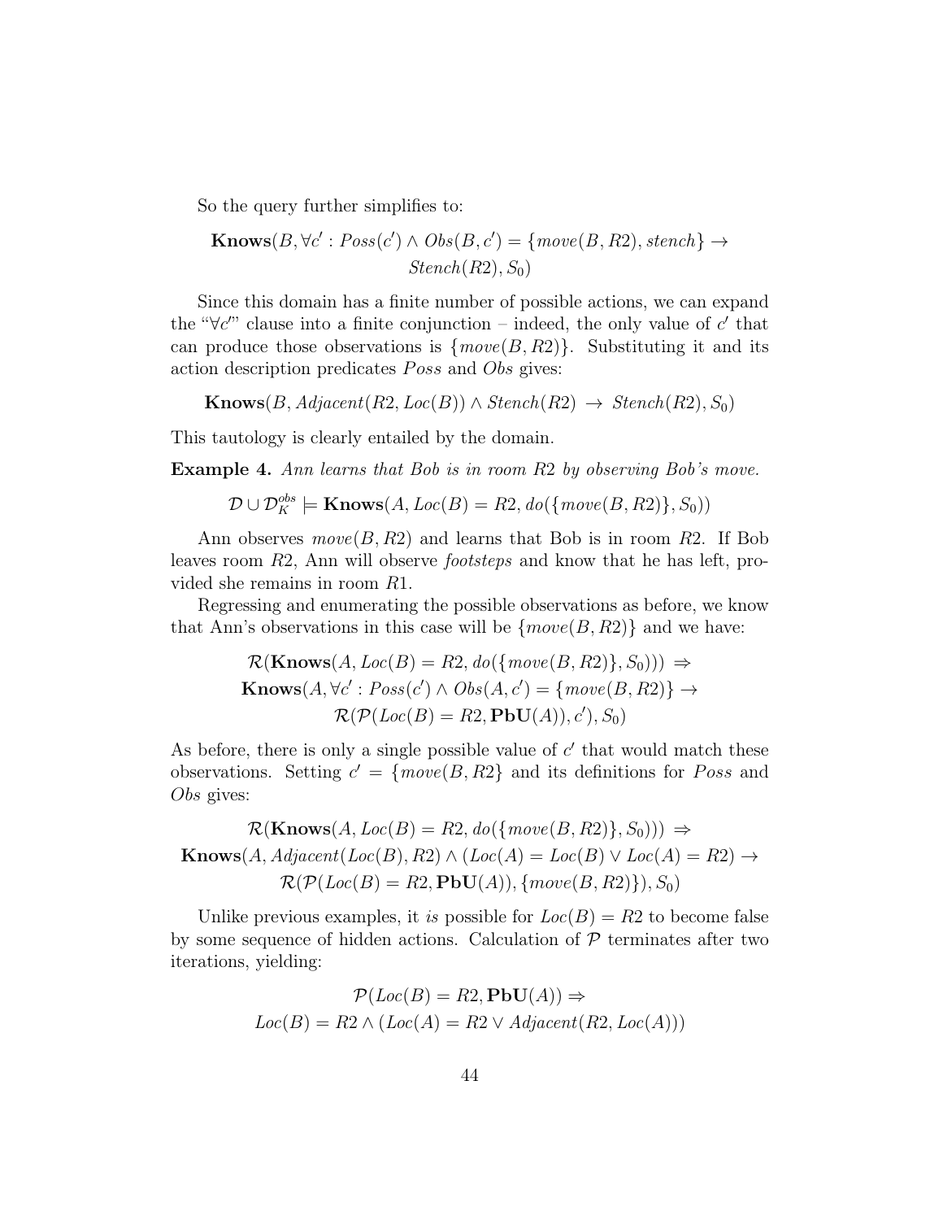So the query further simplifies to:

$$\mathbf{Knows}(B, \forall c' : Poss(c') \wedge Obs(B, c') = \{move(B, R2), stench\} \rightarrow \\ Stench(R2), S_0)$$

Since this domain has a finite number of possible actions, we can expand the "$\forall c'$" clause into a finite conjunction – indeed, the only value of $c'$ that can produce those observations is $\{move(B, R2)\}$. Substituting it and its action description predicates *Poss* and *Obs* gives:

$$\mathbf{Knows}(B, Adjacent(R2, Loc(B)) \wedge Stench(R2) \rightarrow Stench(R2), S_0)$$

This tautology is clearly entailed by the domain.

**Example 4.** *Ann learns that Bob is in room R2 by observing Bob's move.*

$$\mathcal{D} \cup \mathcal{D}_K^{obs} \models \mathbf{Knows}(A, Loc(B) = R2, do(\{move(B, R2)\}, S_0))$$

Ann observes $move(B, R2)$ and learns that Bob is in room $R2$. If Bob leaves room $R2$, Ann will observe *footsteps* and know that he has left, provided she remains in room $R1$.

Regressing and enumerating the possible observations as before, we know that Ann's observations in this case will be $\{move(B, R2)\}$ and we have:

$$\mathcal{R}(\mathbf{Knows}(A, Loc(B) = R2, do(\{move(B, R2)\}, S_0))) \Rightarrow \\ \mathbf{Knows}(A, \forall c' : Poss(c') \wedge Obs(A, c') = \{move(B, R2)\} \rightarrow \\ \mathcal{R}(\mathcal{P}(Loc(B) = R2, \mathbf{PbU}(A)), c'), S_0)$$

As before, there is only a single possible value of $c'$ that would match these observations. Setting $c' = \{move(B, R2\}$ and its definitions for *Poss* and *Obs* gives:

$$\mathcal{R}(\mathbf{Knows}(A, Loc(B) = R2, do(\{move(B, R2)\}, S_0))) \Rightarrow \\ \mathbf{Knows}(A, Adjacent(Loc(B), R2) \wedge (Loc(A) = Loc(B) \vee Loc(A) = R2) \rightarrow \\ \mathcal{R}(\mathcal{P}(Loc(B) = R2, \mathbf{PbU}(A)), \{move(B, R2)\}), S_0)$$

Unlike previous examples, it *is* possible for $Loc(B) = R2$ to become false by some sequence of hidden actions. Calculation of $\mathcal{P}$ terminates after two iterations, yielding:

$$\mathcal{P}(Loc(B) = R2, \mathbf{PbU}(A)) \Rightarrow \\ Loc(B) = R2 \wedge (Loc(A) = R2 \vee Adjacent(R2, Loc(A)))$$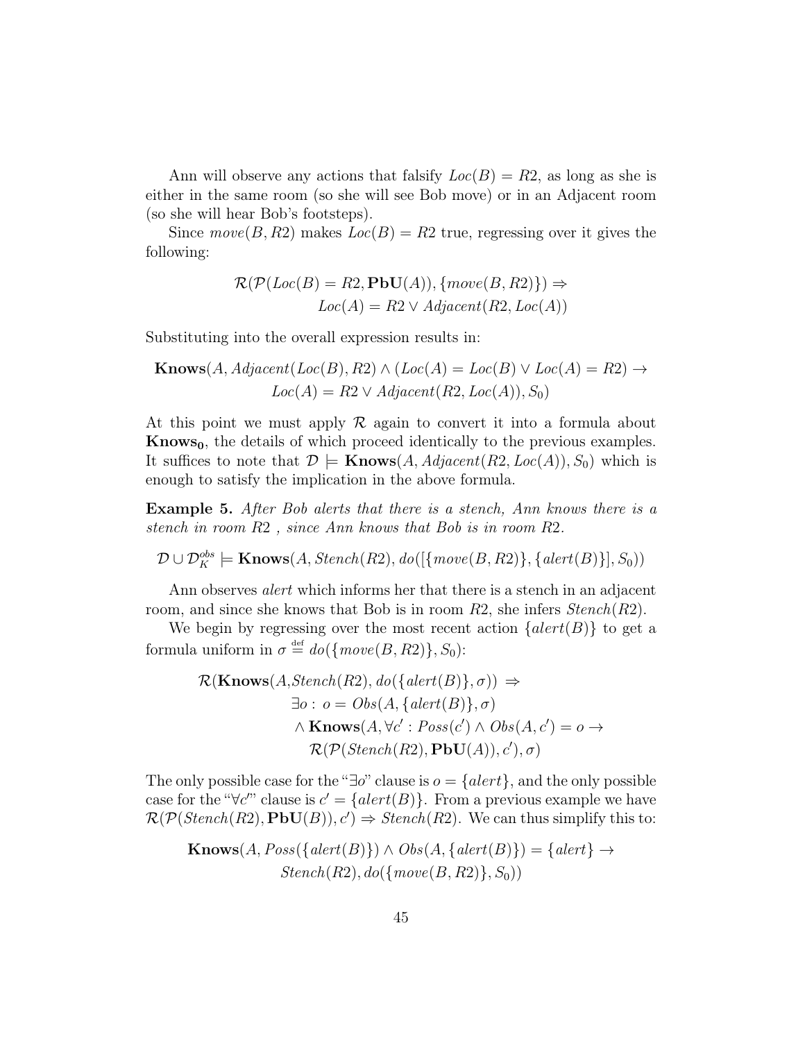Ann will observe any actions that falsify $Loc(B) = R2$, as long as she is either in the same room (so she will see Bob move) or in an Adjacent room (so she will hear Bob's footsteps).

Since $move(B, R2)$ makes $Loc(B) = R2$ true, regressing over it gives the following:

$$\mathcal{R}(\mathcal{P}(Loc(B) = R2, \mathbf{PbU}(A)), \{move(B, R2)\}) \Rightarrow \\ Loc(A) = R2 \vee Adjacent(R2, Loc(A))$$

Substituting into the overall expression results in:

$$\mathbf{Knows}(A, Adjacent(Loc(B), R2) \wedge (Loc(A) = Loc(B) \vee Loc(A) = R2) \rightarrow \\ Loc(A) = R2 \vee Adjacent(R2, Loc(A)), S_0)$$

At this point we must apply $\mathcal{R}$ again to convert it into a formula about $\mathbf{Knows_0}$, the details of which proceed identically to the previous examples. It suffices to note that $\mathcal{D} \models \mathbf{Knows}(A, Adjacent(R2, Loc(A)), S_0)$ which is enough to satisfy the implication in the above formula.

**Example 5.** *After Bob alerts that there is a stench, Ann knows there is a stench in room R2 , since Ann knows that Bob is in room R2.*

$$\mathcal{D} \cup \mathcal{D}_K^{obs} \models \mathbf{Knows}(A, Stench(R2), do([\{move(B, R2)\}, \{alert(B)\}], S_0))$$

Ann observes *alert* which informs her that there is a stench in an adjacent room, and since she knows that Bob is in room $R2$, she infers $Stench(R2)$.

We begin by regressing over the most recent action $\{alert(B)\}$ to get a formula uniform in $\sigma \stackrel{\text{def}}{=} do(\{move(B, R2)\}, S_0)$:

$$\begin{aligned}\mathcal{R}(\mathbf{Knows}(A, &Stench(R2), do(\{alert(B)\}, \sigma)) \Rightarrow \\ &\exists o : o = Obs(A, \{alert(B)\}, \sigma) \\ &\wedge \mathbf{Knows}(A, \forall c' : Poss(c') \wedge Obs(A, c') = o \rightarrow \\ &\quad \mathcal{R}(\mathcal{P}(Stench(R2), \mathbf{PbU}(A)), c'), \sigma)\end{aligned}$$

The only possible case for the "$\exists o$" clause is $o = \{alert\}$, and the only possible case for the "$\forall c'$" clause is $c' = \{alert(B)\}$. From a previous example we have $\mathcal{R}(\mathcal{P}(Stench(R2), \mathbf{PbU}(B)), c') \Rightarrow Stench(R2)$. We can thus simplify this to:

$$\mathbf{Knows}(A, Poss(\{alert(B)\}) \wedge Obs(A, \{alert(B)\}) = \{alert\} \rightarrow \\ Stench(R2), do(\{move(B, R2)\}, S_0))$$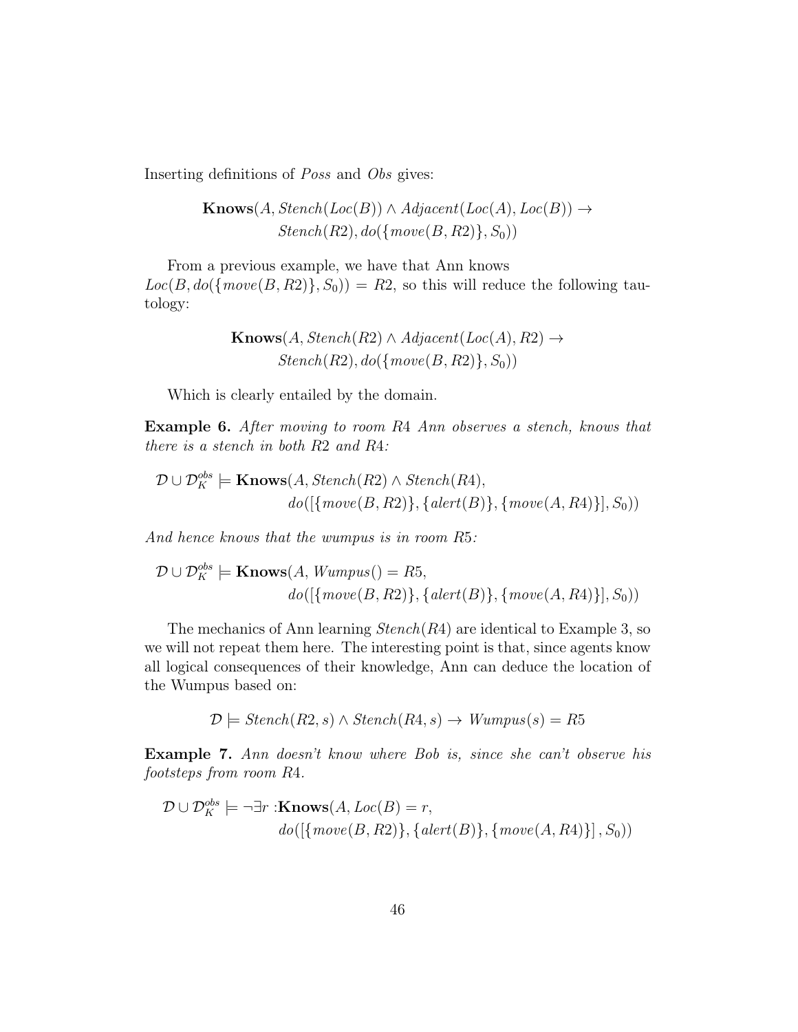Inserting definitions of *Poss* and *Obs* gives:

$$\mathbf{Knows}(A, Stench(Loc(B)) \wedge Adjacent(Loc(A), Loc(B)) \rightarrow$$
$$Stench(R2), do(\{move(B, R2)\}, S_0))$$

From a previous example, we have that Ann knows $Loc(B, do(\{move(B, R2)\}, S_0)) = R2$, so this will reduce the following tautology:

$$\mathbf{Knows}(A, Stench(R2) \wedge Adjacent(Loc(A), R2) \rightarrow$$
$$Stench(R2), do(\{move(B, R2)\}, S_0))$$

Which is clearly entailed by the domain.

**Example 6.** *After moving to room R4 Ann observes a stench, knows that there is a stench in both R2 and R4:*

$$\mathcal{D} \cup \mathcal{D}_K^{obs} \models \mathbf{Knows}(A, Stench(R2) \wedge Stench(R4),$$
$$do([\{move(B, R2)\}, \{alert(B)\}, \{move(A, R4)\}], S_0))$$

*And hence knows that the wumpus is in room R5:*

$$\mathcal{D} \cup \mathcal{D}_K^{obs} \models \mathbf{Knows}(A, Wumpus() = R5,$$
$$do([\{move(B, R2)\}, \{alert(B)\}, \{move(A, R4)\}], S_0))$$

The mechanics of Ann learning $Stench(R4)$ are identical to Example 3, so we will not repeat them here. The interesting point is that, since agents know all logical consequences of their knowledge, Ann can deduce the location of the Wumpus based on:

$$\mathcal{D} \models Stench(R2, s) \wedge Stench(R4, s) \rightarrow Wumpus(s) = R5$$

**Example 7.** *Ann doesn't know where Bob is, since she can't observe his footsteps from room R4.*

$$\mathcal{D} \cup \mathcal{D}_K^{obs} \models \neg\exists r : \mathbf{Knows}(A, Loc(B) = r,$$
$$do([\{move(B, R2)\}, \{alert(B)\}, \{move(A, R4)\}], S_0))$$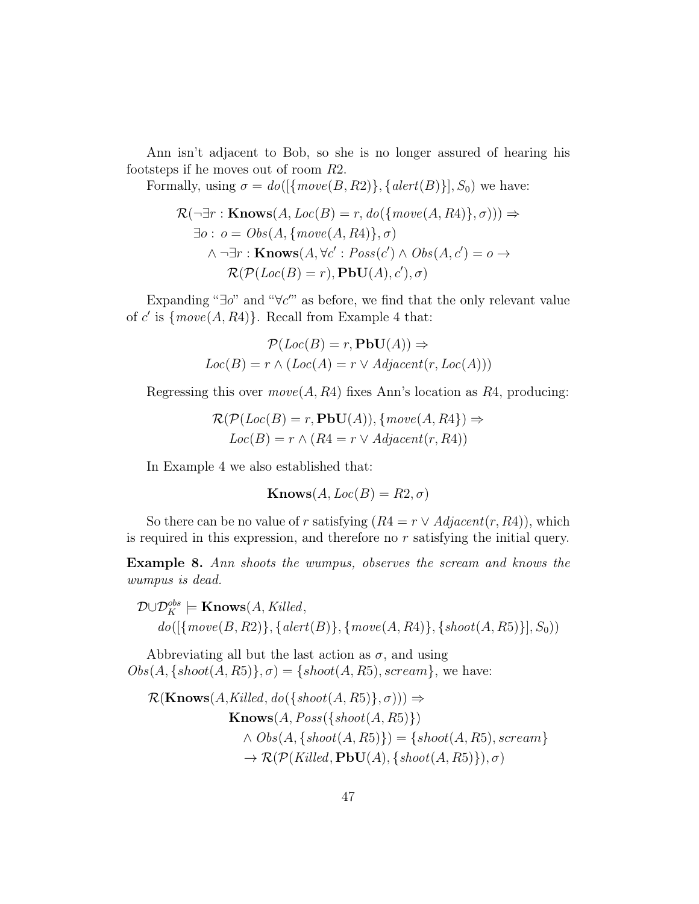Ann isn't adjacent to Bob, so she is no longer assured of hearing his footsteps if he moves out of room $R2$.

Formally, using $\sigma = do([\{move(B, R2)\}, \{alert(B)\}], S_0)$ we have:

$$
\begin{aligned}
&\mathcal{R}(\neg\exists r : \mathbf{Knows}(A, Loc(B) = r, do(\{move(A, R4)\}, \sigma))) \Rightarrow \\
&\quad \exists o : o = Obs(A, \{move(A, R4)\}, \sigma) \\
&\qquad \wedge \neg\exists r : \mathbf{Knows}(A, \forall c' : Poss(c') \wedge Obs(A, c') = o \rightarrow \\
&\qquad\quad \mathcal{R}(\mathcal{P}(Loc(B) = r), \mathbf{PbU}(A), c'), \sigma)
\end{aligned}
$$

Expanding "$\exists o$" and "$\forall c'$" as before, we find that the only relevant value of $c'$ is $\{move(A, R4)\}$. Recall from Example 4 that:

$$
\begin{aligned}
&\mathcal{P}(Loc(B) = r, \mathbf{PbU}(A)) \Rightarrow \\
&Loc(B) = r \wedge (Loc(A) = r \vee Adjacent(r, Loc(A)))
\end{aligned}
$$

Regressing this over $move(A, R4)$ fixes Ann's location as $R4$, producing:

$$
\begin{aligned}
&\mathcal{R}(\mathcal{P}(Loc(B) = r, \mathbf{PbU}(A)), \{move(A, R4\}) \Rightarrow \\
&Loc(B) = r \wedge (R4 = r \vee Adjacent(r, R4))
\end{aligned}
$$

In Example 4 we also established that:

$$
\mathbf{Knows}(A, Loc(B) = R2, \sigma)
$$

So there can be no value of $r$ satisfying $(R4 = r \vee Adjacent(r, R4))$, which is required in this expression, and therefore no $r$ satisfying the initial query.

**Example 8.** *Ann shoots the wumpus, observes the scream and knows the wumpus is dead.*

$$
\begin{aligned}
&\mathcal{D} \cup \mathcal{D}_K^{obs} \models \mathbf{Knows}(A, Killed, \\
&\quad do([\{move(B, R2)\}, \{alert(B)\}, \{move(A, R4)\}, \{shoot(A, R5)\}], S_0))
\end{aligned}
$$

Abbreviating all but the last action as $\sigma$, and using $Obs(A, \{shoot(A, R5)\}, \sigma) = \{shoot(A, R5), scream\}$, we have:

$$
\begin{aligned}
&\mathcal{R}(\mathbf{Knows}(A, Killed, do(\{shoot(A, R5)\}, \sigma))) \Rightarrow \\
&\qquad \mathbf{Knows}(A, Poss(\{shoot(A, R5)\}) \\
&\qquad\quad \wedge Obs(A, \{shoot(A, R5)\}) = \{shoot(A, R5), scream\} \\
&\qquad\quad \rightarrow \mathcal{R}(\mathcal{P}(Killed, \mathbf{PbU}(A), \{shoot(A, R5)\}), \sigma)
\end{aligned}
$$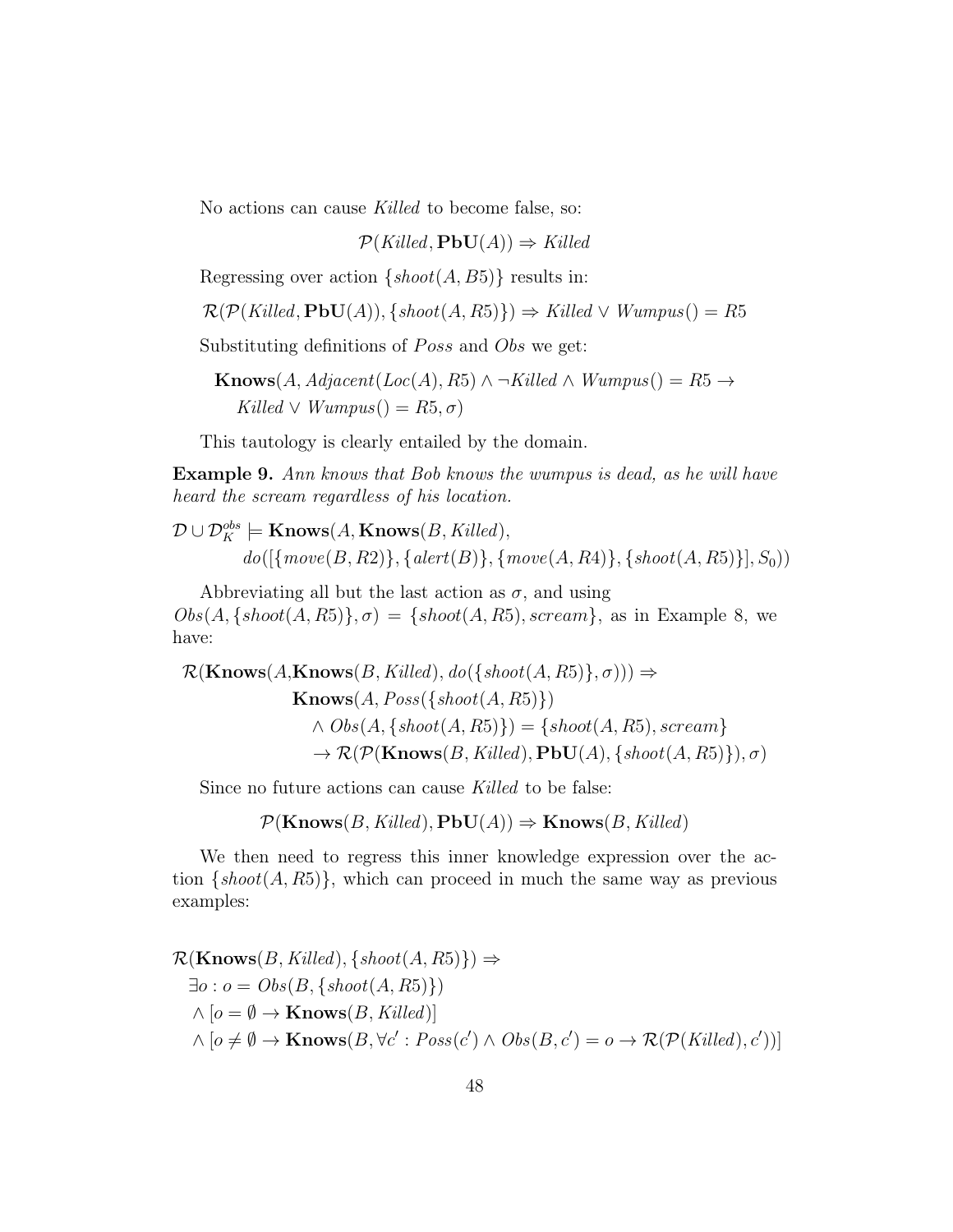No actions can cause *Killed* to become false, so:

$$\mathcal{P}(Killed, \mathbf{PbU}(A)) \Rightarrow Killed$$

Regressing over action $\{shoot(A, B5)\}$ results in:

$$\mathcal{R}(\mathcal{P}(Killed, \mathbf{PbU}(A)), \{shoot(A, R5)\}) \Rightarrow Killed \vee Wumpus() = R5$$

Substituting definitions of $Poss$ and $Obs$ we get:

$$\mathbf{Knows}(A, Adjacent(Loc(A), R5) \wedge \neg Killed \wedge Wumpus() = R5 \rightarrow$$
$$Killed \vee Wumpus() = R5, \sigma)$$

This tautology is clearly entailed by the domain.

**Example 9.** *Ann knows that Bob knows the wumpus is dead, as he will have heard the scream regardless of his location.*

$$\mathcal{D} \cup \mathcal{D}_K^{obs} \models \mathbf{Knows}(A, \mathbf{Knows}(B, Killed),$$
$$do([\{move(B, R2)\}, \{alert(B)\}, \{move(A, R4)\}, \{shoot(A, R5)\}], S_0))$$

Abbreviating all but the last action as $\sigma$, and using $Obs(A, \{shoot(A, R5)\}, \sigma) = \{shoot(A, R5), scream\}$, as in Example 8, we have:

$$\mathcal{R}(\mathbf{Knows}(A, \mathbf{Knows}(B, Killed), do(\{shoot(A, R5)\}, \sigma))) \Rightarrow$$
$$\mathbf{Knows}(A, Poss(\{shoot(A, R5)\})$$
$$\wedge\ Obs(A, \{shoot(A, R5)\}) = \{shoot(A, R5), scream\}$$
$$\rightarrow \mathcal{R}(\mathcal{P}(\mathbf{Knows}(B, Killed), \mathbf{PbU}(A), \{shoot(A, R5)\}), \sigma)$$

Since no future actions can cause *Killed* to be false:

$$\mathcal{P}(\mathbf{Knows}(B, Killed), \mathbf{PbU}(A)) \Rightarrow \mathbf{Knows}(B, Killed)$$

We then need to regress this inner knowledge expression over the action $\{shoot(A, R5)\}$, which can proceed in much the same way as previous examples:

$$\mathcal{R}(\mathbf{Knows}(B, Killed), \{shoot(A, R5)\}) \Rightarrow$$
$$\exists o : o = Obs(B, \{shoot(A, R5)\})$$
$$\wedge\ [o = \emptyset \rightarrow \mathbf{Knows}(B, Killed)]$$
$$\wedge\ [o \neq \emptyset \rightarrow \mathbf{Knows}(B, \forall c' : Poss(c') \wedge Obs(B, c') = o \rightarrow \mathcal{R}(\mathcal{P}(Killed), c'))]$$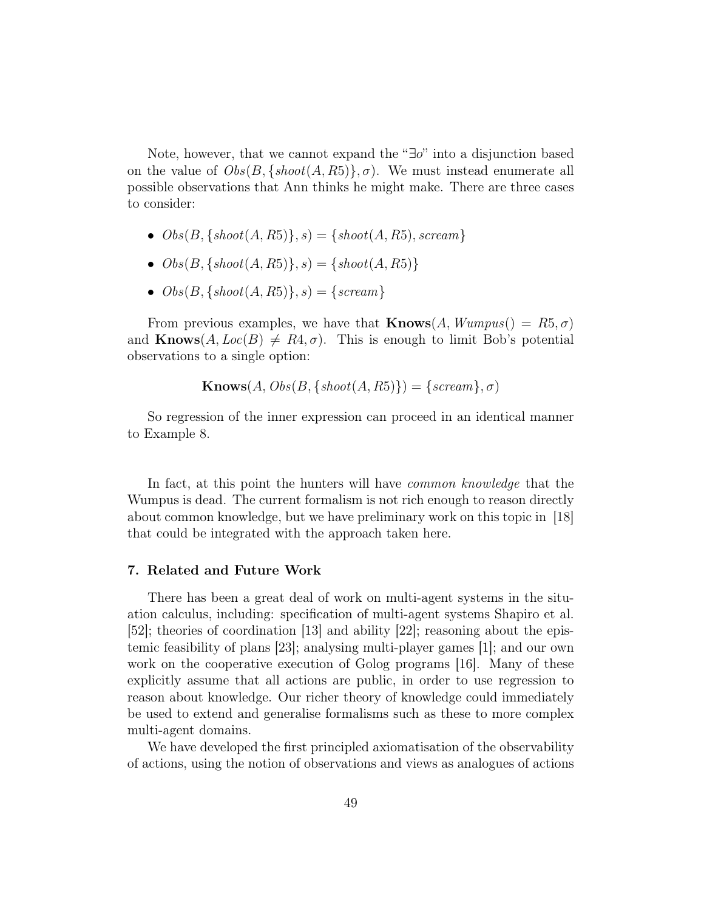Note, however, that we cannot expand the "$\exists o$" into a disjunction based on the value of $Obs(B, \{shoot(A, R5)\}, \sigma)$. We must instead enumerate all possible observations that Ann thinks he might make. There are three cases to consider:

- $Obs(B, \{shoot(A, R5)\}, s) = \{shoot(A, R5), scream\}$
- $Obs(B, \{shoot(A, R5)\}, s) = \{shoot(A, R5)\}$
- $Obs(B, \{shoot(A, R5)\}, s) = \{scream\}$

From previous examples, we have that $\mathbf{Knows}(A, Wumpus() = R5, \sigma)$ and $\mathbf{Knows}(A, Loc(B) \neq R4, \sigma)$. This is enough to limit Bob's potential observations to a single option:

$$\mathbf{Knows}(A, Obs(B, \{shoot(A, R5)\}) = \{scream\}, \sigma)$$

So regression of the inner expression can proceed in an identical manner to Example 8.

In fact, at this point the hunters will have *common knowledge* that the Wumpus is dead. The current formalism is not rich enough to reason directly about common knowledge, but we have preliminary work on this topic in [18] that could be integrated with the approach taken here.

## 7. Related and Future Work

There has been a great deal of work on multi-agent systems in the situation calculus, including: specification of multi-agent systems Shapiro et al. [52]; theories of coordination [13] and ability [22]; reasoning about the epistemic feasibility of plans [23]; analysing multi-player games [1]; and our own work on the cooperative execution of Golog programs [16]. Many of these explicitly assume that all actions are public, in order to use regression to reason about knowledge. Our richer theory of knowledge could immediately be used to extend and generalise formalisms such as these to more complex multi-agent domains.

We have developed the first principled axiomatisation of the observability of actions, using the notion of observations and views as analogues of actions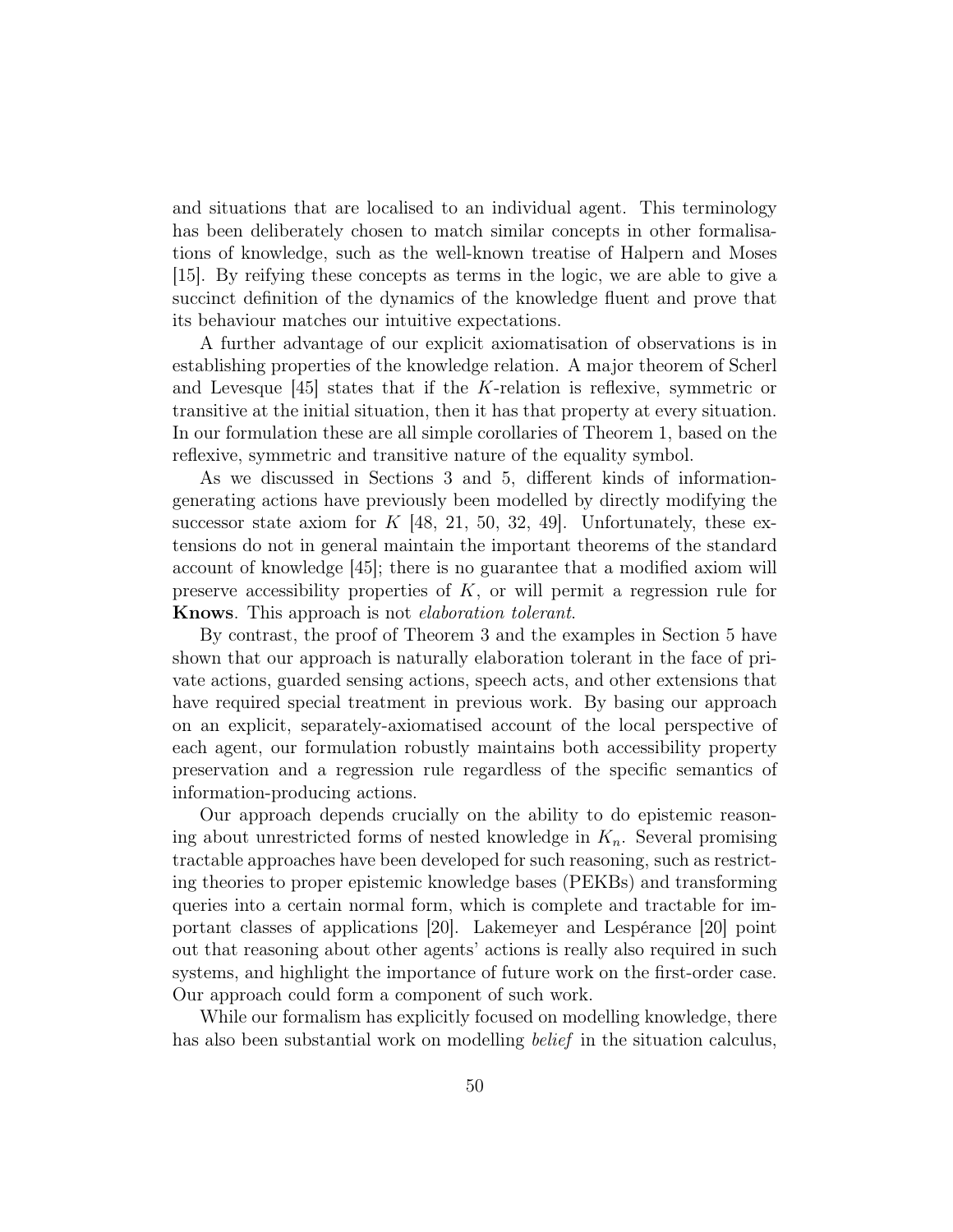and situations that are localised to an individual agent. This terminology has been deliberately chosen to match similar concepts in other formalisations of knowledge, such as the well-known treatise of Halpern and Moses [15]. By reifying these concepts as terms in the logic, we are able to give a succinct definition of the dynamics of the knowledge fluent and prove that its behaviour matches our intuitive expectations.

A further advantage of our explicit axiomatisation of observations is in establishing properties of the knowledge relation. A major theorem of Scherl and Levesque [45] states that if the $K$-relation is reflexive, symmetric or transitive at the initial situation, then it has that property at every situation. In our formulation these are all simple corollaries of Theorem 1, based on the reflexive, symmetric and transitive nature of the equality symbol.

As we discussed in Sections 3 and 5, different kinds of information-generating actions have previously been modelled by directly modifying the successor state axiom for $K$ [48, 21, 50, 32, 49]. Unfortunately, these extensions do not in general maintain the important theorems of the standard account of knowledge [45]; there is no guarantee that a modified axiom will preserve accessibility properties of $K$, or will permit a regression rule for **Knows**. This approach is not *elaboration tolerant*.

By contrast, the proof of Theorem 3 and the examples in Section 5 have shown that our approach is naturally elaboration tolerant in the face of private actions, guarded sensing actions, speech acts, and other extensions that have required special treatment in previous work. By basing our approach on an explicit, separately-axiomatised account of the local perspective of each agent, our formulation robustly maintains both accessibility property preservation and a regression rule regardless of the specific semantics of information-producing actions.

Our approach depends crucially on the ability to do epistemic reasoning about unrestricted forms of nested knowledge in $K_n$. Several promising tractable approaches have been developed for such reasoning, such as restricting theories to proper epistemic knowledge bases (PEKBs) and transforming queries into a certain normal form, which is complete and tractable for important classes of applications [20]. Lakemeyer and Lespérance [20] point out that reasoning about other agents' actions is really also required in such systems, and highlight the importance of future work on the first-order case. Our approach could form a component of such work.

While our formalism has explicitly focused on modelling knowledge, there has also been substantial work on modelling *belief* in the situation calculus,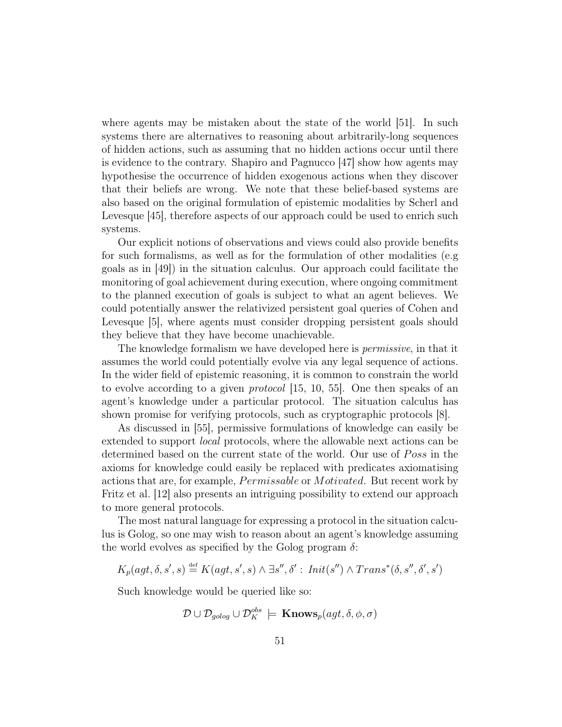where agents may be mistaken about the state of the world [51]. In such systems there are alternatives to reasoning about arbitrarily-long sequences of hidden actions, such as assuming that no hidden actions occur until there is evidence to the contrary. Shapiro and Pagnucco [47] show how agents may hypothesise the occurrence of hidden exogenous actions when they discover that their beliefs are wrong. We note that these belief-based systems are also based on the original formulation of epistemic modalities by Scherl and Levesque [45], therefore aspects of our approach could be used to enrich such systems.

Our explicit notions of observations and views could also provide benefits for such formalisms, as well as for the formulation of other modalities (e.g goals as in [49]) in the situation calculus. Our approach could facilitate the monitoring of goal achievement during execution, where ongoing commitment to the planned execution of goals is subject to what an agent believes. We could potentially answer the relativized persistent goal queries of Cohen and Levesque [5], where agents must consider dropping persistent goals should they believe that they have become unachievable.

The knowledge formalism we have developed here is *permissive*, in that it assumes the world could potentially evolve via any legal sequence of actions. In the wider field of epistemic reasoning, it is common to constrain the world to evolve according to a given *protocol* [15, 10, 55]. One then speaks of an agent's knowledge under a particular protocol. The situation calculus has shown promise for verifying protocols, such as cryptographic protocols [8].

As discussed in [55], permissive formulations of knowledge can easily be extended to support *local* protocols, where the allowable next actions can be determined based on the current state of the world. Our use of $Poss$ in the axioms for knowledge could easily be replaced with predicates axiomatising actions that are, for example, $Permissable$ or $Motivated$. But recent work by Fritz et al. [12] also presents an intriguing possibility to extend our approach to more general protocols.

The most natural language for expressing a protocol in the situation calculus is Golog, so one may wish to reason about an agent's knowledge assuming the world evolves as specified by the Golog program $\delta$:

$$K_p(agt, \delta, s', s) \stackrel{\text{def}}{=} K(agt, s', s) \wedge \exists s'', \delta' : \, Init(s'') \wedge Trans^*(\delta, s'', \delta', s')$$

Such knowledge would be queried like so:

$$\mathcal{D} \cup \mathcal{D}_{golog} \cup \mathcal{D}_K^{obs} \models \mathbf{Knows}_p(agt, \delta, \phi, \sigma)$$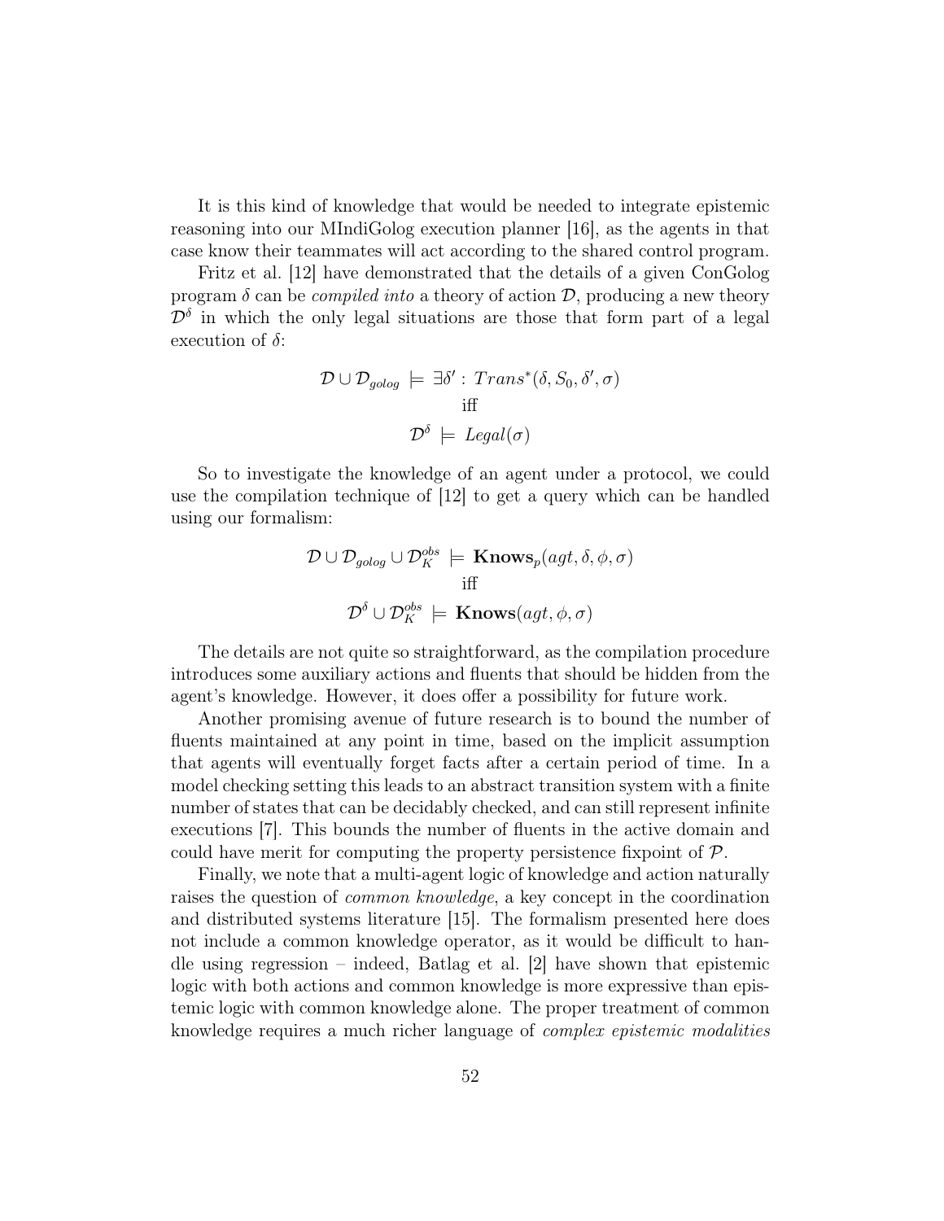It is this kind of knowledge that would be needed to integrate epistemic reasoning into our MIndiGolog execution planner [16], as the agents in that case know their teammates will act according to the shared control program.

Fritz et al. [12] have demonstrated that the details of a given ConGolog program $\delta$ can be *compiled into* a theory of action $\mathcal{D}$, producing a new theory $\mathcal{D}^\delta$ in which the only legal situations are those that form part of a legal execution of $\delta$:

$$\mathcal{D} \cup \mathcal{D}_{golog} \models \exists \delta' : Trans^*(\delta, S_0, \delta', \sigma)$$
$$\text{iff}$$
$$\mathcal{D}^\delta \models Legal(\sigma)$$

So to investigate the knowledge of an agent under a protocol, we could use the compilation technique of [12] to get a query which can be handled using our formalism:

$$\mathcal{D} \cup \mathcal{D}_{golog} \cup \mathcal{D}_K^{obs} \models \mathbf{Knows}_p(agt, \delta, \phi, \sigma)$$
$$\text{iff}$$
$$\mathcal{D}^\delta \cup \mathcal{D}_K^{obs} \models \mathbf{Knows}(agt, \phi, \sigma)$$

The details are not quite so straightforward, as the compilation procedure introduces some auxiliary actions and fluents that should be hidden from the agent's knowledge. However, it does offer a possibility for future work.

Another promising avenue of future research is to bound the number of fluents maintained at any point in time, based on the implicit assumption that agents will eventually forget facts after a certain period of time. In a model checking setting this leads to an abstract transition system with a finite number of states that can be decidably checked, and can still represent infinite executions [7]. This bounds the number of fluents in the active domain and could have merit for computing the property persistence fixpoint of $\mathcal{P}$.

Finally, we note that a multi-agent logic of knowledge and action naturally raises the question of *common knowledge*, a key concept in the coordination and distributed systems literature [15]. The formalism presented here does not include a common knowledge operator, as it would be difficult to handle using regression – indeed, Batlag et al. [2] have shown that epistemic logic with both actions and common knowledge is more expressive than epistemic logic with common knowledge alone. The proper treatment of common knowledge requires a much richer language of *complex epistemic modalities*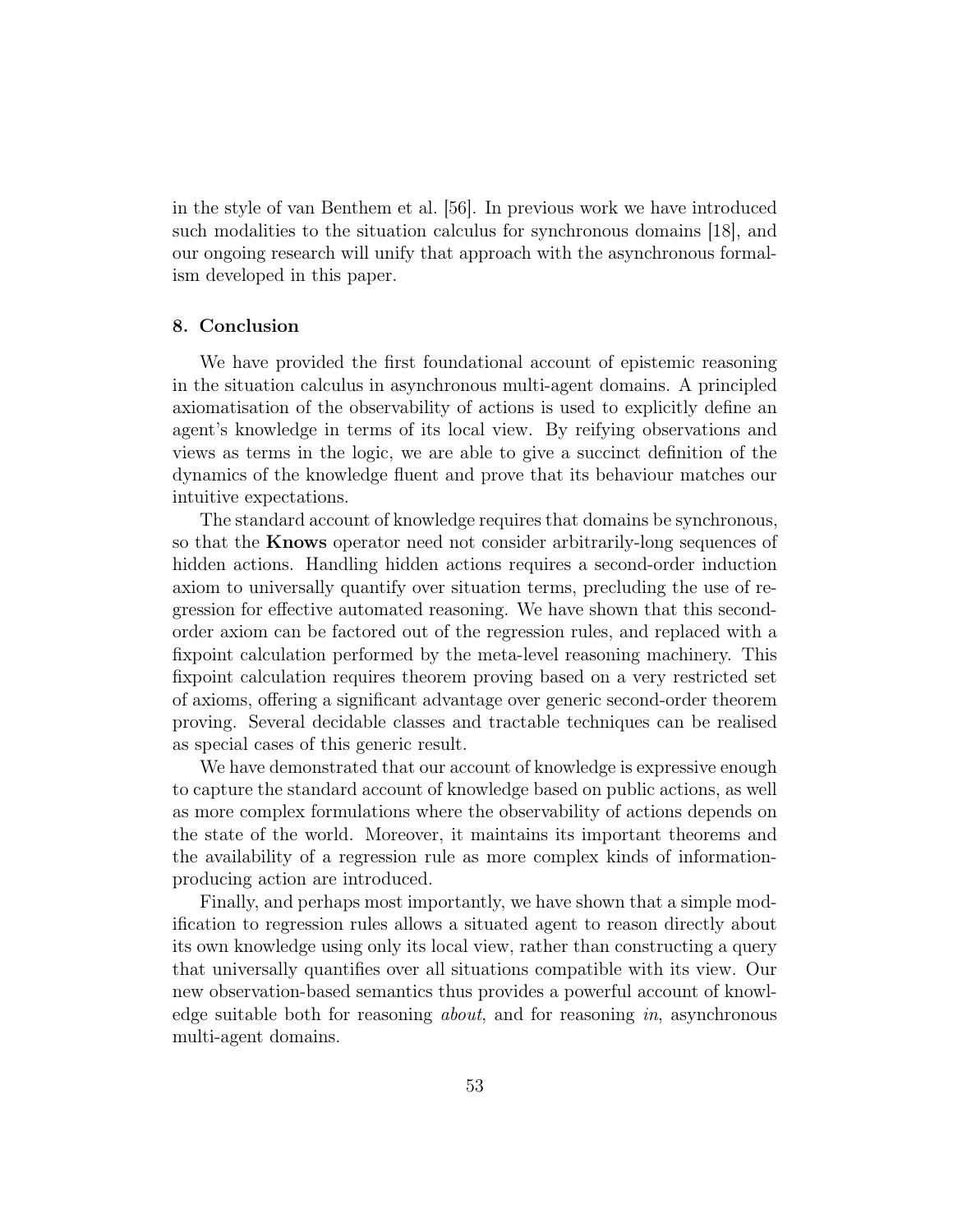in the style of van Benthem et al. [56]. In previous work we have introduced such modalities to the situation calculus for synchronous domains [18], and our ongoing research will unify that approach with the asynchronous formalism developed in this paper.

## 8. Conclusion

We have provided the first foundational account of epistemic reasoning in the situation calculus in asynchronous multi-agent domains. A principled axiomatisation of the observability of actions is used to explicitly define an agent's knowledge in terms of its local view. By reifying observations and views as terms in the logic, we are able to give a succinct definition of the dynamics of the knowledge fluent and prove that its behaviour matches our intuitive expectations.

The standard account of knowledge requires that domains be synchronous, so that the **Knows** operator need not consider arbitrarily-long sequences of hidden actions. Handling hidden actions requires a second-order induction axiom to universally quantify over situation terms, precluding the use of regression for effective automated reasoning. We have shown that this second-order axiom can be factored out of the regression rules, and replaced with a fixpoint calculation performed by the meta-level reasoning machinery. This fixpoint calculation requires theorem proving based on a very restricted set of axioms, offering a significant advantage over generic second-order theorem proving. Several decidable classes and tractable techniques can be realised as special cases of this generic result.

We have demonstrated that our account of knowledge is expressive enough to capture the standard account of knowledge based on public actions, as well as more complex formulations where the observability of actions depends on the state of the world. Moreover, it maintains its important theorems and the availability of a regression rule as more complex kinds of information-producing action are introduced.

Finally, and perhaps most importantly, we have shown that a simple modification to regression rules allows a situated agent to reason directly about its own knowledge using only its local view, rather than constructing a query that universally quantifies over all situations compatible with its view. Our new observation-based semantics thus provides a powerful account of knowledge suitable both for reasoning *about*, and for reasoning *in*, asynchronous multi-agent domains.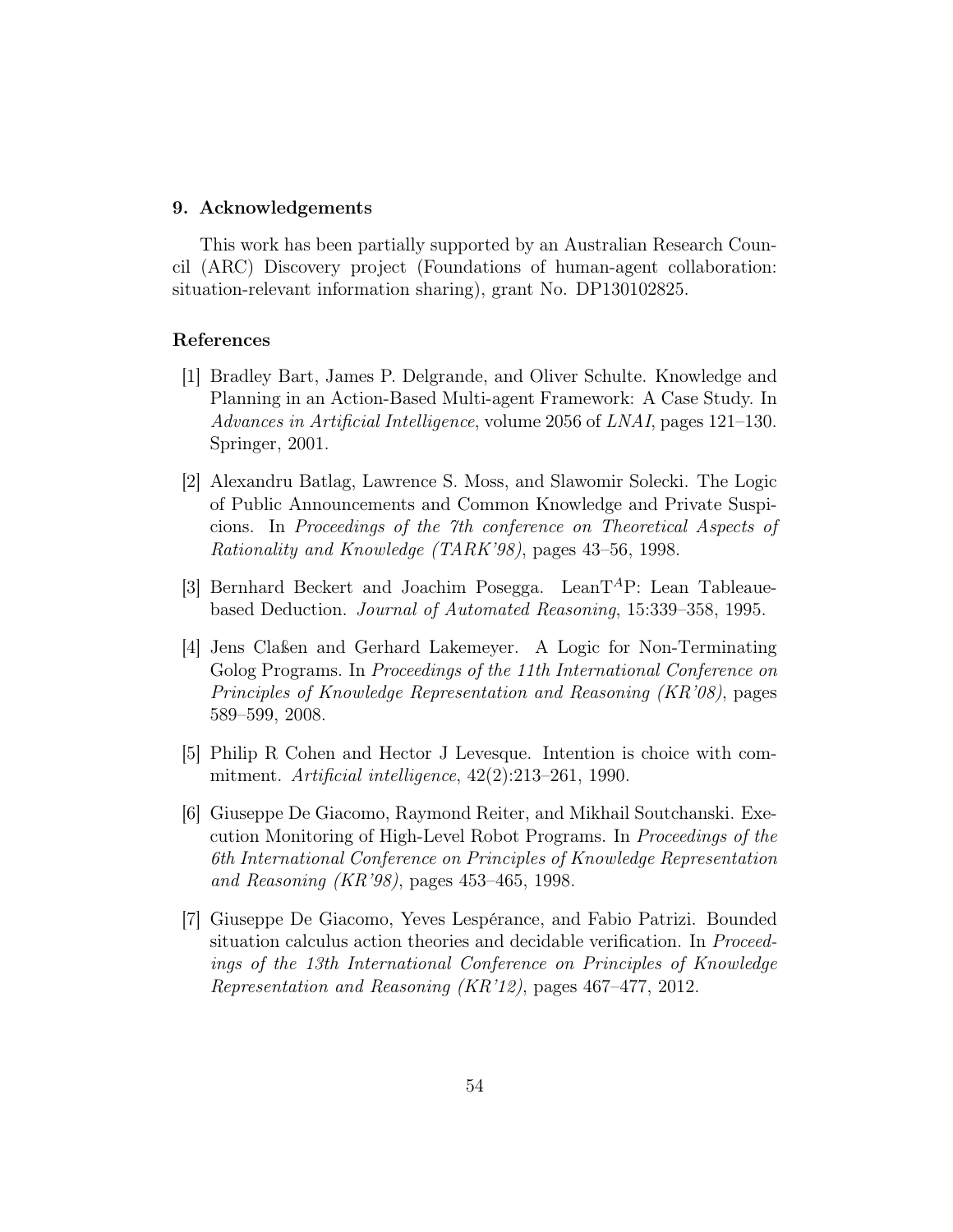## 9. Acknowledgements

This work has been partially supported by an Australian Research Council (ARC) Discovery project (Foundations of human-agent collaboration: situation-relevant information sharing), grant No. DP130102825.

## References

[1] Bradley Bart, James P. Delgrande, and Oliver Schulte. Knowledge and Planning in an Action-Based Multi-agent Framework: A Case Study. In *Advances in Artificial Intelligence*, volume 2056 of *LNAI*, pages 121–130. Springer, 2001.

[2] Alexandru Batlag, Lawrence S. Moss, and Slawomir Solecki. The Logic of Public Announcements and Common Knowledge and Private Suspicions. In *Proceedings of the 7th conference on Theoretical Aspects of Rationality and Knowledge (TARK'98)*, pages 43–56, 1998.

[3] Bernhard Beckert and Joachim Posegga. Lean$T^A$P: Lean Tableaue-based Deduction. *Journal of Automated Reasoning*, 15:339–358, 1995.

[4] Jens Claßen and Gerhard Lakemeyer. A Logic for Non-Terminating Golog Programs. In *Proceedings of the 11th International Conference on Principles of Knowledge Representation and Reasoning (KR'08)*, pages 589–599, 2008.

[5] Philip R Cohen and Hector J Levesque. Intention is choice with commitment. *Artificial intelligence*, 42(2):213–261, 1990.

[6] Giuseppe De Giacomo, Raymond Reiter, and Mikhail Soutchanski. Execution Monitoring of High-Level Robot Programs. In *Proceedings of the 6th International Conference on Principles of Knowledge Representation and Reasoning (KR'98)*, pages 453–465, 1998.

[7] Giuseppe De Giacomo, Yeves Lespérance, and Fabio Patrizi. Bounded situation calculus action theories and decidable verification. In *Proceedings of the 13th International Conference on Principles of Knowledge Representation and Reasoning (KR'12)*, pages 467–477, 2012.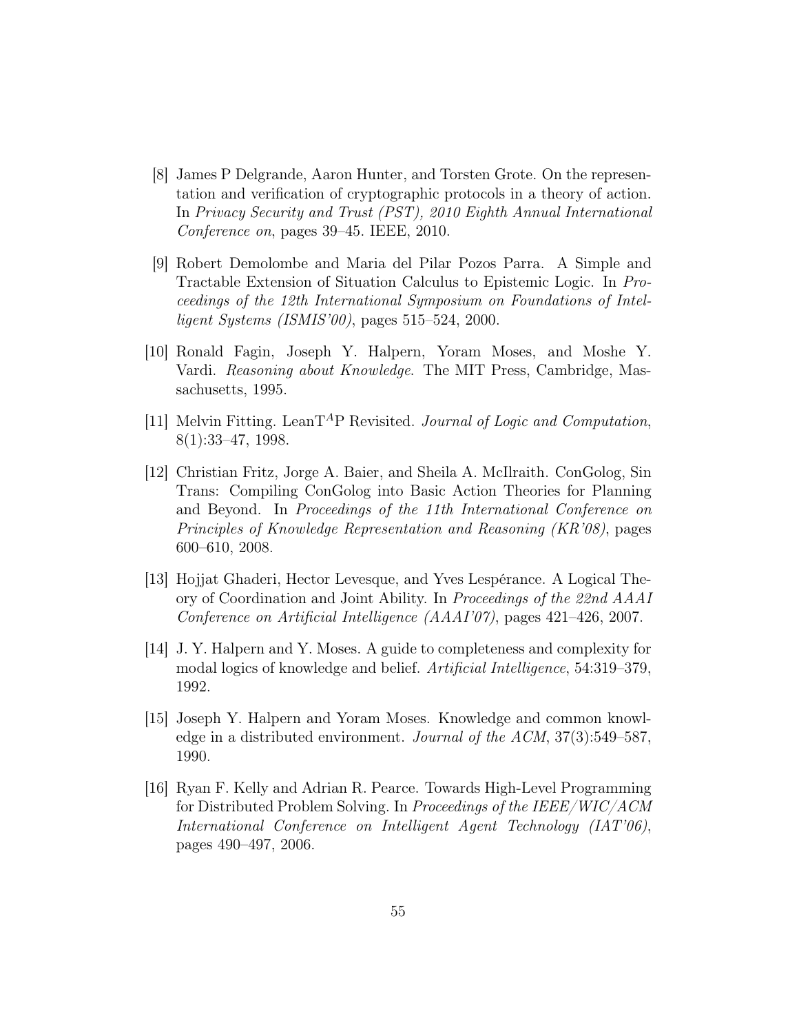[8] James P Delgrande, Aaron Hunter, and Torsten Grote. On the representation and verification of cryptographic protocols in a theory of action. In *Privacy Security and Trust (PST), 2010 Eighth Annual International Conference on*, pages 39–45. IEEE, 2010.

[9] Robert Demolombe and Maria del Pilar Pozos Parra. A Simple and Tractable Extension of Situation Calculus to Epistemic Logic. In *Proceedings of the 12th International Symposium on Foundations of Intelligent Systems (ISMIS'00)*, pages 515–524, 2000.

[10] Ronald Fagin, Joseph Y. Halpern, Yoram Moses, and Moshe Y. Vardi. *Reasoning about Knowledge*. The MIT Press, Cambridge, Massachusetts, 1995.

[11] Melvin Fitting. Lean$T^A$P Revisited. *Journal of Logic and Computation*, 8(1):33–47, 1998.

[12] Christian Fritz, Jorge A. Baier, and Sheila A. McIlraith. ConGolog, Sin Trans: Compiling ConGolog into Basic Action Theories for Planning and Beyond. In *Proceedings of the 11th International Conference on Principles of Knowledge Representation and Reasoning (KR'08)*, pages 600–610, 2008.

[13] Hojjat Ghaderi, Hector Levesque, and Yves Lespérance. A Logical Theory of Coordination and Joint Ability. In *Proceedings of the 22nd AAAI Conference on Artificial Intelligence (AAAI'07)*, pages 421–426, 2007.

[14] J. Y. Halpern and Y. Moses. A guide to completeness and complexity for modal logics of knowledge and belief. *Artificial Intelligence*, 54:319–379, 1992.

[15] Joseph Y. Halpern and Yoram Moses. Knowledge and common knowledge in a distributed environment. *Journal of the ACM*, 37(3):549–587, 1990.

[16] Ryan F. Kelly and Adrian R. Pearce. Towards High-Level Programming for Distributed Problem Solving. In *Proceedings of the IEEE/WIC/ACM International Conference on Intelligent Agent Technology (IAT'06)*, pages 490–497, 2006.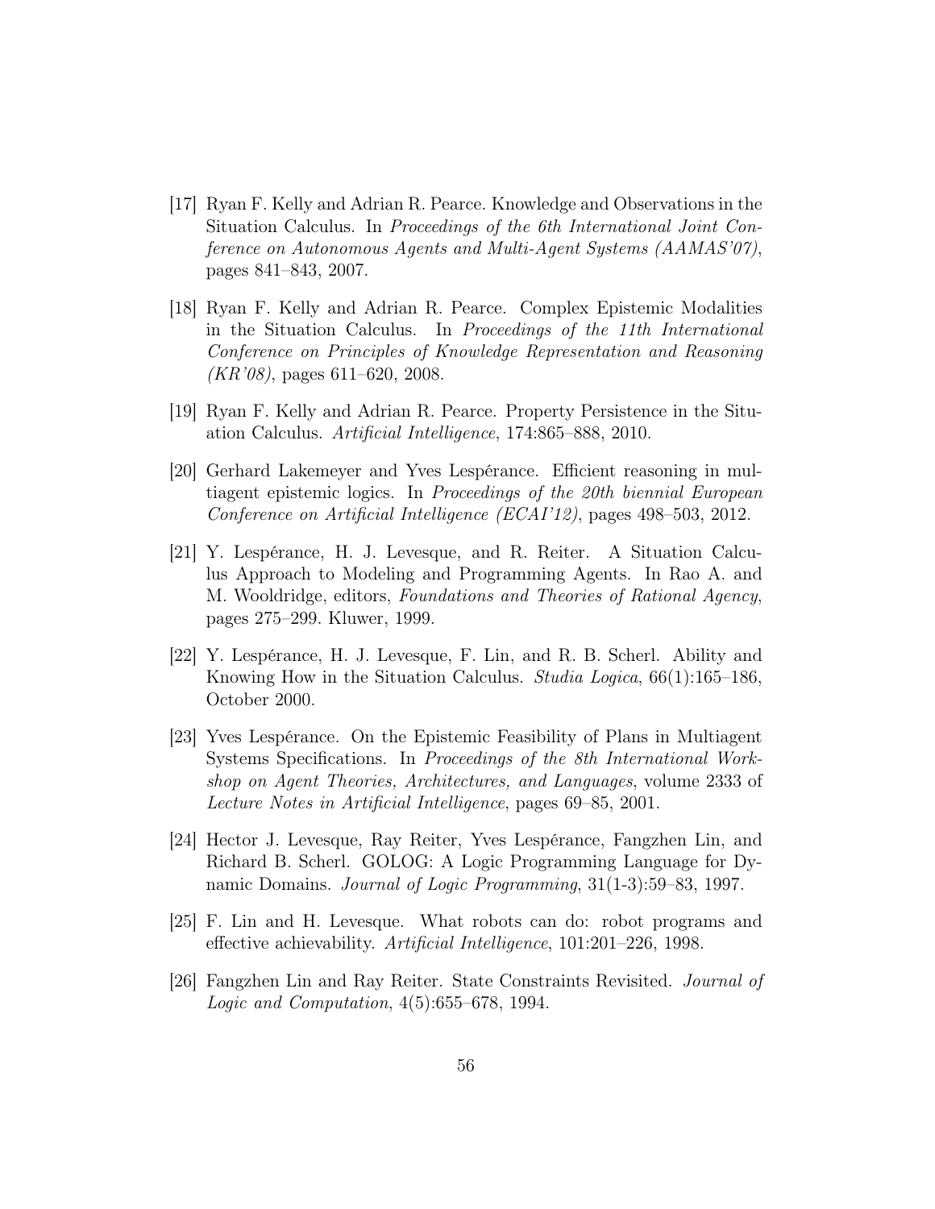[17] Ryan F. Kelly and Adrian R. Pearce. Knowledge and Observations in the Situation Calculus. In *Proceedings of the 6th International Joint Conference on Autonomous Agents and Multi-Agent Systems (AAMAS'07)*, pages 841–843, 2007.

[18] Ryan F. Kelly and Adrian R. Pearce. Complex Epistemic Modalities in the Situation Calculus. In *Proceedings of the 11th International Conference on Principles of Knowledge Representation and Reasoning (KR'08)*, pages 611–620, 2008.

[19] Ryan F. Kelly and Adrian R. Pearce. Property Persistence in the Situation Calculus. *Artificial Intelligence*, 174:865–888, 2010.

[20] Gerhard Lakemeyer and Yves Lespérance. Efficient reasoning in multiagent epistemic logics. In *Proceedings of the 20th biennial European Conference on Artificial Intelligence (ECAI'12)*, pages 498–503, 2012.

[21] Y. Lespérance, H. J. Levesque, and R. Reiter. A Situation Calculus Approach to Modeling and Programming Agents. In Rao A. and M. Wooldridge, editors, *Foundations and Theories of Rational Agency*, pages 275–299. Kluwer, 1999.

[22] Y. Lespérance, H. J. Levesque, F. Lin, and R. B. Scherl. Ability and Knowing How in the Situation Calculus. *Studia Logica*, 66(1):165–186, October 2000.

[23] Yves Lespérance. On the Epistemic Feasibility of Plans in Multiagent Systems Specifications. In *Proceedings of the 8th International Workshop on Agent Theories, Architectures, and Languages*, volume 2333 of *Lecture Notes in Artificial Intelligence*, pages 69–85, 2001.

[24] Hector J. Levesque, Ray Reiter, Yves Lespérance, Fangzhen Lin, and Richard B. Scherl. GOLOG: A Logic Programming Language for Dynamic Domains. *Journal of Logic Programming*, 31(1-3):59–83, 1997.

[25] F. Lin and H. Levesque. What robots can do: robot programs and effective achievability. *Artificial Intelligence*, 101:201–226, 1998.

[26] Fangzhen Lin and Ray Reiter. State Constraints Revisited. *Journal of Logic and Computation*, 4(5):655–678, 1994.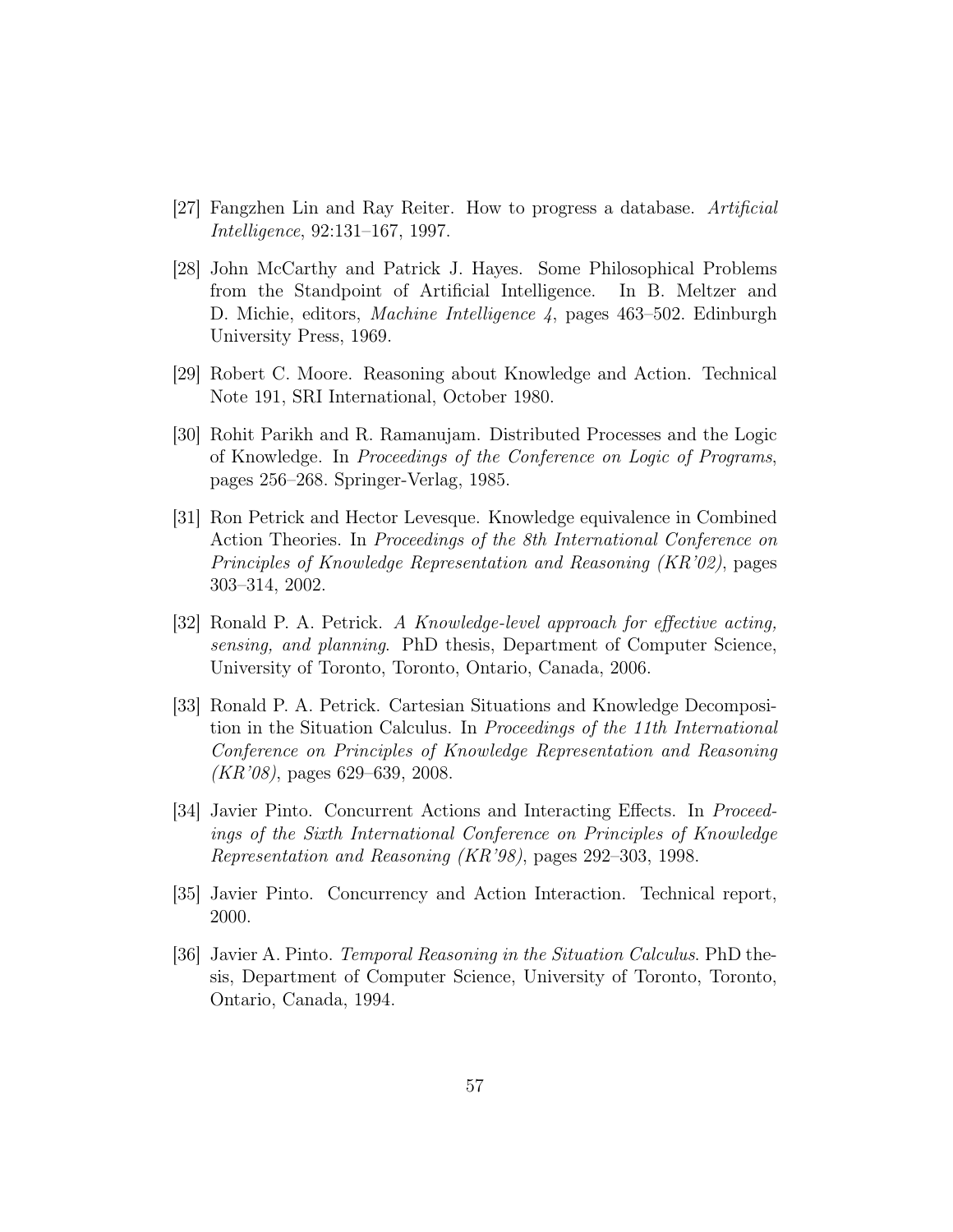[27] Fangzhen Lin and Ray Reiter. How to progress a database. *Artificial Intelligence*, 92:131–167, 1997.

[28] John McCarthy and Patrick J. Hayes. Some Philosophical Problems from the Standpoint of Artificial Intelligence. In B. Meltzer and D. Michie, editors, *Machine Intelligence 4*, pages 463–502. Edinburgh University Press, 1969.

[29] Robert C. Moore. Reasoning about Knowledge and Action. Technical Note 191, SRI International, October 1980.

[30] Rohit Parikh and R. Ramanujam. Distributed Processes and the Logic of Knowledge. In *Proceedings of the Conference on Logic of Programs*, pages 256–268. Springer-Verlag, 1985.

[31] Ron Petrick and Hector Levesque. Knowledge equivalence in Combined Action Theories. In *Proceedings of the 8th International Conference on Principles of Knowledge Representation and Reasoning (KR'02)*, pages 303–314, 2002.

[32] Ronald P. A. Petrick. *A Knowledge-level approach for effective acting, sensing, and planning*. PhD thesis, Department of Computer Science, University of Toronto, Toronto, Ontario, Canada, 2006.

[33] Ronald P. A. Petrick. Cartesian Situations and Knowledge Decomposition in the Situation Calculus. In *Proceedings of the 11th International Conference on Principles of Knowledge Representation and Reasoning (KR'08)*, pages 629–639, 2008.

[34] Javier Pinto. Concurrent Actions and Interacting Effects. In *Proceedings of the Sixth International Conference on Principles of Knowledge Representation and Reasoning (KR'98)*, pages 292–303, 1998.

[35] Javier Pinto. Concurrency and Action Interaction. Technical report, 2000.

[36] Javier A. Pinto. *Temporal Reasoning in the Situation Calculus*. PhD thesis, Department of Computer Science, University of Toronto, Toronto, Ontario, Canada, 1994.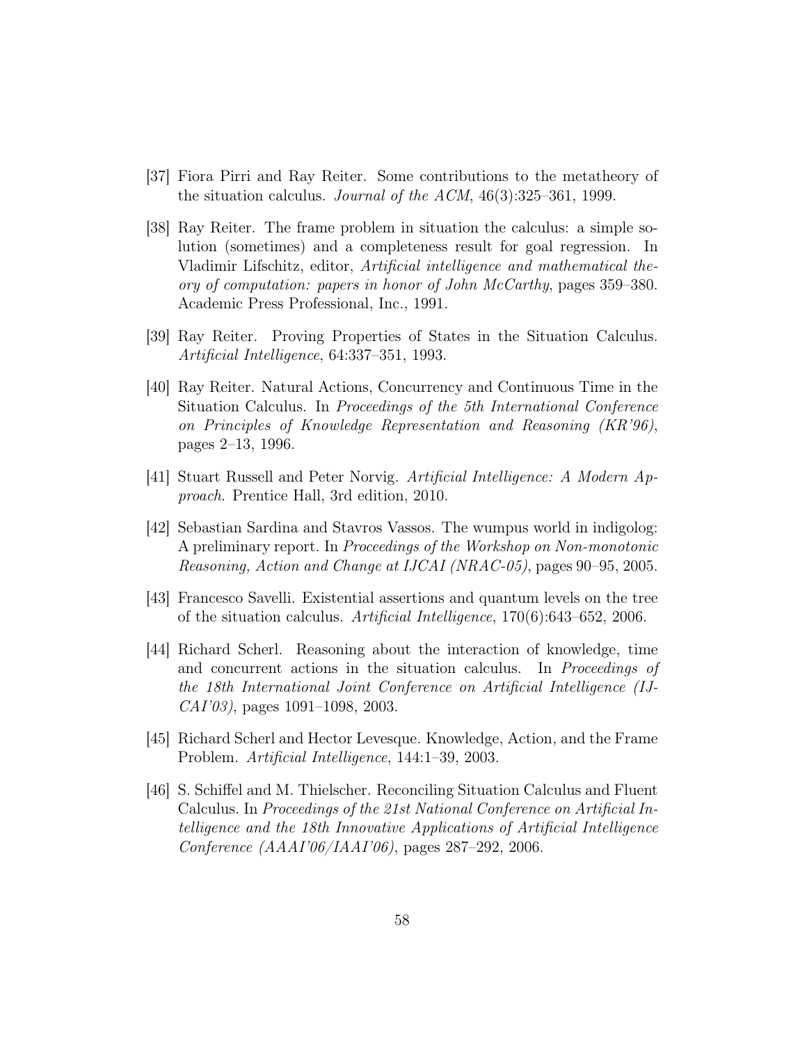[37] Fiora Pirri and Ray Reiter. Some contributions to the metatheory of the situation calculus. *Journal of the ACM*, 46(3):325–361, 1999.

[38] Ray Reiter. The frame problem in situation the calculus: a simple solution (sometimes) and a completeness result for goal regression. In Vladimir Lifschitz, editor, *Artificial intelligence and mathematical theory of computation: papers in honor of John McCarthy*, pages 359–380. Academic Press Professional, Inc., 1991.

[39] Ray Reiter. Proving Properties of States in the Situation Calculus. *Artificial Intelligence*, 64:337–351, 1993.

[40] Ray Reiter. Natural Actions, Concurrency and Continuous Time in the Situation Calculus. In *Proceedings of the 5th International Conference on Principles of Knowledge Representation and Reasoning (KR'96)*, pages 2–13, 1996.

[41] Stuart Russell and Peter Norvig. *Artificial Intelligence: A Modern Approach*. Prentice Hall, 3rd edition, 2010.

[42] Sebastian Sardina and Stavros Vassos. The wumpus world in indigolog: A preliminary report. In *Proceedings of the Workshop on Non-monotonic Reasoning, Action and Change at IJCAI (NRAC-05)*, pages 90–95, 2005.

[43] Francesco Savelli. Existential assertions and quantum levels on the tree of the situation calculus. *Artificial Intelligence*, 170(6):643–652, 2006.

[44] Richard Scherl. Reasoning about the interaction of knowledge, time and concurrent actions in the situation calculus. In *Proceedings of the 18th International Joint Conference on Artificial Intelligence (IJCAI'03)*, pages 1091–1098, 2003.

[45] Richard Scherl and Hector Levesque. Knowledge, Action, and the Frame Problem. *Artificial Intelligence*, 144:1–39, 2003.

[46] S. Schiffel and M. Thielscher. Reconciling Situation Calculus and Fluent Calculus. In *Proceedings of the 21st National Conference on Artificial Intelligence and the 18th Innovative Applications of Artificial Intelligence Conference (AAAI'06/IAAI'06)*, pages 287–292, 2006.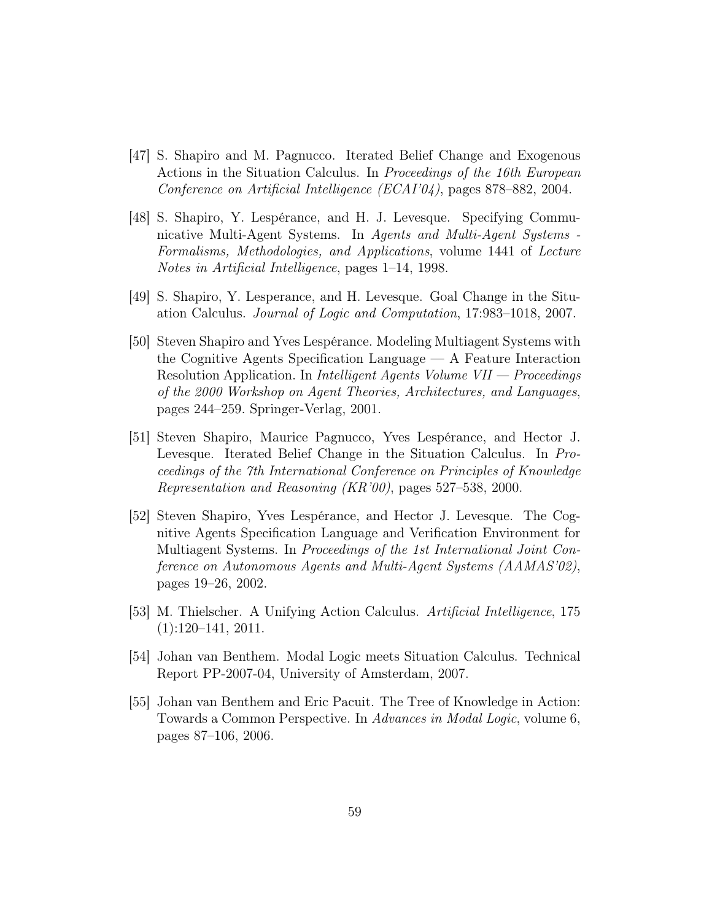[47] S. Shapiro and M. Pagnucco. Iterated Belief Change and Exogenous Actions in the Situation Calculus. In *Proceedings of the 16th European Conference on Artificial Intelligence (ECAI'04)*, pages 878–882, 2004.

[48] S. Shapiro, Y. Lespérance, and H. J. Levesque. Specifying Communicative Multi-Agent Systems. In *Agents and Multi-Agent Systems - Formalisms, Methodologies, and Applications*, volume 1441 of *Lecture Notes in Artificial Intelligence*, pages 1–14, 1998.

[49] S. Shapiro, Y. Lesperance, and H. Levesque. Goal Change in the Situation Calculus. *Journal of Logic and Computation*, 17:983–1018, 2007.

[50] Steven Shapiro and Yves Lespérance. Modeling Multiagent Systems with the Cognitive Agents Specification Language — A Feature Interaction Resolution Application. In *Intelligent Agents Volume VII — Proceedings of the 2000 Workshop on Agent Theories, Architectures, and Languages*, pages 244–259. Springer-Verlag, 2001.

[51] Steven Shapiro, Maurice Pagnucco, Yves Lespérance, and Hector J. Levesque. Iterated Belief Change in the Situation Calculus. In *Proceedings of the 7th International Conference on Principles of Knowledge Representation and Reasoning (KR'00)*, pages 527–538, 2000.

[52] Steven Shapiro, Yves Lespérance, and Hector J. Levesque. The Cognitive Agents Specification Language and Verification Environment for Multiagent Systems. In *Proceedings of the 1st International Joint Conference on Autonomous Agents and Multi-Agent Systems (AAMAS'02)*, pages 19–26, 2002.

[53] M. Thielscher. A Unifying Action Calculus. *Artificial Intelligence*, 175 (1):120–141, 2011.

[54] Johan van Benthem. Modal Logic meets Situation Calculus. Technical Report PP-2007-04, University of Amsterdam, 2007.

[55] Johan van Benthem and Eric Pacuit. The Tree of Knowledge in Action: Towards a Common Perspective. In *Advances in Modal Logic*, volume 6, pages 87–106, 2006.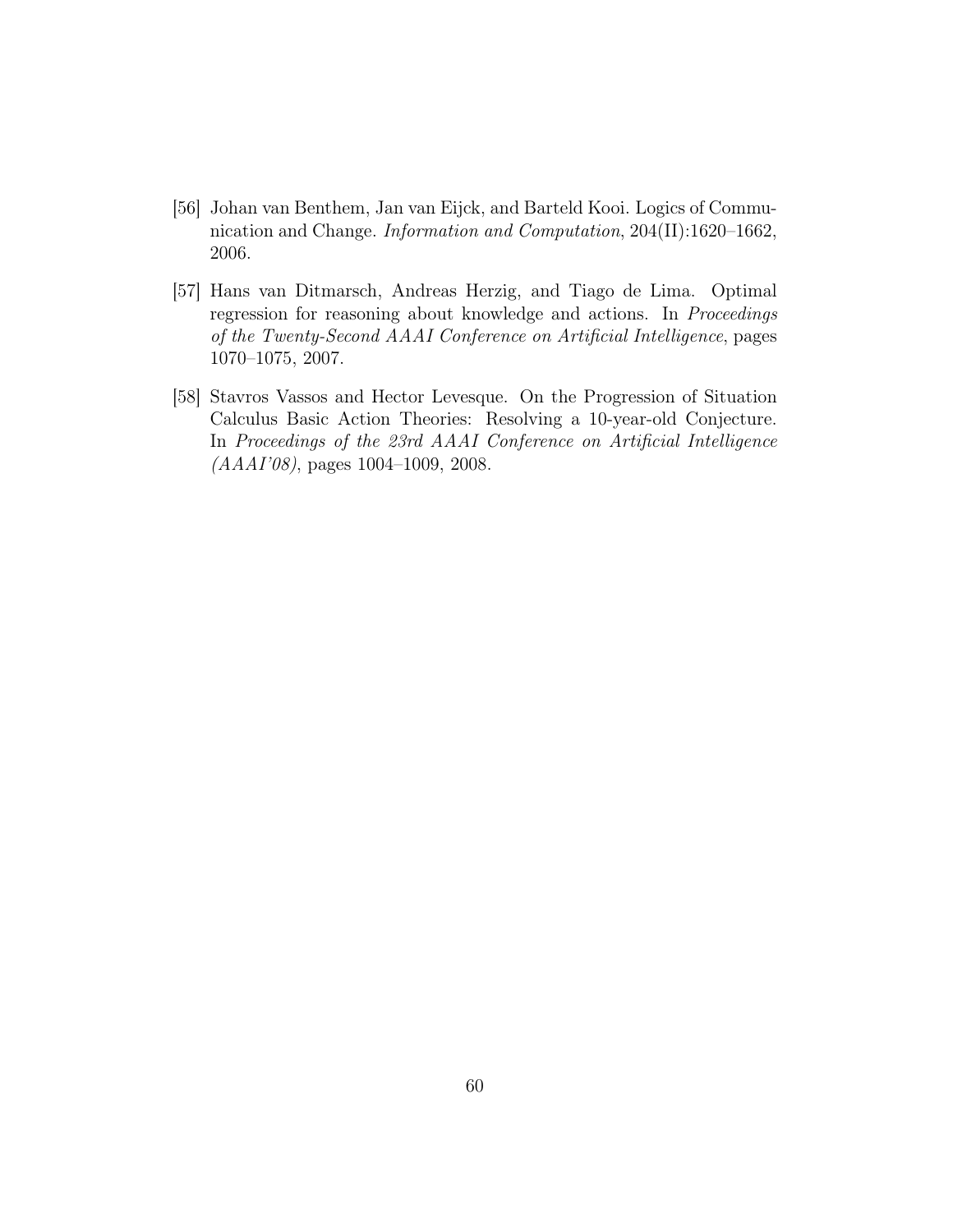[56] Johan van Benthem, Jan van Eijck, and Barteld Kooi. Logics of Communication and Change. *Information and Computation*, 204(II):1620–1662, 2006.

[57] Hans van Ditmarsch, Andreas Herzig, and Tiago de Lima. Optimal regression for reasoning about knowledge and actions. In *Proceedings of the Twenty-Second AAAI Conference on Artificial Intelligence*, pages 1070–1075, 2007.

[58] Stavros Vassos and Hector Levesque. On the Progression of Situation Calculus Basic Action Theories: Resolving a 10-year-old Conjecture. In *Proceedings of the 23rd AAAI Conference on Artificial Intelligence (AAAI'08)*, pages 1004–1009, 2008.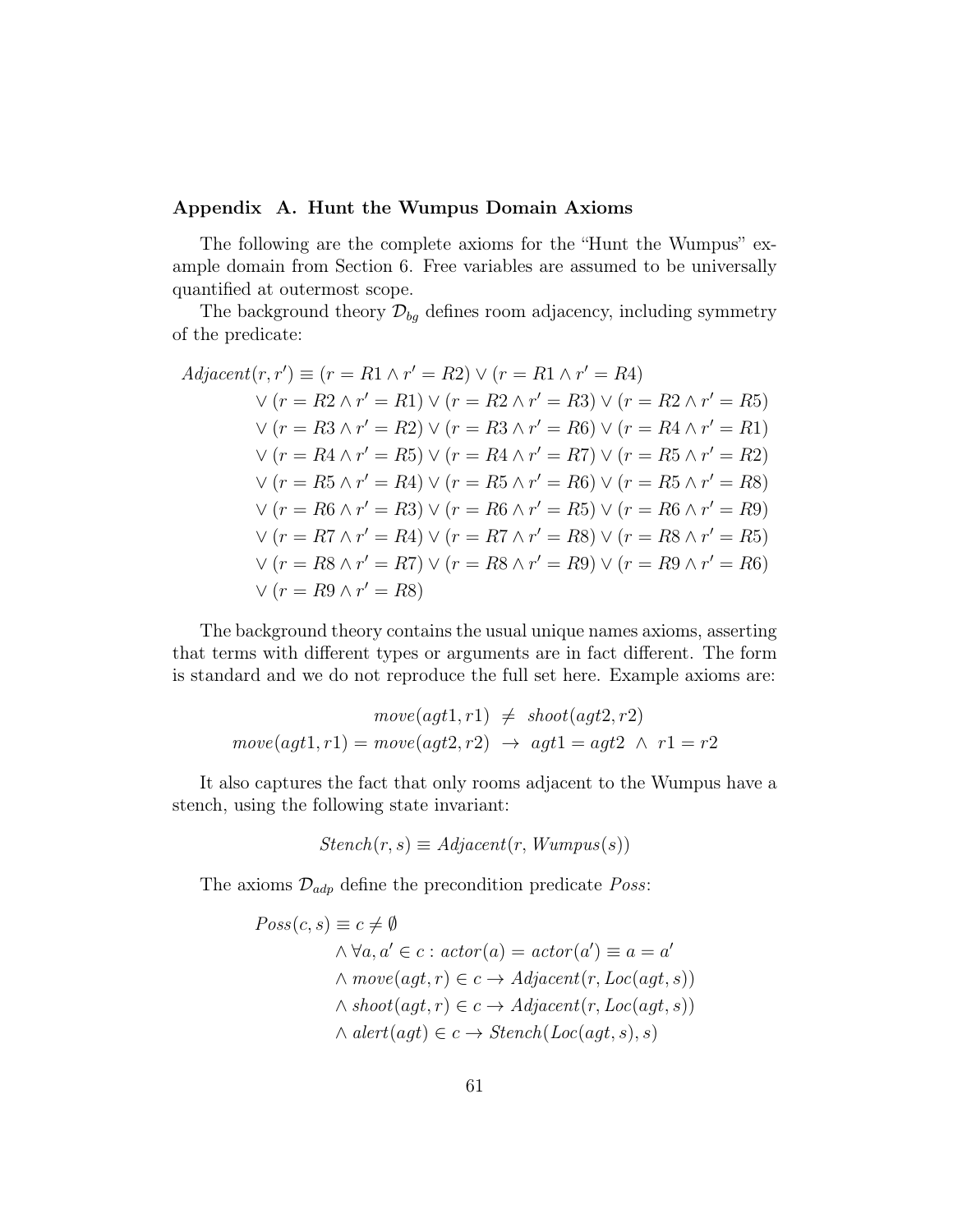### Appendix A. Hunt the Wumpus Domain Axioms

The following are the complete axioms for the "Hunt the Wumpus" example domain from Section 6. Free variables are assumed to be universally quantified at outermost scope.

The background theory $\mathcal{D}_{bg}$ defines room adjacency, including symmetry of the predicate:

$$
\begin{aligned}
Adjacent(r, r') \equiv\ & (r = R1 \wedge r' = R2) \vee (r = R1 \wedge r' = R4) \\
& \vee (r = R2 \wedge r' = R1) \vee (r = R2 \wedge r' = R3) \vee (r = R2 \wedge r' = R5) \\
& \vee (r = R3 \wedge r' = R2) \vee (r = R3 \wedge r' = R6) \vee (r = R4 \wedge r' = R1) \\
& \vee (r = R4 \wedge r' = R5) \vee (r = R4 \wedge r' = R7) \vee (r = R5 \wedge r' = R2) \\
& \vee (r = R5 \wedge r' = R4) \vee (r = R5 \wedge r' = R6) \vee (r = R5 \wedge r' = R8) \\
& \vee (r = R6 \wedge r' = R3) \vee (r = R6 \wedge r' = R5) \vee (r = R6 \wedge r' = R9) \\
& \vee (r = R7 \wedge r' = R4) \vee (r = R7 \wedge r' = R8) \vee (r = R8 \wedge r' = R5) \\
& \vee (r = R8 \wedge r' = R7) \vee (r = R8 \wedge r' = R9) \vee (r = R9 \wedge r' = R6) \\
& \vee (r = R9 \wedge r' = R8)
\end{aligned}
$$

The background theory contains the usual unique names axioms, asserting that terms with different types or arguments are in fact different. The form is standard and we do not reproduce the full set here. Example axioms are:

$$
\begin{aligned}
move(agt1, r1)\ &\neq\ shoot(agt2, r2) \\
move(agt1, r1) = move(agt2, r2)\ &\rightarrow\ agt1 = agt2\ \wedge\ r1 = r2
\end{aligned}
$$

It also captures the fact that only rooms adjacent to the Wumpus have a stench, using the following state invariant:

$$
Stench(r, s) \equiv Adjacent(r, Wumpus(s))
$$

The axioms $\mathcal{D}_{adp}$ define the precondition predicate $Poss$:

$$
\begin{aligned}
Poss(c, s) \equiv\ & c \neq \emptyset \\
& \wedge \forall a, a' \in c : actor(a) = actor(a') \equiv a = a' \\
& \wedge move(agt, r) \in c \rightarrow Adjacent(r, Loc(agt, s)) \\
& \wedge shoot(agt, r) \in c \rightarrow Adjacent(r, Loc(agt, s)) \\
& \wedge alert(agt) \in c \rightarrow Stench(Loc(agt, s), s)
\end{aligned}
$$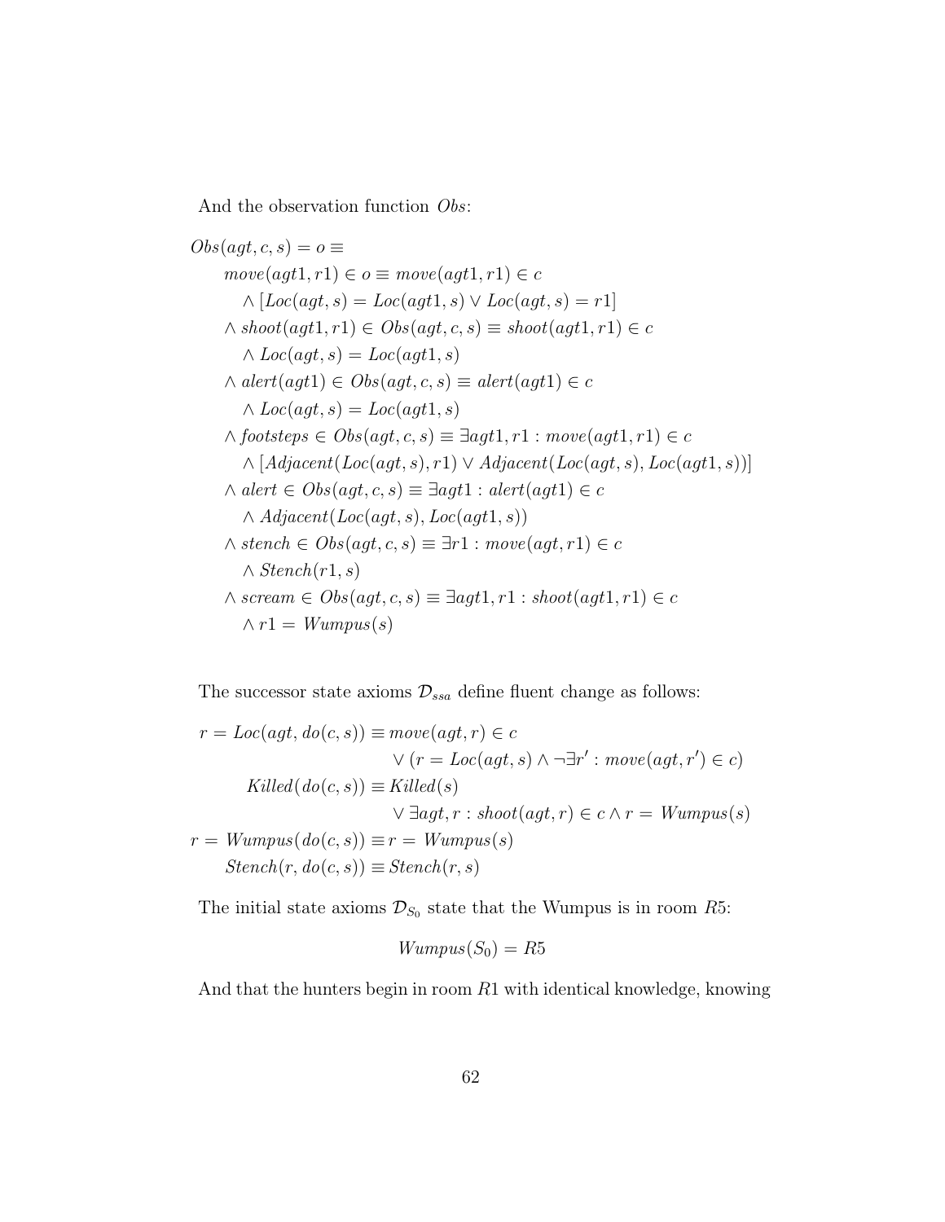And the observation function $Obs$:

$$
\begin{aligned}
& Obs(agt, c, s) = o \equiv \\
& \quad move(agt1, r1) \in o \equiv move(agt1, r1) \in c \\
& \quad\quad \wedge [Loc(agt, s) = Loc(agt1, s) \vee Loc(agt, s) = r1] \\
& \quad \wedge shoot(agt1, r1) \in Obs(agt, c, s) \equiv shoot(agt1, r1) \in c \\
& \quad\quad \wedge Loc(agt, s) = Loc(agt1, s) \\
& \quad \wedge alert(agt1) \in Obs(agt, c, s) \equiv alert(agt1) \in c \\
& \quad\quad \wedge Loc(agt, s) = Loc(agt1, s) \\
& \quad \wedge footsteps \in Obs(agt, c, s) \equiv \exists agt1, r1 : move(agt1, r1) \in c \\
& \quad\quad \wedge [Adjacent(Loc(agt, s), r1) \vee Adjacent(Loc(agt, s), Loc(agt1, s))] \\
& \quad \wedge alert \in Obs(agt, c, s) \equiv \exists agt1 : alert(agt1) \in c \\
& \quad\quad \wedge Adjacent(Loc(agt, s), Loc(agt1, s)) \\
& \quad \wedge stench \in Obs(agt, c, s) \equiv \exists r1 : move(agt, r1) \in c \\
& \quad\quad \wedge Stench(r1, s) \\
& \quad \wedge scream \in Obs(agt, c, s) \equiv \exists agt1, r1 : shoot(agt1, r1) \in c \\
& \quad\quad \wedge r1 = Wumpus(s)
\end{aligned}
$$

The successor state axioms $\mathcal{D}_{ssa}$ define fluent change as follows:

$$
\begin{aligned}
r = Loc(agt, do(c, s)) &\equiv move(agt, r) \in c \\
&\quad \vee (r = Loc(agt, s) \wedge \neg \exists r' : move(agt, r') \in c) \\
Killed(do(c, s)) &\equiv Killed(s) \\
&\quad \vee \exists agt, r : shoot(agt, r) \in c \wedge r = Wumpus(s) \\
r = Wumpus(do(c, s)) &\equiv r = Wumpus(s) \\
Stench(r, do(c, s)) &\equiv Stench(r, s)
\end{aligned}
$$

The initial state axioms $\mathcal{D}_{S_0}$ state that the Wumpus is in room $R5$:

$$Wumpus(S_0) = R5$$

And that the hunters begin in room $R1$ with identical knowledge, knowing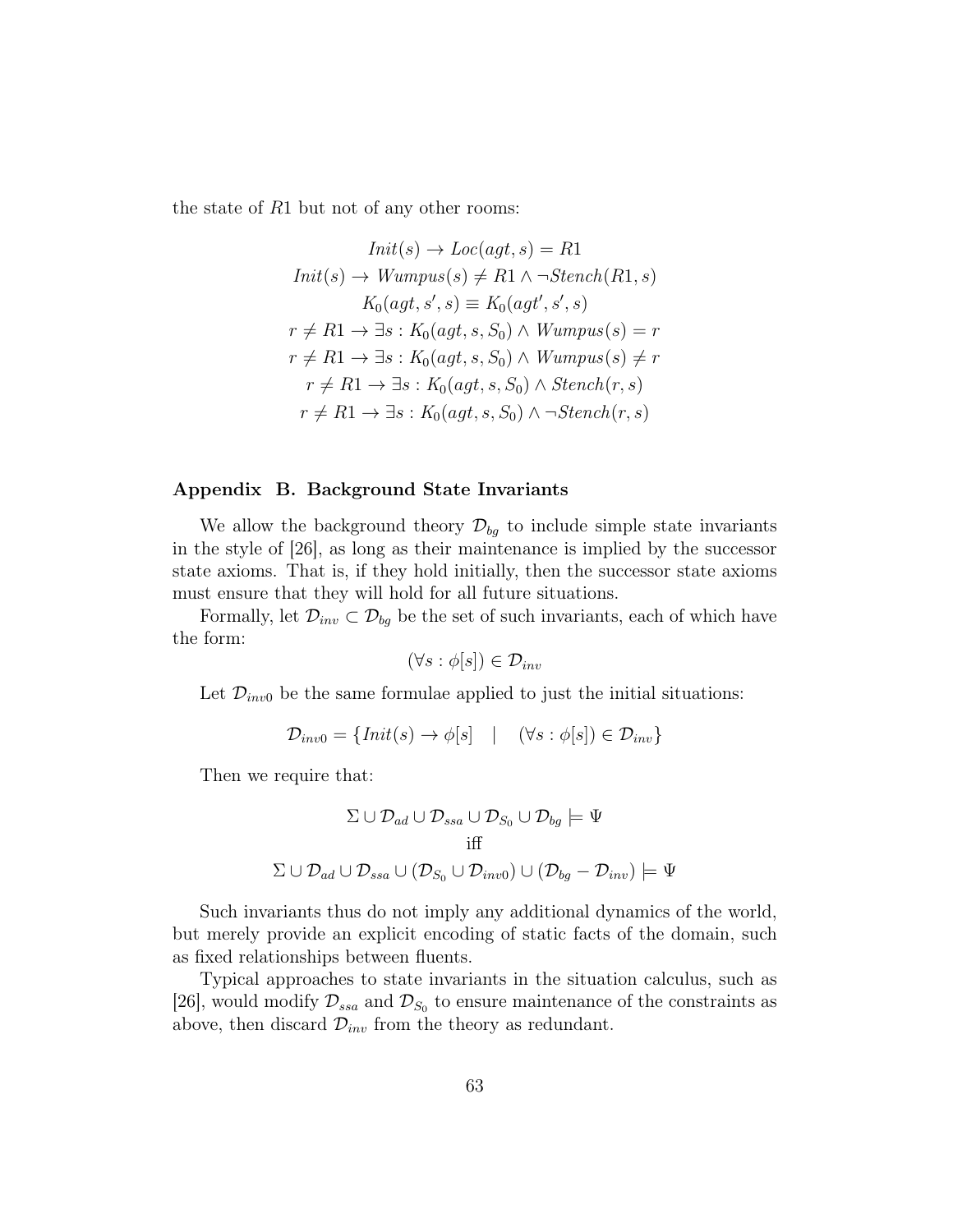the state of $R1$ but not of any other rooms:

$$
\begin{gathered}
Init(s) \rightarrow Loc(agt, s) = R1 \\
Init(s) \rightarrow Wumpus(s) \neq R1 \wedge \neg Stench(R1, s) \\
K_0(agt, s', s) \equiv K_0(agt', s', s) \\
r \neq R1 \rightarrow \exists s : K_0(agt, s, S_0) \wedge Wumpus(s) = r \\
r \neq R1 \rightarrow \exists s : K_0(agt, s, S_0) \wedge Wumpus(s) \neq r \\
r \neq R1 \rightarrow \exists s : K_0(agt, s, S_0) \wedge Stench(r, s) \\
r \neq R1 \rightarrow \exists s : K_0(agt, s, S_0) \wedge \neg Stench(r, s)
\end{gathered}
$$

## Appendix B. Background State Invariants

We allow the background theory $\mathcal{D}_{bg}$ to include simple state invariants in the style of [26], as long as their maintenance is implied by the successor state axioms. That is, if they hold initially, then the successor state axioms must ensure that they will hold for all future situations.

Formally, let $\mathcal{D}_{inv} \subset \mathcal{D}_{bg}$ be the set of such invariants, each of which have the form:

$$(\forall s : \phi[s]) \in \mathcal{D}_{inv}$$

Let $\mathcal{D}_{inv0}$ be the same formulae applied to just the initial situations:

$$\mathcal{D}_{inv0} = \{ Init(s) \rightarrow \phi[s] \quad | \quad (\forall s : \phi[s]) \in \mathcal{D}_{inv} \}$$

Then we require that:

$$
\begin{gathered}
\Sigma \cup \mathcal{D}_{ad} \cup \mathcal{D}_{ssa} \cup \mathcal{D}_{S_0} \cup \mathcal{D}_{bg} \models \Psi \\
\text{iff} \\
\Sigma \cup \mathcal{D}_{ad} \cup \mathcal{D}_{ssa} \cup (\mathcal{D}_{S_0} \cup \mathcal{D}_{inv0}) \cup (\mathcal{D}_{bg} - \mathcal{D}_{inv}) \models \Psi
\end{gathered}
$$

Such invariants thus do not imply any additional dynamics of the world, but merely provide an explicit encoding of static facts of the domain, such as fixed relationships between fluents.

Typical approaches to state invariants in the situation calculus, such as [26], would modify $\mathcal{D}_{ssa}$ and $\mathcal{D}_{S_0}$ to ensure maintenance of the constraints as above, then discard $\mathcal{D}_{inv}$ from the theory as redundant.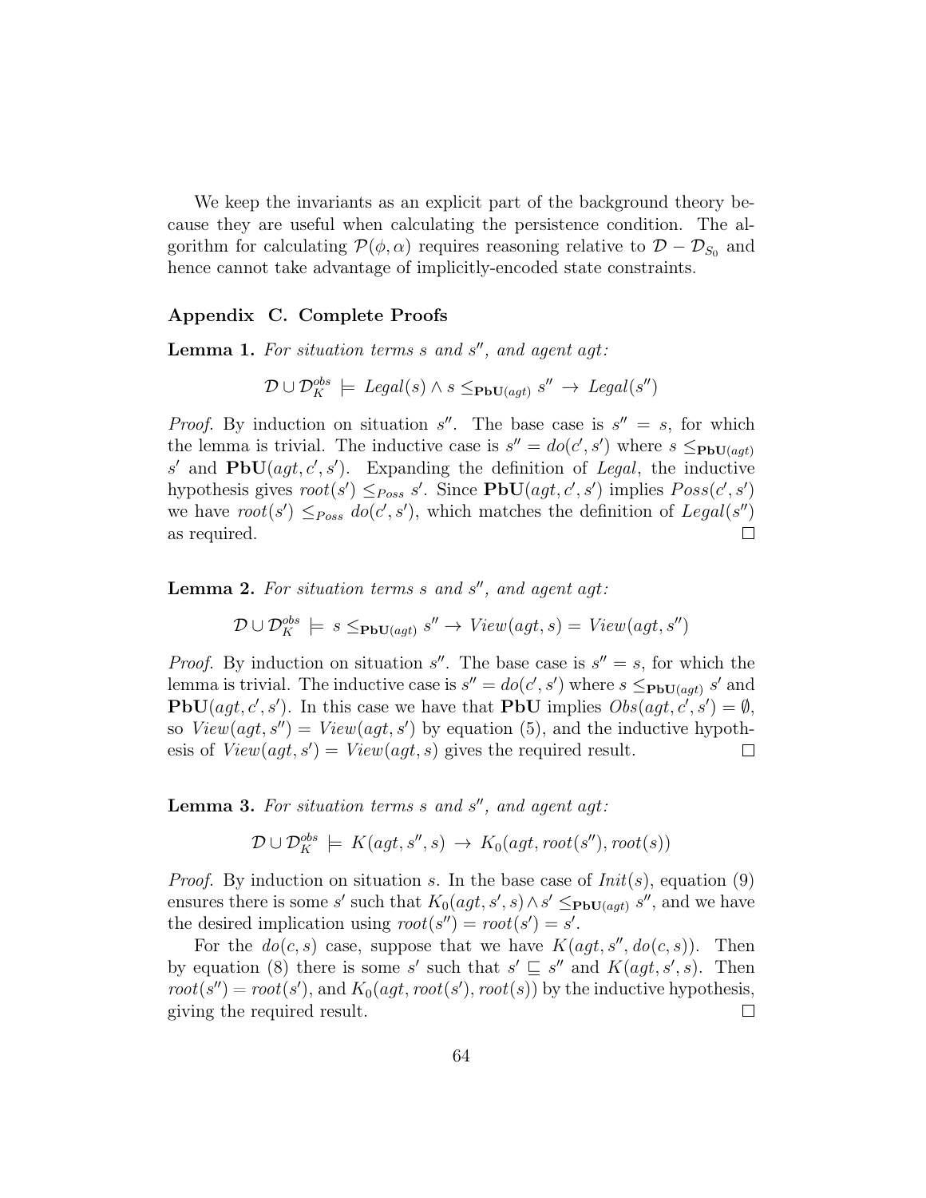We keep the invariants as an explicit part of the background theory because they are useful when calculating the persistence condition. The algorithm for calculating $\mathcal{P}(\phi, \alpha)$ requires reasoning relative to $\mathcal{D} - \mathcal{D}_{S_0}$ and hence cannot take advantage of implicitly-encoded state constraints.

## Appendix C. Complete Proofs

**Lemma 1.** *For situation terms $s$ and $s''$, and agent $agt$:*

$$\mathcal{D} \cup \mathcal{D}_K^{obs} \models \mathit{Legal}(s) \wedge s \leq_{\mathbf{PbU}(agt)} s'' \rightarrow \mathit{Legal}(s'')$$

*Proof.* By induction on situation $s''$. The base case is $s'' = s$, for which the lemma is trivial. The inductive case is $s'' = do(c', s')$ where $s \leq_{\mathbf{PbU}(agt)} s'$ and $\mathbf{PbU}(agt, c', s')$. Expanding the definition of *Legal*, the inductive hypothesis gives $root(s') \leq_{Poss} s'$. Since $\mathbf{PbU}(agt, c', s')$ implies $Poss(c', s')$ we have $root(s') \leq_{Poss} do(c', s')$, which matches the definition of $\mathit{Legal}(s'')$ as required. □

**Lemma 2.** *For situation terms $s$ and $s''$, and agent $agt$:*

$$\mathcal{D} \cup \mathcal{D}_K^{obs} \models s \leq_{\mathbf{PbU}(agt)} s'' \rightarrow \mathit{View}(agt, s) = \mathit{View}(agt, s'')$$

*Proof.* By induction on situation $s''$. The base case is $s'' = s$, for which the lemma is trivial. The inductive case is $s'' = do(c', s')$ where $s \leq_{\mathbf{PbU}(agt)} s'$ and $\mathbf{PbU}(agt, c', s')$. In this case we have that $\mathbf{PbU}$ implies $Obs(agt, c', s') = \emptyset$, so $\mathit{View}(agt, s'') = \mathit{View}(agt, s')$ by equation (5), and the inductive hypothesis of $\mathit{View}(agt, s') = \mathit{View}(agt, s)$ gives the required result. □

**Lemma 3.** *For situation terms $s$ and $s''$, and agent $agt$:*

$$\mathcal{D} \cup \mathcal{D}_K^{obs} \models K(agt, s'', s) \rightarrow K_0(agt, root(s''), root(s))$$

*Proof.* By induction on situation $s$. In the base case of $Init(s)$, equation (9) ensures there is some $s'$ such that $K_0(agt, s', s) \wedge s' \leq_{\mathbf{PbU}(agt)} s''$, and we have the desired implication using $root(s'') = root(s') = s'$.

For the $do(c, s)$ case, suppose that we have $K(agt, s'', do(c, s))$. Then by equation (8) there is some $s'$ such that $s' \sqsubseteq s''$ and $K(agt, s', s)$. Then $root(s'') = root(s')$, and $K_0(agt, root(s'), root(s))$ by the inductive hypothesis, giving the required result. □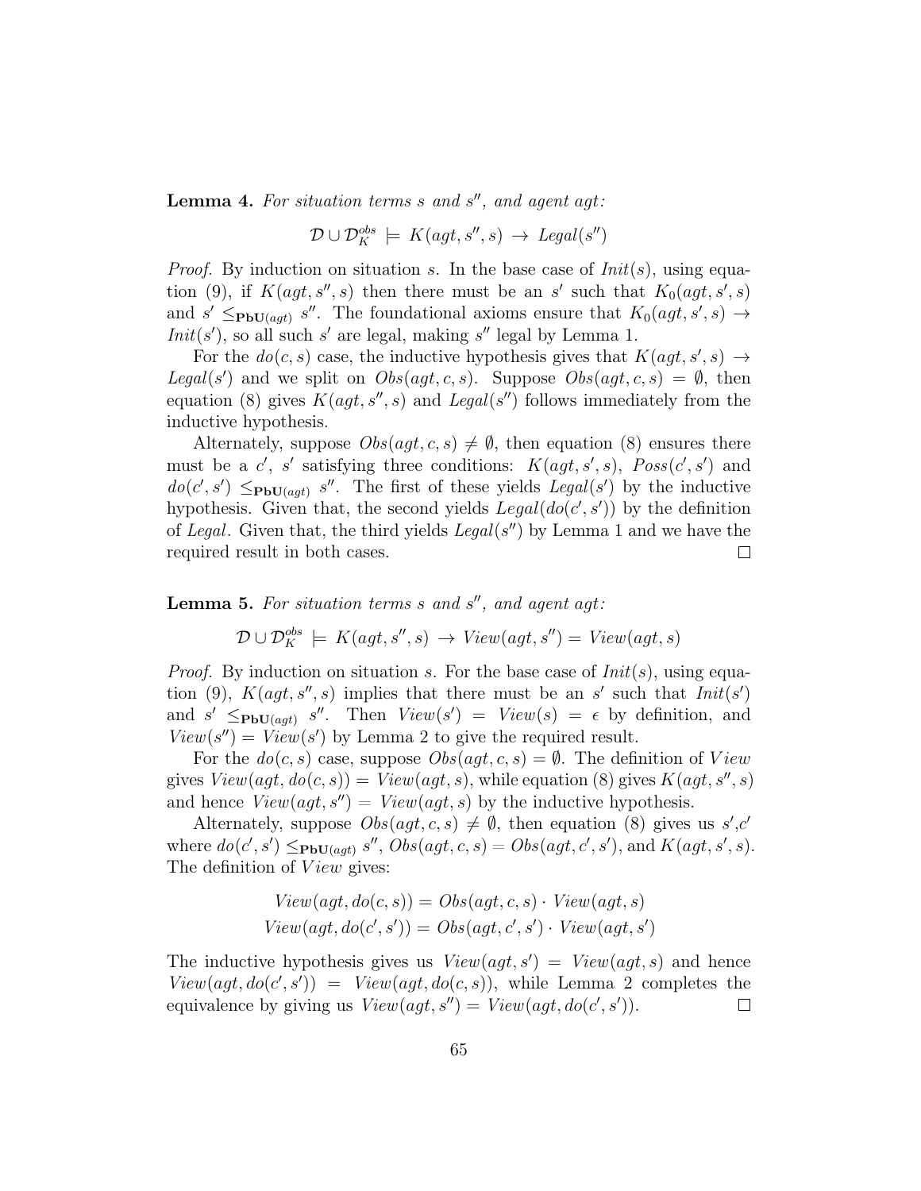**Lemma 4.** *For situation terms $s$ and $s''$, and agent $agt$:*

$$\mathcal{D} \cup \mathcal{D}_K^{obs} \models K(agt, s'', s) \rightarrow Legal(s'')$$

*Proof.* By induction on situation $s$. In the base case of $Init(s)$, using equation (9), if $K(agt, s'', s)$ then there must be an $s'$ such that $K_0(agt, s', s)$ and $s' \leq_{\mathbf{PbU}(agt)} s''$. The foundational axioms ensure that $K_0(agt, s', s) \rightarrow Init(s')$, so all such $s'$ are legal, making $s''$ legal by Lemma 1.

For the $do(c, s)$ case, the inductive hypothesis gives that $K(agt, s', s) \rightarrow Legal(s')$ and we split on $Obs(agt, c, s)$. Suppose $Obs(agt, c, s) = \emptyset$, then equation (8) gives $K(agt, s'', s)$ and $Legal(s'')$ follows immediately from the inductive hypothesis.

Alternately, suppose $Obs(agt, c, s) \neq \emptyset$, then equation (8) ensures there must be a $c'$, $s'$ satisfying three conditions: $K(agt, s', s)$, $Poss(c', s')$ and $do(c', s') \leq_{\mathbf{PbU}(agt)} s''$. The first of these yields $Legal(s')$ by the inductive hypothesis. Given that, the second yields $Legal(do(c', s'))$ by the definition of *Legal*. Given that, the third yields $Legal(s'')$ by Lemma 1 and we have the required result in both cases. □

**Lemma 5.** *For situation terms $s$ and $s''$, and agent $agt$:*

$$\mathcal{D} \cup \mathcal{D}_K^{obs} \models K(agt, s'', s) \rightarrow View(agt, s'') = View(agt, s)$$

*Proof.* By induction on situation $s$. For the base case of $Init(s)$, using equation (9), $K(agt, s'', s)$ implies that there must be an $s'$ such that $Init(s')$ and $s' \leq_{\mathbf{PbU}(agt)} s''$. Then $View(s') = View(s) = \epsilon$ by definition, and $View(s'') = View(s')$ by Lemma 2 to give the required result.

For the $do(c, s)$ case, suppose $Obs(agt, c, s) = \emptyset$. The definition of $View$ gives $View(agt, do(c, s)) = View(agt, s)$, while equation (8) gives $K(agt, s'', s)$ and hence $View(agt, s'') = View(agt, s)$ by the inductive hypothesis.

Alternately, suppose $Obs(agt, c, s) \neq \emptyset$, then equation (8) gives us $s'$,$c'$ where $do(c', s') \leq_{\mathbf{PbU}(agt)} s''$, $Obs(agt, c, s) = Obs(agt, c', s')$, and $K(agt, s', s)$. The definition of $View$ gives:

$$View(agt, do(c, s)) = Obs(agt, c, s) \cdot View(agt, s)$$
$$View(agt, do(c', s')) = Obs(agt, c', s') \cdot View(agt, s')$$

The inductive hypothesis gives us $View(agt, s') = View(agt, s)$ and hence $View(agt, do(c', s')) = View(agt, do(c, s))$, while Lemma 2 completes the equivalence by giving us $View(agt, s'') = View(agt, do(c', s'))$. □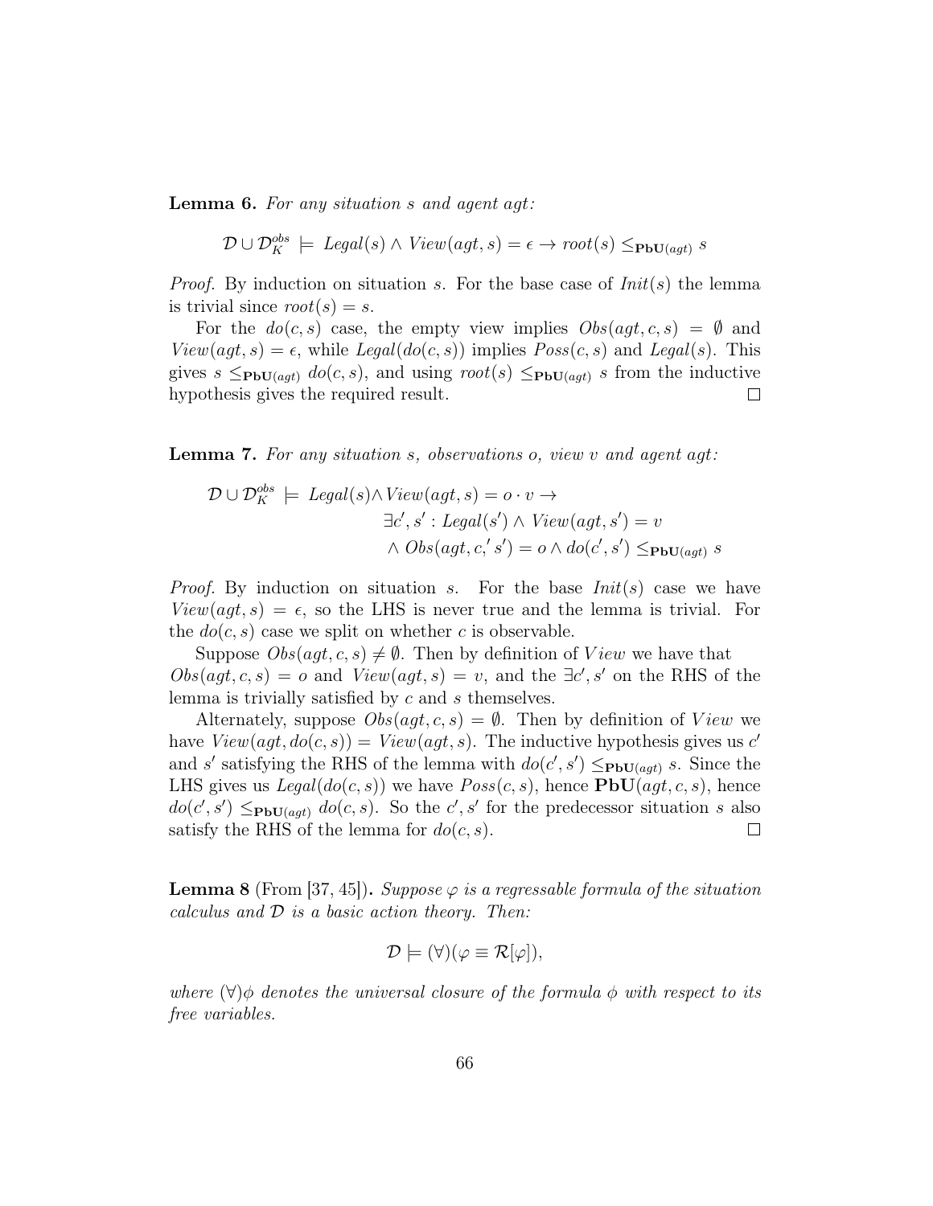**Lemma 6.** *For any situation $s$ and agent $agt$:*

$$\mathcal{D} \cup \mathcal{D}_K^{obs} \models \mathit{Legal}(s) \wedge \mathit{View}(agt, s) = \epsilon \rightarrow \mathit{root}(s) \leq_{\mathbf{PbU}(agt)} s$$

*Proof.* By induction on situation $s$. For the base case of $\mathit{Init}(s)$ the lemma is trivial since $\mathit{root}(s) = s$.

For the $do(c, s)$ case, the empty view implies $\mathit{Obs}(agt, c, s) = \emptyset$ and $\mathit{View}(agt, s) = \epsilon$, while $\mathit{Legal}(do(c, s))$ implies $\mathit{Poss}(c, s)$ and $\mathit{Legal}(s)$. This gives $s \leq_{\mathbf{PbU}(agt)} do(c, s)$, and using $\mathit{root}(s) \leq_{\mathbf{PbU}(agt)} s$ from the inductive hypothesis gives the required result. □

**Lemma 7.** *For any situation $s$, observations $o$, view $v$ and agent $agt$:*

$$\begin{aligned}
\mathcal{D} \cup \mathcal{D}_K^{obs} \models \mathit{Legal}(s) \wedge \mathit{View}(agt, s) = o \cdot v \rightarrow \\
\exists c', s' : \mathit{Legal}(s') \wedge \mathit{View}(agt, s') = v \\
\wedge\ \mathit{Obs}(agt, c,' s') = o \wedge do(c', s') \leq_{\mathbf{PbU}(agt)} s
\end{aligned}$$

*Proof.* By induction on situation $s$. For the base $\mathit{Init}(s)$ case we have $\mathit{View}(agt, s) = \epsilon$, so the LHS is never true and the lemma is trivial. For the $do(c, s)$ case we split on whether $c$ is observable.

Suppose $\mathit{Obs}(agt, c, s) \neq \emptyset$. Then by definition of $\mathit{View}$ we have that $\mathit{Obs}(agt, c, s) = o$ and $\mathit{View}(agt, s) = v$, and the $\exists c', s'$ on the RHS of the lemma is trivially satisfied by $c$ and $s$ themselves.

Alternately, suppose $\mathit{Obs}(agt, c, s) = \emptyset$. Then by definition of $\mathit{View}$ we have $\mathit{View}(agt, do(c, s)) = \mathit{View}(agt, s)$. The inductive hypothesis gives us $c'$ and $s'$ satisfying the RHS of the lemma with $do(c', s') \leq_{\mathbf{PbU}(agt)} s$. Since the LHS gives us $\mathit{Legal}(do(c, s))$ we have $\mathit{Poss}(c, s)$, hence $\mathbf{PbU}(agt, c, s)$, hence $do(c', s') \leq_{\mathbf{PbU}(agt)} do(c, s)$. So the $c', s'$ for the predecessor situation $s$ also satisfy the RHS of the lemma for $do(c, s)$. □

**Lemma 8** (From [37, 45])**.** *Suppose $\varphi$ is a regressable formula of the situation calculus and $\mathcal{D}$ is a basic action theory. Then:*

$$\mathcal{D} \models (\forall)(\varphi \equiv \mathcal{R}[\varphi]),$$

*where $(\forall)\phi$ denotes the universal closure of the formula $\phi$ with respect to its free variables.*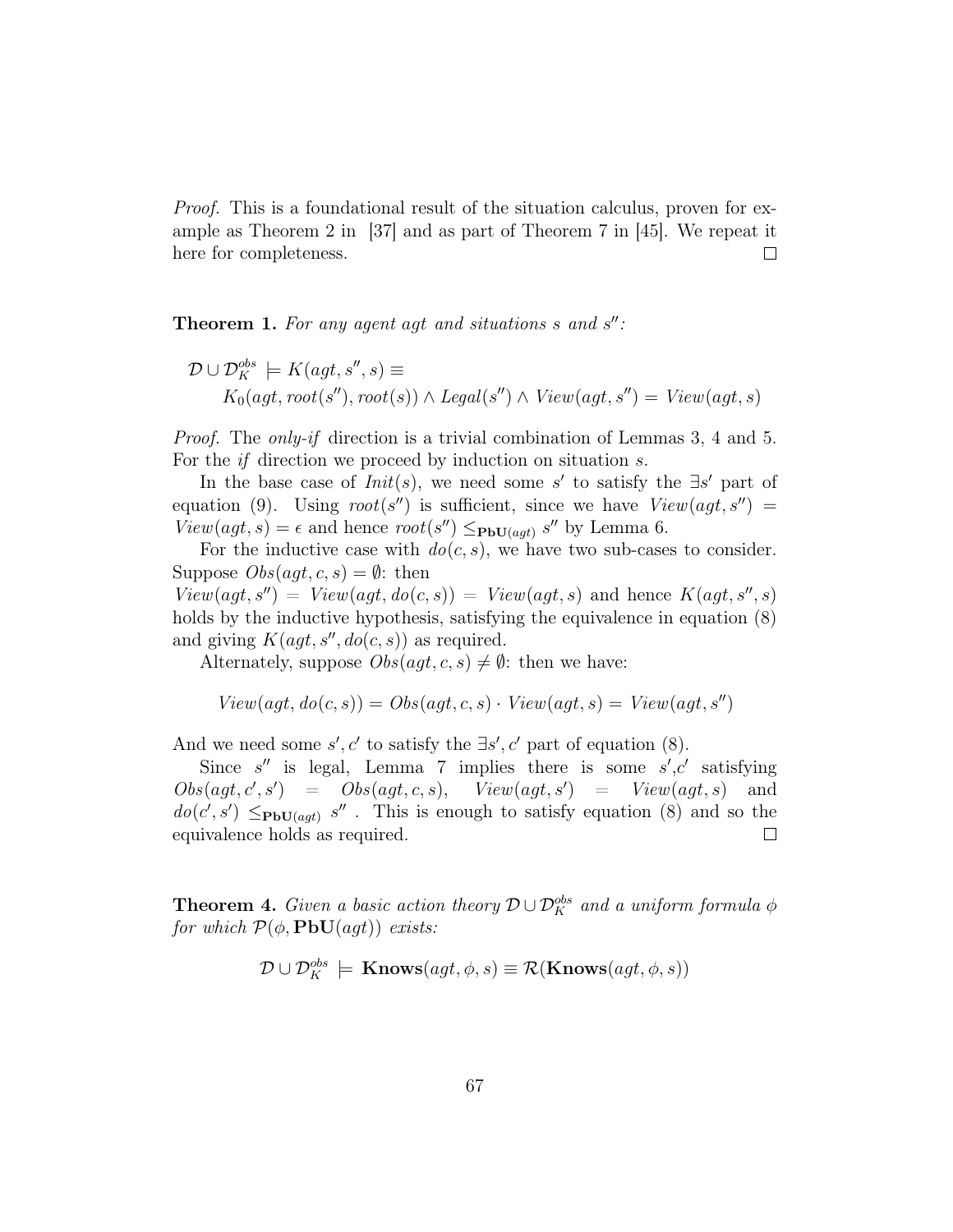*Proof.* This is a foundational result of the situation calculus, proven for example as Theorem 2 in [37] and as part of Theorem 7 in [45]. We repeat it here for completeness. □

**Theorem 1.** *For any agent agt and situations s and $s''$:*

$$\mathcal{D} \cup \mathcal{D}_K^{obs} \models K(agt, s'', s) \equiv$$
$$K_0(agt, root(s''), root(s)) \wedge Legal(s'') \wedge View(agt, s'') = View(agt, s)$$

*Proof.* The *only-if* direction is a trivial combination of Lemmas 3, 4 and 5. For the *if* direction we proceed by induction on situation $s$.

In the base case of $Init(s)$, we need some $s'$ to satisfy the $\exists s'$ part of equation (9). Using $root(s'')$ is sufficient, since we have $View(agt, s'') = View(agt, s) = \epsilon$ and hence $root(s'') \leq_{\mathbf{PbU}(agt)} s''$ by Lemma 6.

For the inductive case with $do(c, s)$, we have two sub-cases to consider. Suppose $Obs(agt, c, s) = \emptyset$: then
$View(agt, s'') = View(agt, do(c, s)) = View(agt, s)$ and hence $K(agt, s'', s)$ holds by the inductive hypothesis, satisfying the equivalence in equation (8) and giving $K(agt, s'', do(c, s))$ as required.

Alternately, suppose $Obs(agt, c, s) \neq \emptyset$: then we have:

$$View(agt, do(c, s)) = Obs(agt, c, s) \cdot View(agt, s) = View(agt, s'')$$

And we need some $s', c'$ to satisfy the $\exists s', c'$ part of equation (8).

Since $s''$ is legal, Lemma 7 implies there is some $s'$,$c'$ satisfying $Obs(agt, c', s') = Obs(agt, c, s)$, $View(agt, s') = View(agt, s)$ and $do(c', s') \leq_{\mathbf{PbU}(agt)} s''$ . This is enough to satisfy equation (8) and so the equivalence holds as required. □

**Theorem 4.** *Given a basic action theory $\mathcal{D} \cup \mathcal{D}_K^{obs}$ and a uniform formula $\phi$ for which $\mathcal{P}(\phi, \mathbf{PbU}(agt))$ exists:*

$$\mathcal{D} \cup \mathcal{D}_K^{obs} \models \mathbf{Knows}(agt, \phi, s) \equiv \mathcal{R}(\mathbf{Knows}(agt, \phi, s))$$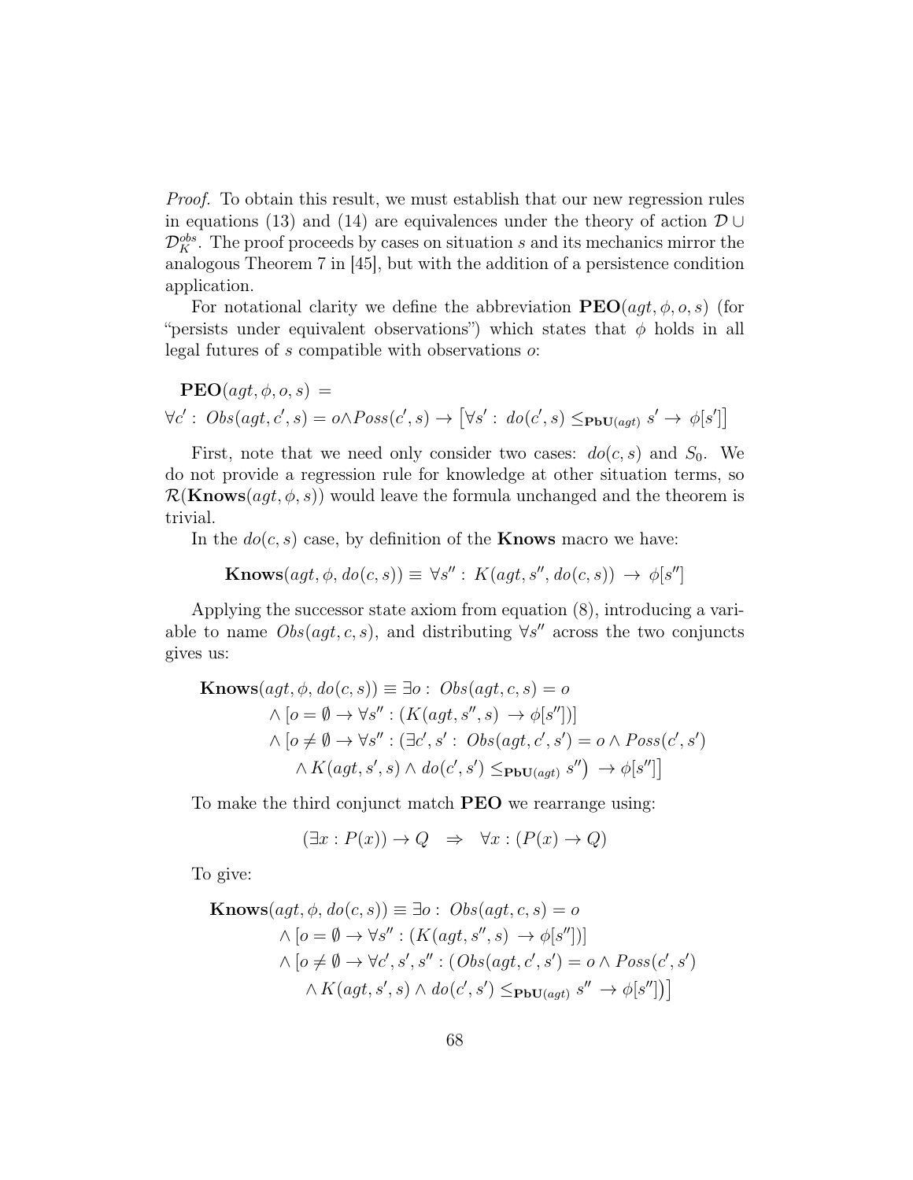*Proof.* To obtain this result, we must establish that our new regression rules in equations (13) and (14) are equivalences under the theory of action $\mathcal{D} \cup \mathcal{D}_K^{obs}$. The proof proceeds by cases on situation $s$ and its mechanics mirror the analogous Theorem 7 in [45], but with the addition of a persistence condition application.

For notational clarity we define the abbreviation $\mathbf{PEO}(agt, \phi, o, s)$ (for "persists under equivalent observations") which states that $\phi$ holds in all legal futures of $s$ compatible with observations $o$:

$$\begin{aligned}
&\mathbf{PEO}(agt, \phi, o, s) \; = \\
&\forall c' : \; Obs(agt, c', s) = o \wedge Poss(c', s) \rightarrow \left[\forall s' : \; do(c', s) \leq_{\mathbf{PbU}(agt)} s' \rightarrow \; \phi[s']\right]
\end{aligned}$$

First, note that we need only consider two cases: $do(c, s)$ and $S_0$. We do not provide a regression rule for knowledge at other situation terms, so $\mathcal{R}(\mathbf{Knows}(agt, \phi, s))$ would leave the formula unchanged and the theorem is trivial.

In the $do(c, s)$ case, by definition of the $\mathbf{Knows}$ macro we have:

$$\mathbf{Knows}(agt, \phi, do(c, s)) \equiv \; \forall s'' : \; K(agt, s'', do(c, s)) \; \rightarrow \; \phi[s'']$$

Applying the successor state axiom from equation (8), introducing a variable to name $Obs(agt, c, s)$, and distributing $\forall s''$ across the two conjuncts gives us:

$$\begin{aligned}
\mathbf{Knows}(agt, \phi, do(c, s)) \equiv \; & \exists o : \; Obs(agt, c, s) = o \\
& \wedge [o = \emptyset \rightarrow \forall s'' : (K(agt, s'', s) \; \rightarrow \phi[s''])] \\
& \wedge [o \neq \emptyset \rightarrow \forall s'' : (\exists c', s' : \; Obs(agt, c', s') = o \wedge Poss(c', s') \\
& \qquad \wedge K(agt, s', s) \wedge do(c', s') \leq_{\mathbf{PbU}(agt)} s''\big) \; \rightarrow \phi[s'']\big]
\end{aligned}$$

To make the third conjunct match $\mathbf{PEO}$ we rearrange using:

$$(\exists x : P(x)) \rightarrow Q \quad \Rightarrow \quad \forall x : (P(x) \rightarrow Q)$$

To give:

$$\begin{aligned}
\mathbf{Knows}(agt, \phi, do(c, s)) \equiv \; & \exists o : \; Obs(agt, c, s) = o \\
& \wedge [o = \emptyset \rightarrow \forall s'' : (K(agt, s'', s) \; \rightarrow \phi[s''])] \\
& \wedge [o \neq \emptyset \rightarrow \forall c', s', s'' : (Obs(agt, c', s') = o \wedge Poss(c', s') \\
& \qquad \wedge K(agt, s', s) \wedge do(c', s') \leq_{\mathbf{PbU}(agt)} s'' \; \rightarrow \phi[s''])\big]
\end{aligned}$$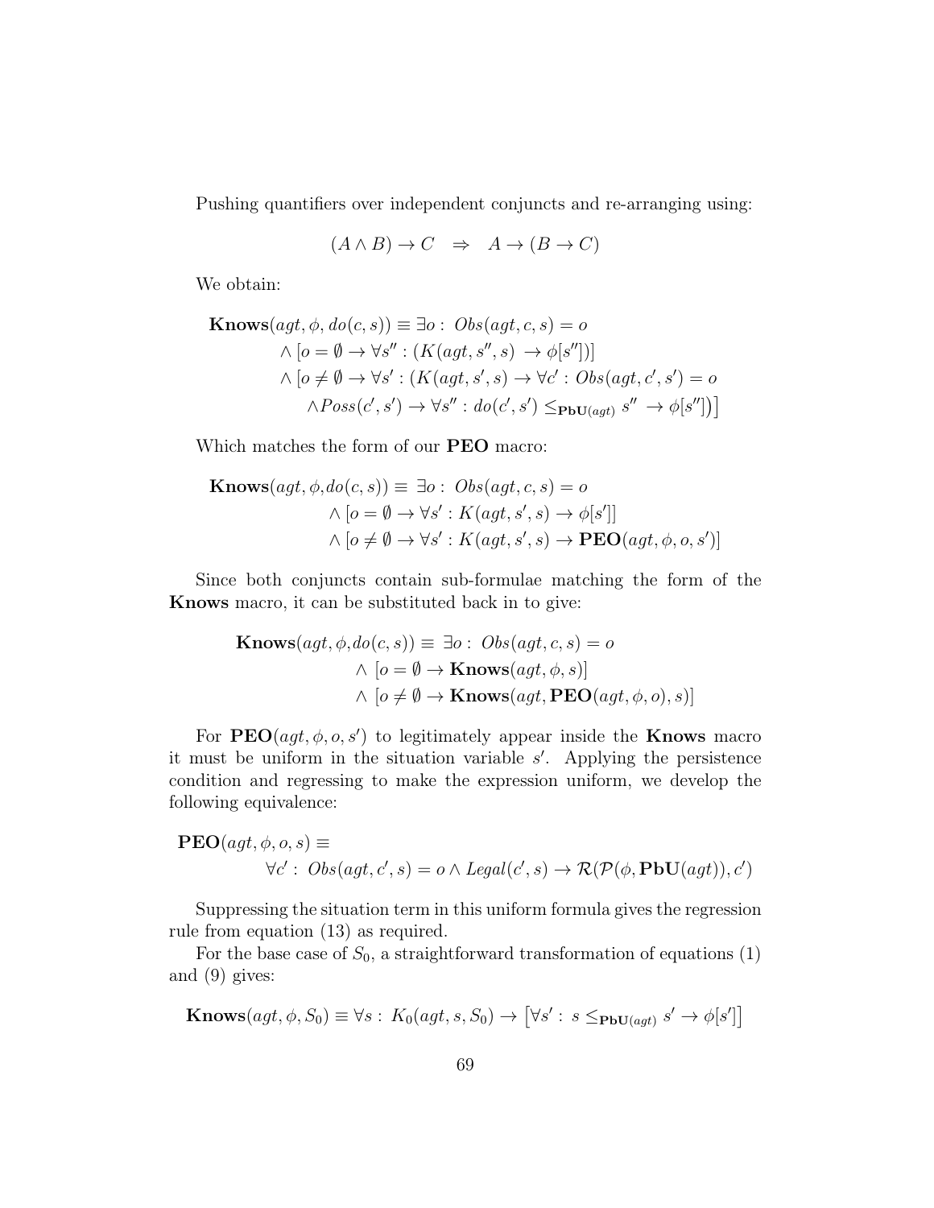Pushing quantifiers over independent conjuncts and re-arranging using:

$$(A \wedge B) \rightarrow C \quad \Rightarrow \quad A \rightarrow (B \rightarrow C)$$

We obtain:

$$\begin{aligned}
\mathbf{Knows}(agt, \phi, do(c, s)) \equiv\ & \exists o : \ Obs(agt, c, s) = o \\
& \wedge [o = \emptyset \rightarrow \forall s'' : (K(agt, s'', s) \ \rightarrow \phi[s''])] \\
& \wedge \big[o \neq \emptyset \rightarrow \forall s' : (K(agt, s', s) \rightarrow \forall c' : Obs(agt, c', s') = o \\
& \qquad \wedge Poss(c', s') \rightarrow \forall s'' : do(c', s') \leq_{\mathbf{PbU}(agt)} s'' \ \rightarrow \phi[s''])\big]
\end{aligned}$$

Which matches the form of our **PEO** macro:

$$\begin{aligned}
\mathbf{Knows}(agt, \phi, do(c, s)) \equiv\ & \exists o : \ Obs(agt, c, s) = o \\
& \wedge [o = \emptyset \rightarrow \forall s' : K(agt, s', s) \rightarrow \phi[s']] \\
& \wedge [o \neq \emptyset \rightarrow \forall s' : K(agt, s', s) \rightarrow \mathbf{PEO}(agt, \phi, o, s')]
\end{aligned}$$

Since both conjuncts contain sub-formulae matching the form of the **Knows** macro, it can be substituted back in to give:

$$\begin{aligned}
\mathbf{Knows}(agt, \phi, do(c, s)) \equiv\ & \exists o : \ Obs(agt, c, s) = o \\
& \wedge \ [o = \emptyset \rightarrow \mathbf{Knows}(agt, \phi, s)] \\
& \wedge \ [o \neq \emptyset \rightarrow \mathbf{Knows}(agt, \mathbf{PEO}(agt, \phi, o), s)]
\end{aligned}$$

For $\mathbf{PEO}(agt, \phi, o, s')$ to legitimately appear inside the **Knows** macro it must be uniform in the situation variable $s'$. Applying the persistence condition and regressing to make the expression uniform, we develop the following equivalence:

$$\begin{aligned}
& \mathbf{PEO}(agt, \phi, o, s) \equiv \\
& \qquad \forall c' : \ Obs(agt, c', s) = o \wedge Legal(c', s) \rightarrow \mathcal{R}(\mathcal{P}(\phi, \mathbf{PbU}(agt)), c')
\end{aligned}$$

Suppressing the situation term in this uniform formula gives the regression rule from equation (13) as required.

For the base case of $S_0$, a straightforward transformation of equations (1) and (9) gives:

$$\mathbf{Knows}(agt, \phi, S_0) \equiv \forall s : \ K_0(agt, s, S_0) \rightarrow \left[\forall s' : \ s \leq_{\mathbf{PbU}(agt)} s' \rightarrow \phi[s']\right]$$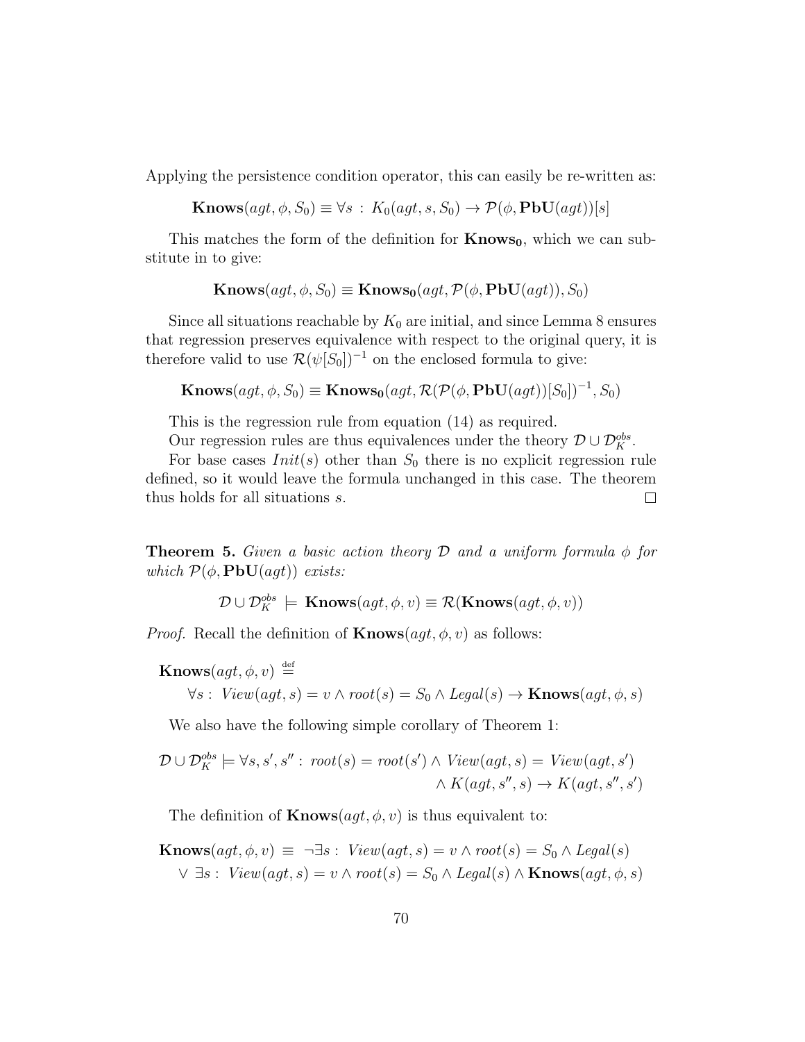Applying the persistence condition operator, this can easily be re-written as:

$$\mathbf{Knows}(agt, \phi, S_0) \equiv \forall s : K_0(agt, s, S_0) \rightarrow \mathcal{P}(\phi, \mathbf{PbU}(agt))[s]$$

This matches the form of the definition for $\mathbf{Knows_0}$, which we can substitute in to give:

$$\mathbf{Knows}(agt, \phi, S_0) \equiv \mathbf{Knows_0}(agt, \mathcal{P}(\phi, \mathbf{PbU}(agt)), S_0)$$

Since all situations reachable by $K_0$ are initial, and since Lemma 8 ensures that regression preserves equivalence with respect to the original query, it is therefore valid to use $\mathcal{R}(\psi[S_0])^{-1}$ on the enclosed formula to give:

$$\mathbf{Knows}(agt, \phi, S_0) \equiv \mathbf{Knows_0}(agt, \mathcal{R}(\mathcal{P}(\phi, \mathbf{PbU}(agt))[S_0])^{-1}, S_0)$$

This is the regression rule from equation (14) as required.

Our regression rules are thus equivalences under the theory $\mathcal{D} \cup \mathcal{D}_K^{obs}$.

For base cases $Init(s)$ other than $S_0$ there is no explicit regression rule defined, so it would leave the formula unchanged in this case. The theorem thus holds for all situations $s$. $\square$

**Theorem 5.** *Given a basic action theory $\mathcal{D}$ and a uniform formula $\phi$ for which $\mathcal{P}(\phi, \mathbf{PbU}(agt))$ exists:*

$$\mathcal{D} \cup \mathcal{D}_K^{obs} \models \mathbf{Knows}(agt, \phi, v) \equiv \mathcal{R}(\mathbf{Knows}(agt, \phi, v))$$

*Proof.* Recall the definition of $\mathbf{Knows}(agt, \phi, v)$ as follows:

$$\mathbf{Knows}(agt, \phi, v) \stackrel{\text{def}}{=} \forall s : View(agt, s) = v \wedge root(s) = S_0 \wedge Legal(s) \rightarrow \mathbf{Knows}(agt, \phi, s)$$

We also have the following simple corollary of Theorem 1:

$$\mathcal{D} \cup \mathcal{D}_K^{obs} \models \forall s, s', s'' : root(s) = root(s') \wedge View(agt, s) = View(agt, s') \wedge K(agt, s'', s) \rightarrow K(agt, s'', s')$$

The definition of $\mathbf{Knows}(agt, \phi, v)$ is thus equivalent to:

$$\mathbf{Knows}(agt, \phi, v) \equiv \neg\exists s : View(agt, s) = v \wedge root(s) = S_0 \wedge Legal(s) \vee \exists s : View(agt, s) = v \wedge root(s) = S_0 \wedge Legal(s) \wedge \mathbf{Knows}(agt, \phi, s)$$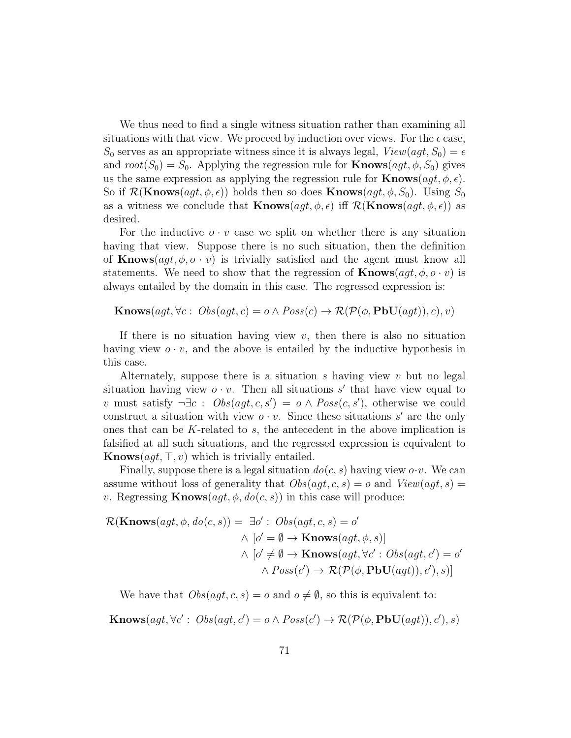We thus need to find a single witness situation rather than examining all situations with that view. We proceed by induction over views. For the $\epsilon$ case, $S_0$ serves as an appropriate witness since it is always legal, $View(agt, S_0) = \epsilon$ and $root(S_0) = S_0$. Applying the regression rule for $\mathbf{Knows}(agt, \phi, S_0)$ gives us the same expression as applying the regression rule for $\mathbf{Knows}(agt, \phi, \epsilon)$. So if $\mathcal{R}(\mathbf{Knows}(agt, \phi, \epsilon))$ holds then so does $\mathbf{Knows}(agt, \phi, S_0)$. Using $S_0$ as a witness we conclude that $\mathbf{Knows}(agt, \phi, \epsilon)$ iff $\mathcal{R}(\mathbf{Knows}(agt, \phi, \epsilon))$ as desired.

For the inductive $o \cdot v$ case we split on whether there is any situation having that view. Suppose there is no such situation, then the definition of $\mathbf{Knows}(agt, \phi, o \cdot v)$ is trivially satisfied and the agent must know all statements. We need to show that the regression of $\mathbf{Knows}(agt, \phi, o \cdot v)$ is always entailed by the domain in this case. The regressed expression is:

$$\mathbf{Knows}(agt, \forall c : \, Obs(agt, c) = o \wedge Poss(c) \rightarrow \mathcal{R}(\mathcal{P}(\phi, \mathbf{PbU}(agt)), c), v)$$

If there is no situation having view $v$, then there is also no situation having view $o \cdot v$, and the above is entailed by the inductive hypothesis in this case.

Alternately, suppose there is a situation $s$ having view $v$ but no legal situation having view $o \cdot v$. Then all situations $s'$ that have view equal to $v$ must satisfy $\neg \exists c : \, Obs(agt, c, s') = o \wedge Poss(c, s')$, otherwise we could construct a situation with view $o \cdot v$. Since these situations $s'$ are the only ones that can be $K$-related to $s$, the antecedent in the above implication is falsified at all such situations, and the regressed expression is equivalent to $\mathbf{Knows}(agt, \top, v)$ which is trivially entailed.

Finally, suppose there is a legal situation $do(c, s)$ having view $o \cdot v$. We can assume without loss of generality that $Obs(agt, c, s) = o$ and $View(agt, s) = v$. Regressing $\mathbf{Knows}(agt, \phi, do(c, s))$ in this case will produce:

$$\begin{aligned}
\mathcal{R}(\mathbf{Knows}(agt, \phi, do(c, s)) = \; & \exists o' : \, Obs(agt, c, s) = o' \\
& \wedge \; [o' = \emptyset \rightarrow \mathbf{Knows}(agt, \phi, s)] \\
& \wedge \; [o' \neq \emptyset \rightarrow \mathbf{Knows}(agt, \forall c' : Obs(agt, c') = o' \\
& \qquad \wedge \, Poss(c') \rightarrow \mathcal{R}(\mathcal{P}(\phi, \mathbf{PbU}(agt)), c'), s)]
\end{aligned}$$

We have that $Obs(agt, c, s) = o$ and $o \neq \emptyset$, so this is equivalent to:

$$\mathbf{Knows}(agt, \forall c' : \, Obs(agt, c') = o \wedge Poss(c') \rightarrow \mathcal{R}(\mathcal{P}(\phi, \mathbf{PbU}(agt)), c'), s)$$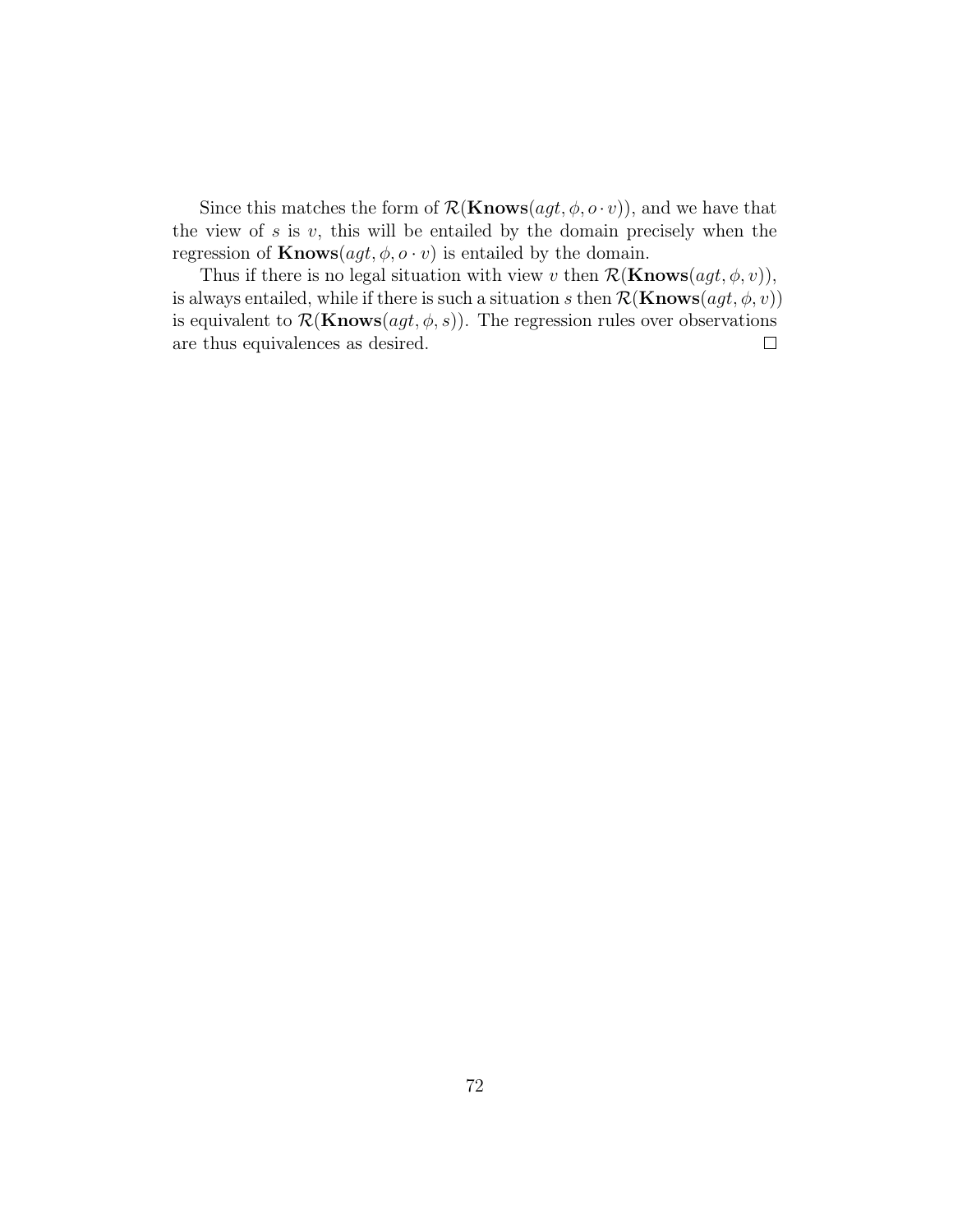Since this matches the form of $\mathcal{R}(\mathbf{Knows}(agt, \phi, o \cdot v))$, and we have that the view of $s$ is $v$, this will be entailed by the domain precisely when the regression of $\mathbf{Knows}(agt, \phi, o \cdot v)$ is entailed by the domain.

Thus if there is no legal situation with view $v$ then $\mathcal{R}(\mathbf{Knows}(agt, \phi, v))$, is always entailed, while if there is such a situation $s$ then $\mathcal{R}(\mathbf{Knows}(agt, \phi, v))$ is equivalent to $\mathcal{R}(\mathbf{Knows}(agt, \phi, s))$. The regression rules over observations are thus equivalences as desired. □